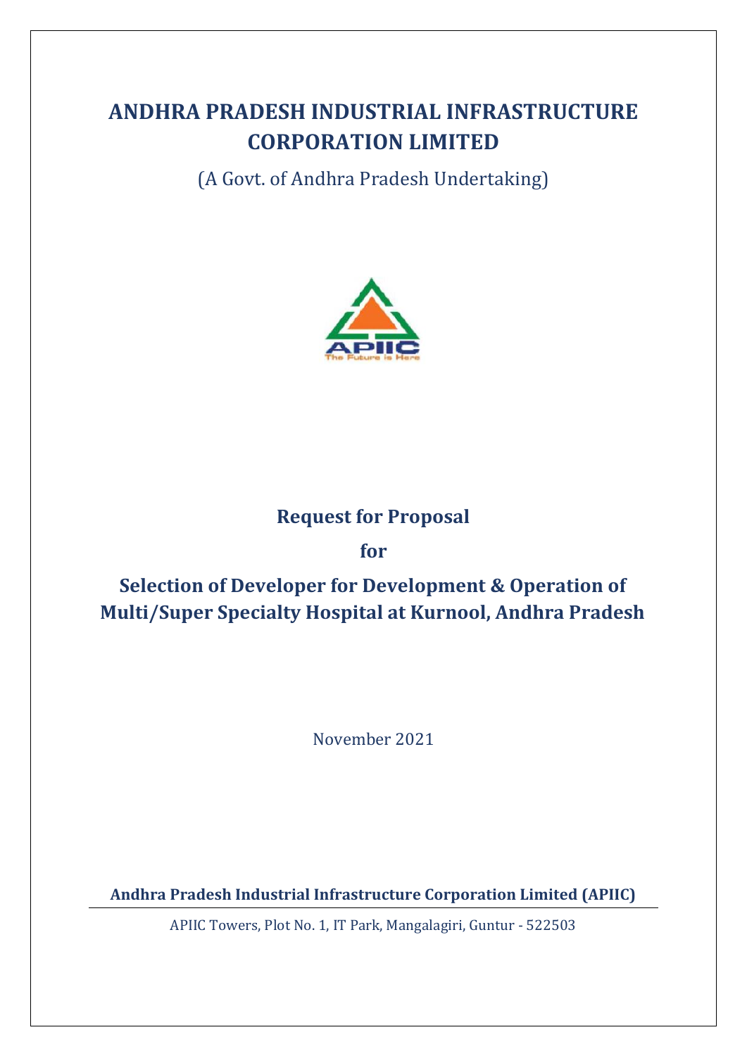# ANDHRA PRADESH INDUSTRIAL INFRASTRUCTURE CORPORATION LIMITED

(A Govt. of Andhra Pradesh Undertaking)

APIIC
The Future is Here

## Request for Proposal

## for

## Selection of Developer for Development & Operation of Multi/Super Specialty Hospital at Kurnool, Andhra Pradesh

November 2021

**Andhra Pradesh Industrial Infrastructure Corporation Limited (APIIC)**

APIIC Towers, Plot No. 1, IT Park, Mangalagiri, Guntur - 522503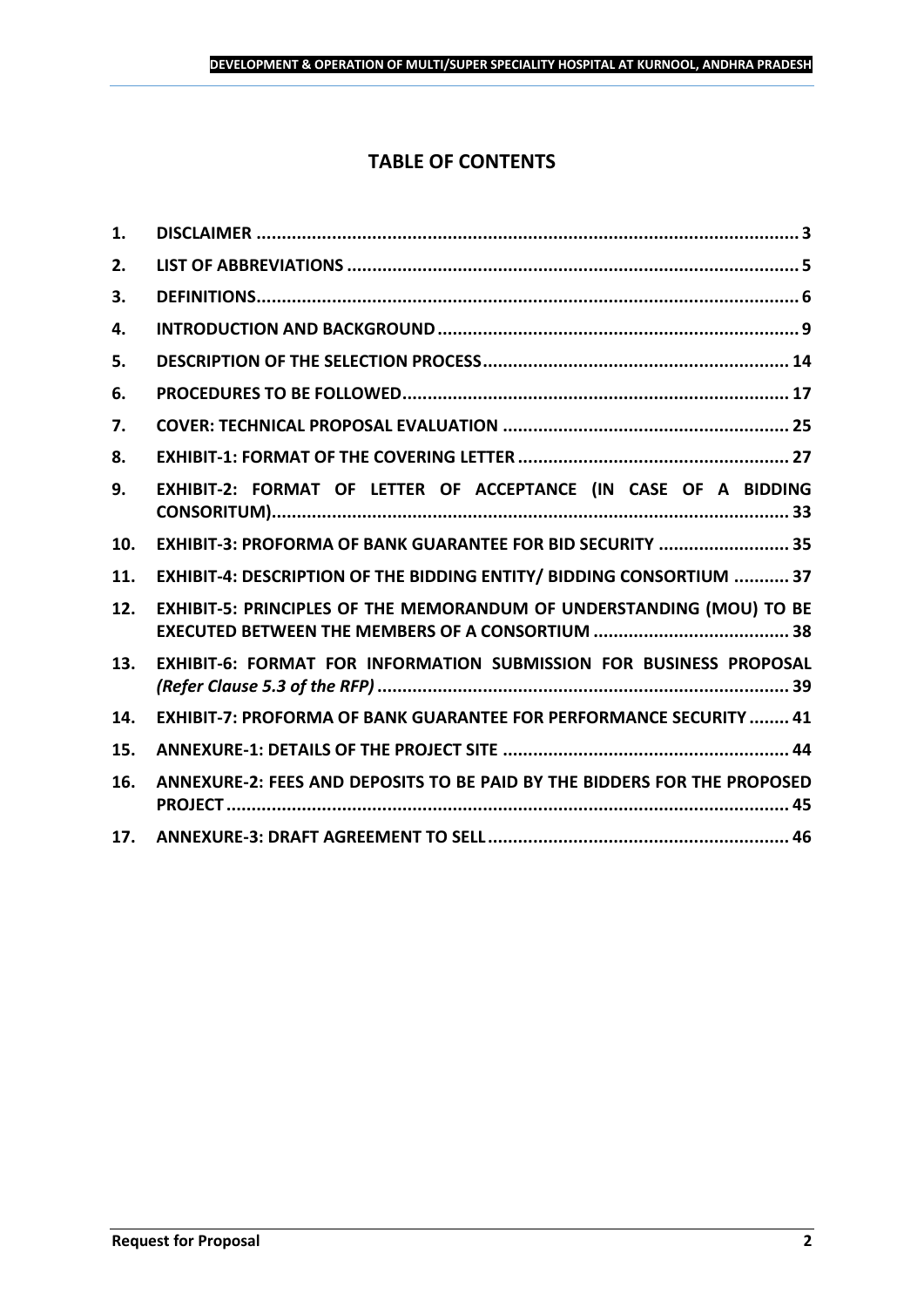# TABLE OF CONTENTS

| | | |
|---|---|---|
| 1. | **DISCLAIMER** | 3 |
| 2. | **LIST OF ABBREVIATIONS** | 5 |
| 3. | **DEFINITIONS** | 6 |
| 4. | **INTRODUCTION AND BACKGROUND** | 9 |
| 5. | **DESCRIPTION OF THE SELECTION PROCESS** | 14 |
| 6. | **PROCEDURES TO BE FOLLOWED** | 17 |
| 7. | **COVER: TECHNICAL PROPOSAL EVALUATION** | 25 |
| 8. | **EXHIBIT-1: FORMAT OF THE COVERING LETTER** | 27 |
| 9. | **EXHIBIT-2: FORMAT OF LETTER OF ACCEPTANCE (IN CASE OF A BIDDING CONSORITUM)** | 33 |
| 10. | **EXHIBIT-3: PROFORMA OF BANK GUARANTEE FOR BID SECURITY** | 35 |
| 11. | **EXHIBIT-4: DESCRIPTION OF THE BIDDING ENTITY/ BIDDING CONSORTIUM** | 37 |
| 12. | **EXHIBIT-5: PRINCIPLES OF THE MEMORANDUM OF UNDERSTANDING (MOU) TO BE EXECUTED BETWEEN THE MEMBERS OF A CONSORTIUM** | 38 |
| 13. | **EXHIBIT-6: FORMAT FOR INFORMATION SUBMISSION FOR BUSINESS PROPOSAL *(Refer Clause 5.3 of the RFP)*** | 39 |
| 14. | **EXHIBIT-7: PROFORMA OF BANK GUARANTEE FOR PERFORMANCE SECURITY** | 41 |
| 15. | **ANNEXURE-1: DETAILS OF THE PROJECT SITE** | 44 |
| 16. | **ANNEXURE-2: FEES AND DEPOSITS TO BE PAID BY THE BIDDERS FOR THE PROPOSED PROJECT** | 45 |
| 17. | **ANNEXURE-3: DRAFT AGREEMENT TO SELL** | 46 |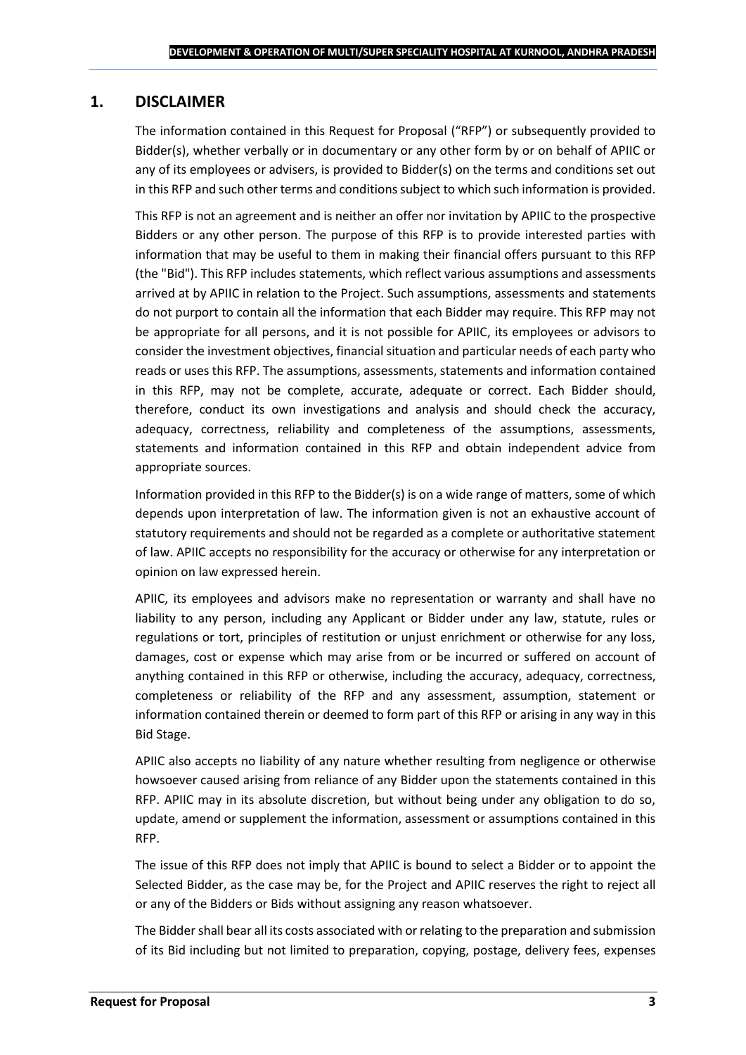## 1. DISCLAIMER

The information contained in this Request for Proposal ("RFP") or subsequently provided to Bidder(s), whether verbally or in documentary or any other form by or on behalf of APIIC or any of its employees or advisers, is provided to Bidder(s) on the terms and conditions set out in this RFP and such other terms and conditions subject to which such information is provided.

This RFP is not an agreement and is neither an offer nor invitation by APIIC to the prospective Bidders or any other person. The purpose of this RFP is to provide interested parties with information that may be useful to them in making their financial offers pursuant to this RFP (the "Bid"). This RFP includes statements, which reflect various assumptions and assessments arrived at by APIIC in relation to the Project. Such assumptions, assessments and statements do not purport to contain all the information that each Bidder may require. This RFP may not be appropriate for all persons, and it is not possible for APIIC, its employees or advisors to consider the investment objectives, financial situation and particular needs of each party who reads or uses this RFP. The assumptions, assessments, statements and information contained in this RFP, may not be complete, accurate, adequate or correct. Each Bidder should, therefore, conduct its own investigations and analysis and should check the accuracy, adequacy, correctness, reliability and completeness of the assumptions, assessments, statements and information contained in this RFP and obtain independent advice from appropriate sources.

Information provided in this RFP to the Bidder(s) is on a wide range of matters, some of which depends upon interpretation of law. The information given is not an exhaustive account of statutory requirements and should not be regarded as a complete or authoritative statement of law. APIIC accepts no responsibility for the accuracy or otherwise for any interpretation or opinion on law expressed herein.

APIIC, its employees and advisors make no representation or warranty and shall have no liability to any person, including any Applicant or Bidder under any law, statute, rules or regulations or tort, principles of restitution or unjust enrichment or otherwise for any loss, damages, cost or expense which may arise from or be incurred or suffered on account of anything contained in this RFP or otherwise, including the accuracy, adequacy, correctness, completeness or reliability of the RFP and any assessment, assumption, statement or information contained therein or deemed to form part of this RFP or arising in any way in this Bid Stage.

APIIC also accepts no liability of any nature whether resulting from negligence or otherwise howsoever caused arising from reliance of any Bidder upon the statements contained in this RFP. APIIC may in its absolute discretion, but without being under any obligation to do so, update, amend or supplement the information, assessment or assumptions contained in this RFP.

The issue of this RFP does not imply that APIIC is bound to select a Bidder or to appoint the Selected Bidder, as the case may be, for the Project and APIIC reserves the right to reject all or any of the Bidders or Bids without assigning any reason whatsoever.

The Bidder shall bear all its costs associated with or relating to the preparation and submission of its Bid including but not limited to preparation, copying, postage, delivery fees, expenses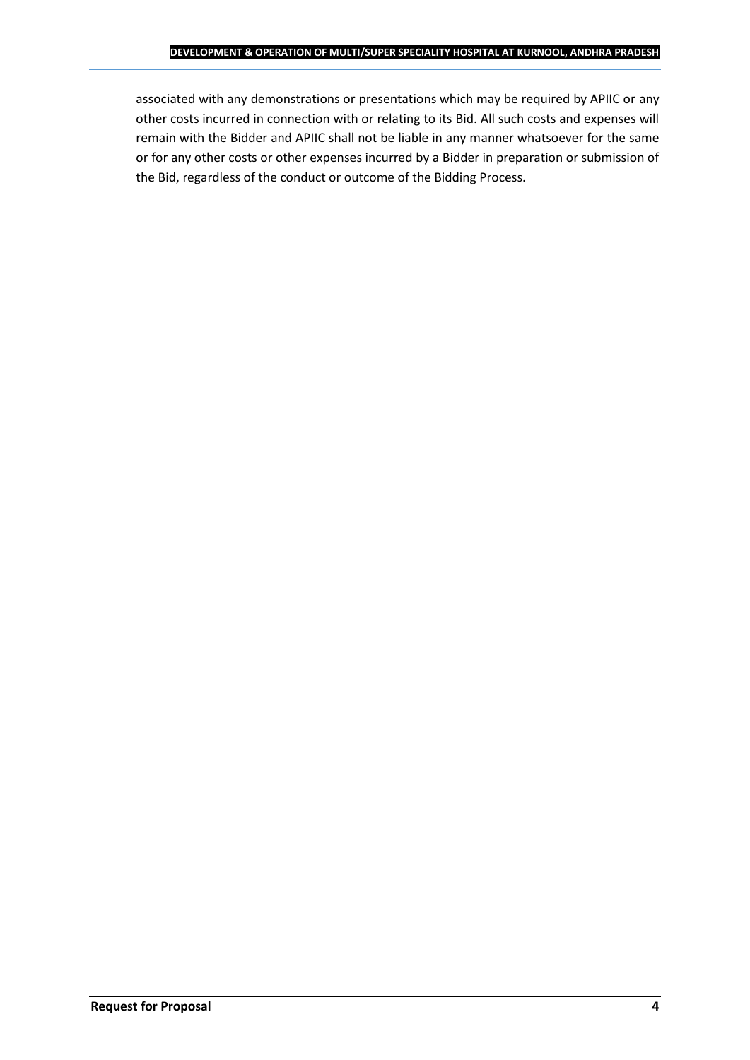associated with any demonstrations or presentations which may be required by APIIC or any other costs incurred in connection with or relating to its Bid. All such costs and expenses will remain with the Bidder and APIIC shall not be liable in any manner whatsoever for the same or for any other costs or other expenses incurred by a Bidder in preparation or submission of the Bid, regardless of the conduct or outcome of the Bidding Process.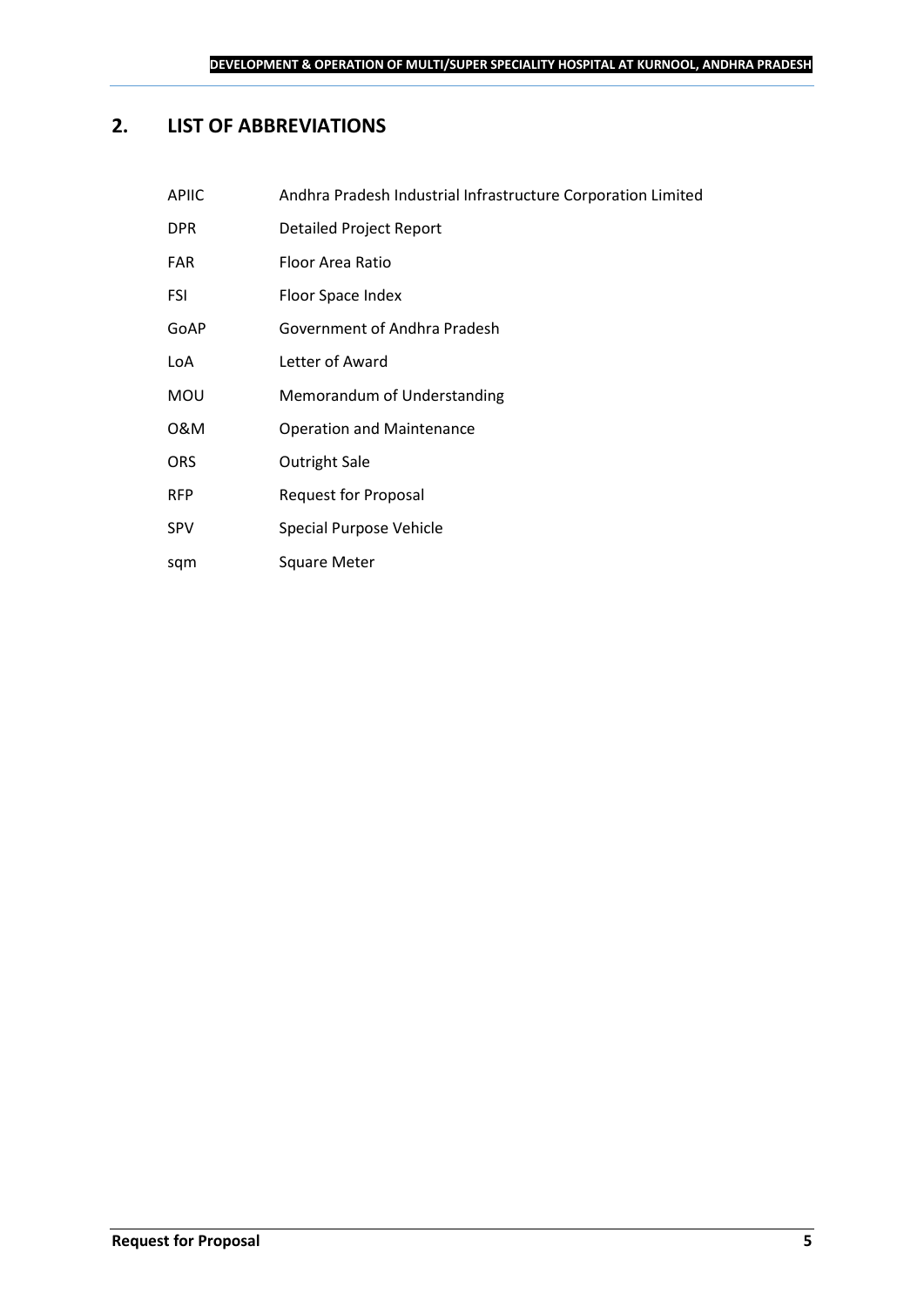## 2. LIST OF ABBREVIATIONS

| | |
|---|---|
| APIIC | Andhra Pradesh Industrial Infrastructure Corporation Limited |
| DPR | Detailed Project Report |
| FAR | Floor Area Ratio |
| FSI | Floor Space Index |
| GoAP | Government of Andhra Pradesh |
| LoA | Letter of Award |
| MOU | Memorandum of Understanding |
| O&M | Operation and Maintenance |
| ORS | Outright Sale |
| RFP | Request for Proposal |
| SPV | Special Purpose Vehicle |
| sqm | Square Meter |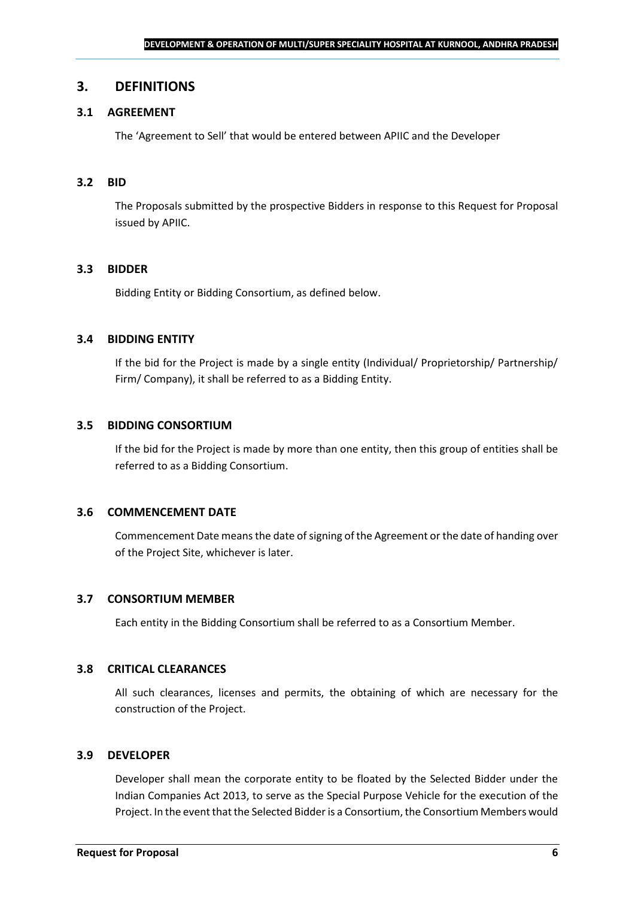## 3. DEFINITIONS

### 3.1 AGREEMENT

The 'Agreement to Sell' that would be entered between APIIC and the Developer

### 3.2 BID

The Proposals submitted by the prospective Bidders in response to this Request for Proposal issued by APIIC.

### 3.3 BIDDER

Bidding Entity or Bidding Consortium, as defined below.

### 3.4 BIDDING ENTITY

If the bid for the Project is made by a single entity (Individual/ Proprietorship/ Partnership/ Firm/ Company), it shall be referred to as a Bidding Entity.

### 3.5 BIDDING CONSORTIUM

If the bid for the Project is made by more than one entity, then this group of entities shall be referred to as a Bidding Consortium.

### 3.6 COMMENCEMENT DATE

Commencement Date means the date of signing of the Agreement or the date of handing over of the Project Site, whichever is later.

### 3.7 CONSORTIUM MEMBER

Each entity in the Bidding Consortium shall be referred to as a Consortium Member.

### 3.8 CRITICAL CLEARANCES

All such clearances, licenses and permits, the obtaining of which are necessary for the construction of the Project.

### 3.9 DEVELOPER

Developer shall mean the corporate entity to be floated by the Selected Bidder under the Indian Companies Act 2013, to serve as the Special Purpose Vehicle for the execution of the Project. In the event that the Selected Bidder is a Consortium, the Consortium Members would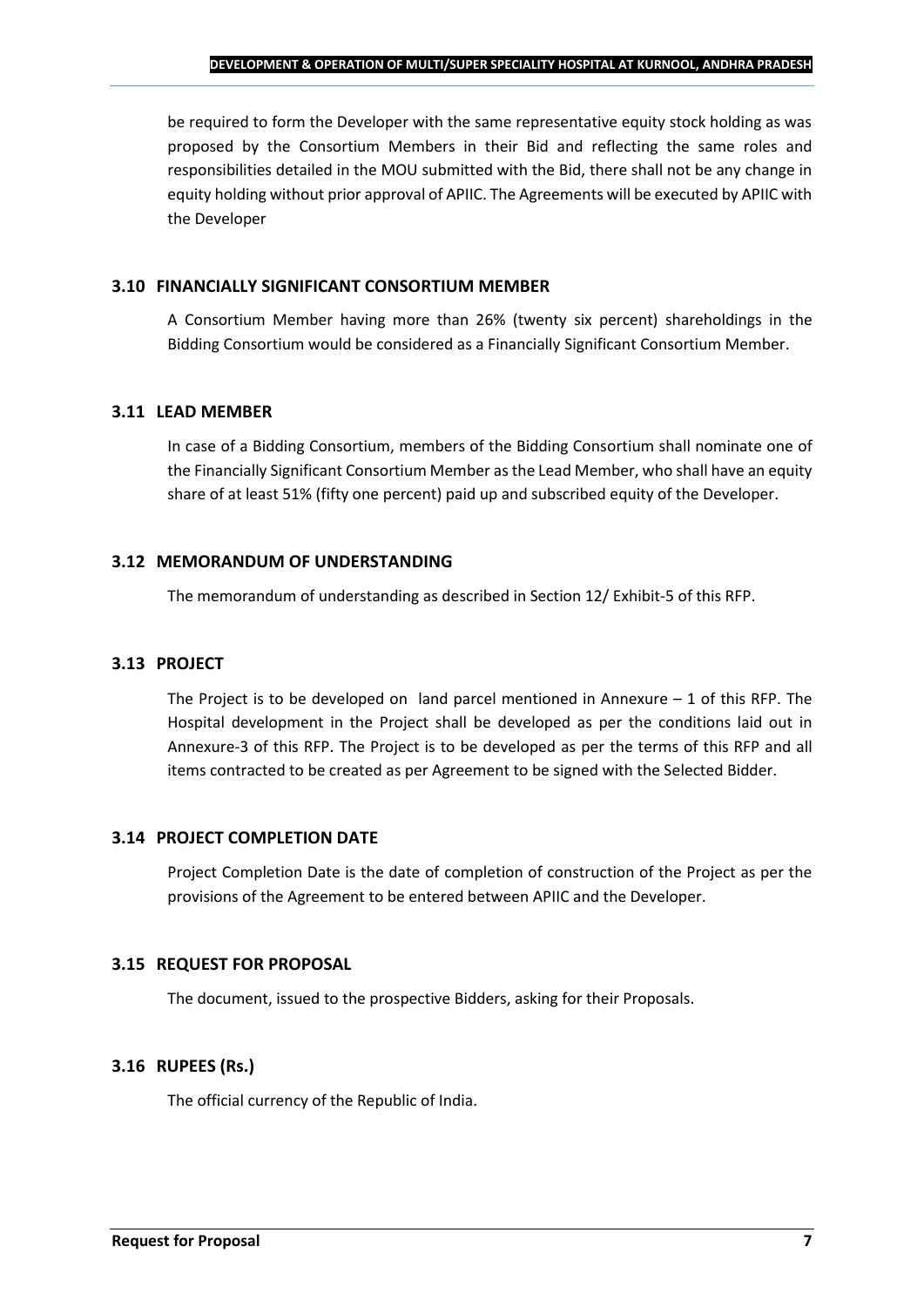be required to form the Developer with the same representative equity stock holding as was proposed by the Consortium Members in their Bid and reflecting the same roles and responsibilities detailed in the MOU submitted with the Bid, there shall not be any change in equity holding without prior approval of APIIC. The Agreements will be executed by APIIC with the Developer

### 3.10 FINANCIALLY SIGNIFICANT CONSORTIUM MEMBER

A Consortium Member having more than 26% (twenty six percent) shareholdings in the Bidding Consortium would be considered as a Financially Significant Consortium Member.

### 3.11 LEAD MEMBER

In case of a Bidding Consortium, members of the Bidding Consortium shall nominate one of the Financially Significant Consortium Member as the Lead Member, who shall have an equity share of at least 51% (fifty one percent) paid up and subscribed equity of the Developer.

### 3.12 MEMORANDUM OF UNDERSTANDING

The memorandum of understanding as described in Section 12/ Exhibit-5 of this RFP.

### 3.13 PROJECT

The Project is to be developed on land parcel mentioned in Annexure – 1 of this RFP. The Hospital development in the Project shall be developed as per the conditions laid out in Annexure-3 of this RFP. The Project is to be developed as per the terms of this RFP and all items contracted to be created as per Agreement to be signed with the Selected Bidder.

### 3.14 PROJECT COMPLETION DATE

Project Completion Date is the date of completion of construction of the Project as per the provisions of the Agreement to be entered between APIIC and the Developer.

### 3.15 REQUEST FOR PROPOSAL

The document, issued to the prospective Bidders, asking for their Proposals.

### 3.16 RUPEES (Rs.)

The official currency of the Republic of India.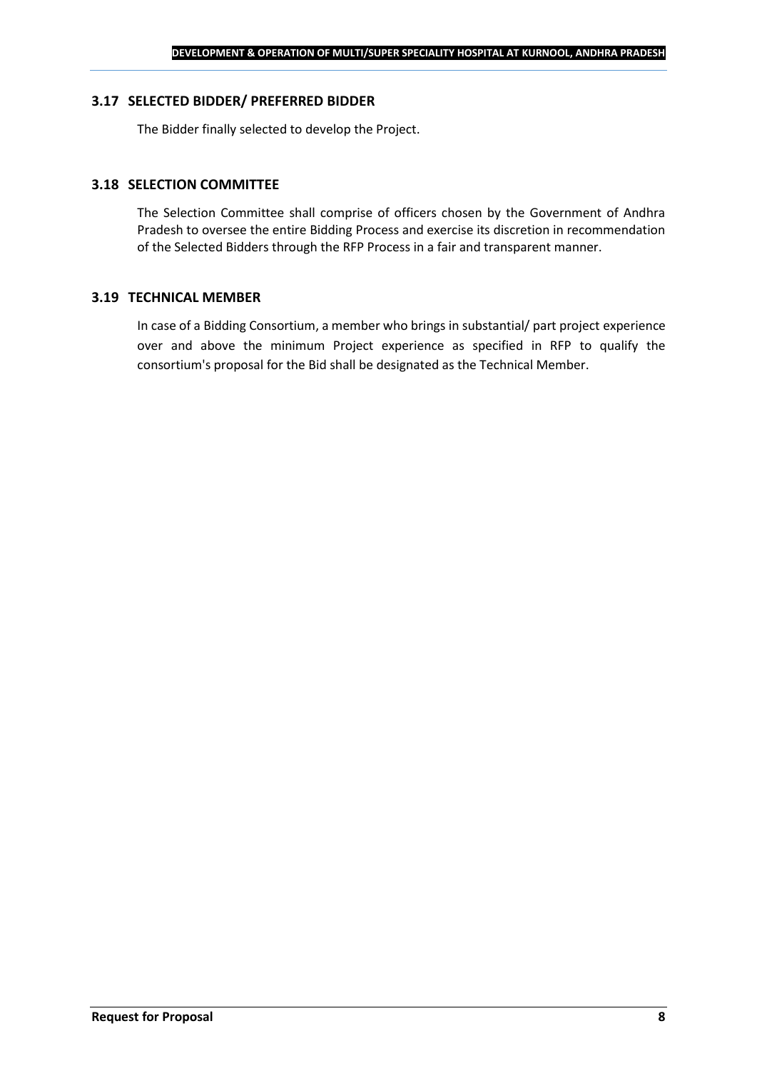### 3.17 SELECTED BIDDER/ PREFERRED BIDDER

The Bidder finally selected to develop the Project.

### 3.18 SELECTION COMMITTEE

The Selection Committee shall comprise of officers chosen by the Government of Andhra Pradesh to oversee the entire Bidding Process and exercise its discretion in recommendation of the Selected Bidders through the RFP Process in a fair and transparent manner.

### 3.19 TECHNICAL MEMBER

In case of a Bidding Consortium, a member who brings in substantial/ part project experience over and above the minimum Project experience as specified in RFP to qualify the consortium's proposal for the Bid shall be designated as the Technical Member.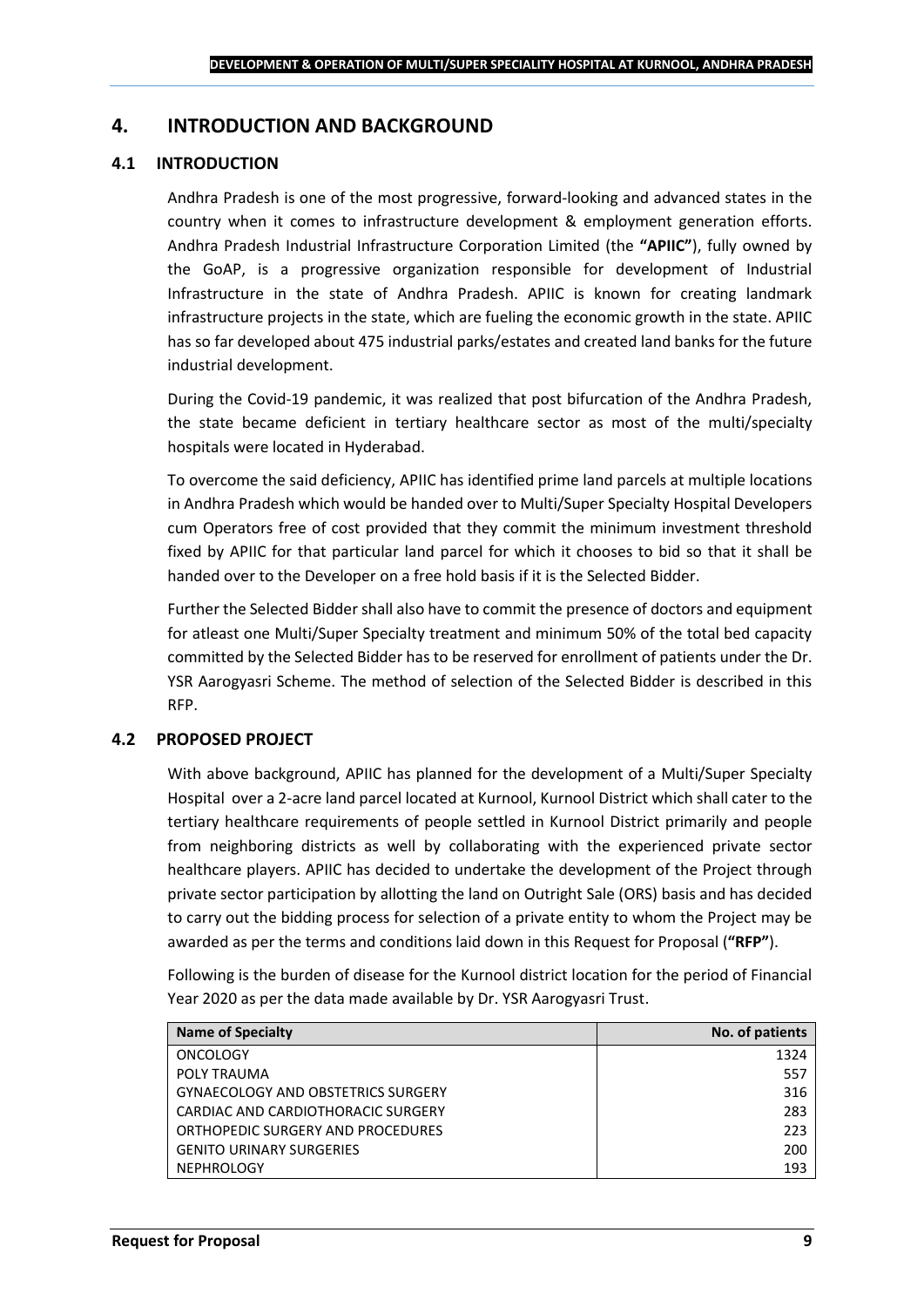## 4. INTRODUCTION AND BACKGROUND

### 4.1 INTRODUCTION

Andhra Pradesh is one of the most progressive, forward-looking and advanced states in the country when it comes to infrastructure development & employment generation efforts. Andhra Pradesh Industrial Infrastructure Corporation Limited (the **"APIIC"**), fully owned by the GoAP, is a progressive organization responsible for development of Industrial Infrastructure in the state of Andhra Pradesh. APIIC is known for creating landmark infrastructure projects in the state, which are fueling the economic growth in the state. APIIC has so far developed about 475 industrial parks/estates and created land banks for the future industrial development.

During the Covid-19 pandemic, it was realized that post bifurcation of the Andhra Pradesh, the state became deficient in tertiary healthcare sector as most of the multi/specialty hospitals were located in Hyderabad.

To overcome the said deficiency, APIIC has identified prime land parcels at multiple locations in Andhra Pradesh which would be handed over to Multi/Super Specialty Hospital Developers cum Operators free of cost provided that they commit the minimum investment threshold fixed by APIIC for that particular land parcel for which it chooses to bid so that it shall be handed over to the Developer on a free hold basis if it is the Selected Bidder.

Further the Selected Bidder shall also have to commit the presence of doctors and equipment for atleast one Multi/Super Specialty treatment and minimum 50% of the total bed capacity committed by the Selected Bidder has to be reserved for enrollment of patients under the Dr. YSR Aarogyasri Scheme. The method of selection of the Selected Bidder is described in this RFP.

### 4.2 PROPOSED PROJECT

With above background, APIIC has planned for the development of a Multi/Super Specialty Hospital over a 2-acre land parcel located at Kurnool, Kurnool District which shall cater to the tertiary healthcare requirements of people settled in Kurnool District primarily and people from neighboring districts as well by collaborating with the experienced private sector healthcare players. APIIC has decided to undertake the development of the Project through private sector participation by allotting the land on Outright Sale (ORS) basis and has decided to carry out the bidding process for selection of a private entity to whom the Project may be awarded as per the terms and conditions laid down in this Request for Proposal (**"RFP"**).

Following is the burden of disease for the Kurnool district location for the period of Financial Year 2020 as per the data made available by Dr. YSR Aarogyasri Trust.

| Name of Specialty | No. of patients |
|---|---:|
| ONCOLOGY | 1324 |
| POLY TRAUMA | 557 |
| GYNAECOLOGY AND OBSTETRICS SURGERY | 316 |
| CARDIAC AND CARDIOTHORACIC SURGERY | 283 |
| ORTHOPEDIC SURGERY AND PROCEDURES | 223 |
| GENITO URINARY SURGERIES | 200 |
| NEPHROLOGY | 193 |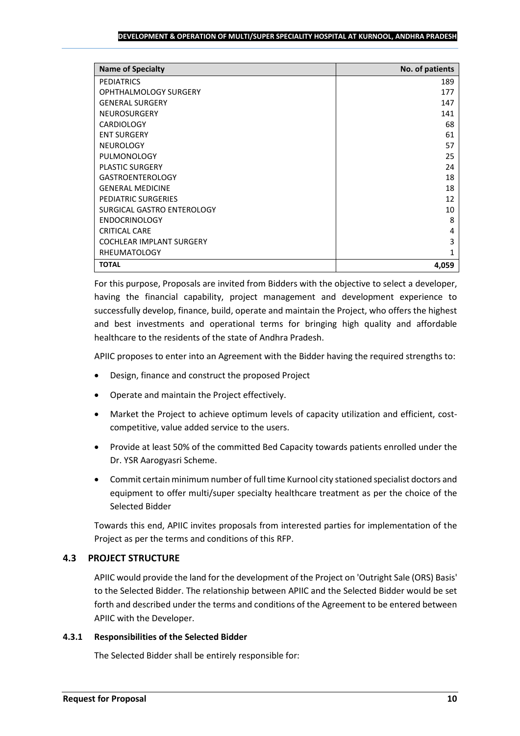| Name of Specialty | No. of patients |
|---|---|
| PEDIATRICS | 189 |
| OPHTHALMOLOGY SURGERY | 177 |
| GENERAL SURGERY | 147 |
| NEUROSURGERY | 141 |
| CARDIOLOGY | 68 |
| ENT SURGERY | 61 |
| NEUROLOGY | 57 |
| PULMONOLOGY | 25 |
| PLASTIC SURGERY | 24 |
| GASTROENTEROLOGY | 18 |
| GENERAL MEDICINE | 18 |
| PEDIATRIC SURGERIES | 12 |
| SURGICAL GASTRO ENTEROLOGY | 10 |
| ENDOCRINOLOGY | 8 |
| CRITICAL CARE | 4 |
| COCHLEAR IMPLANT SURGERY | 3 |
| RHEUMATOLOGY | 1 |
| **TOTAL** | **4,059** |

For this purpose, Proposals are invited from Bidders with the objective to select a developer, having the financial capability, project management and development experience to successfully develop, finance, build, operate and maintain the Project, who offers the highest and best investments and operational terms for bringing high quality and affordable healthcare to the residents of the state of Andhra Pradesh.

APIIC proposes to enter into an Agreement with the Bidder having the required strengths to:

- Design, finance and construct the proposed Project
- Operate and maintain the Project effectively.
- Market the Project to achieve optimum levels of capacity utilization and efficient, cost-competitive, value added service to the users.
- Provide at least 50% of the committed Bed Capacity towards patients enrolled under the Dr. YSR Aarogyasri Scheme.
- Commit certain minimum number of full time Kurnool city stationed specialist doctors and equipment to offer multi/super specialty healthcare treatment as per the choice of the Selected Bidder

Towards this end, APIIC invites proposals from interested parties for implementation of the Project as per the terms and conditions of this RFP.

## 4.3 PROJECT STRUCTURE

APIIC would provide the land for the development of the Project on 'Outright Sale (ORS) Basis' to the Selected Bidder. The relationship between APIIC and the Selected Bidder would be set forth and described under the terms and conditions of the Agreement to be entered between APIIC with the Developer.

### 4.3.1 Responsibilities of the Selected Bidder

The Selected Bidder shall be entirely responsible for: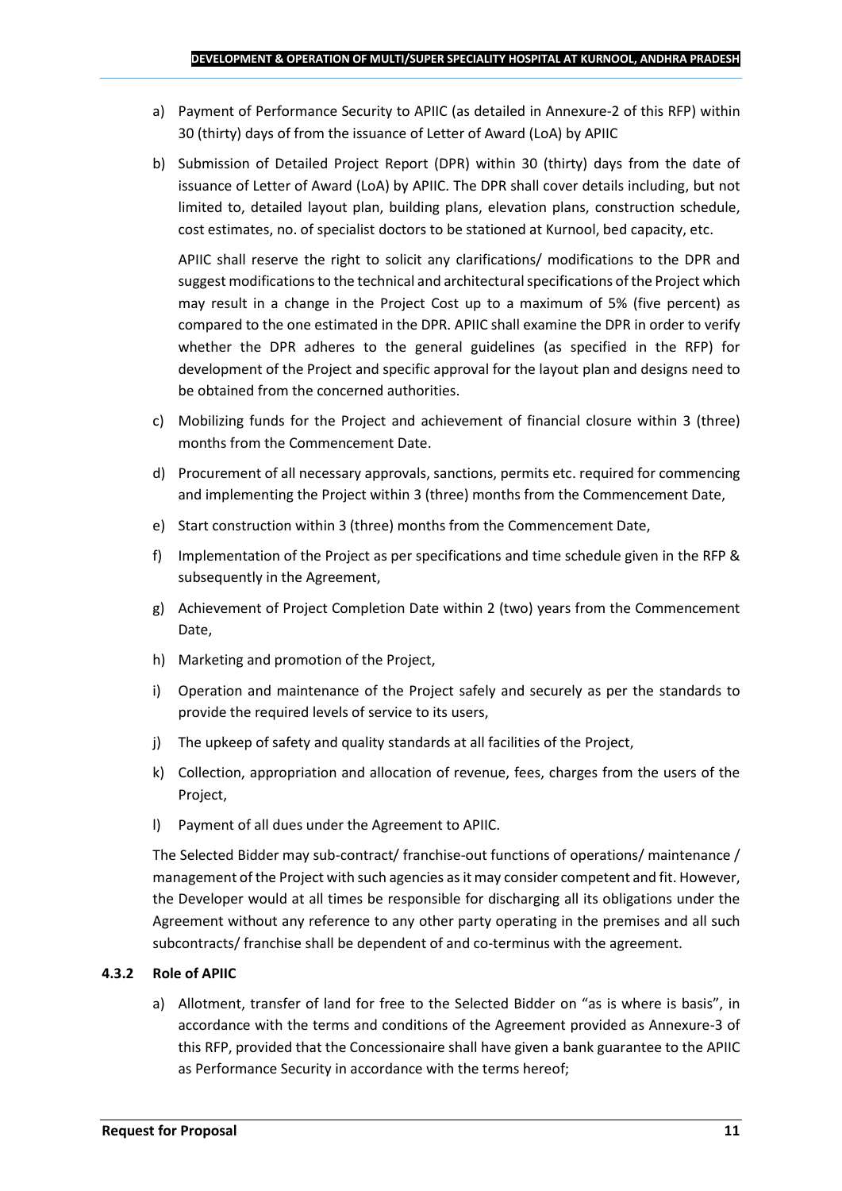a) Payment of Performance Security to APIIC (as detailed in Annexure-2 of this RFP) within 30 (thirty) days of from the issuance of Letter of Award (LoA) by APIIC

b) Submission of Detailed Project Report (DPR) within 30 (thirty) days from the date of issuance of Letter of Award (LoA) by APIIC. The DPR shall cover details including, but not limited to, detailed layout plan, building plans, elevation plans, construction schedule, cost estimates, no. of specialist doctors to be stationed at Kurnool, bed capacity, etc.

   APIIC shall reserve the right to solicit any clarifications/ modifications to the DPR and suggest modifications to the technical and architectural specifications of the Project which may result in a change in the Project Cost up to a maximum of 5% (five percent) as compared to the one estimated in the DPR. APIIC shall examine the DPR in order to verify whether the DPR adheres to the general guidelines (as specified in the RFP) for development of the Project and specific approval for the layout plan and designs need to be obtained from the concerned authorities.

c) Mobilizing funds for the Project and achievement of financial closure within 3 (three) months from the Commencement Date.

d) Procurement of all necessary approvals, sanctions, permits etc. required for commencing and implementing the Project within 3 (three) months from the Commencement Date,

e) Start construction within 3 (three) months from the Commencement Date,

f) Implementation of the Project as per specifications and time schedule given in the RFP & subsequently in the Agreement,

g) Achievement of Project Completion Date within 2 (two) years from the Commencement Date,

h) Marketing and promotion of the Project,

i) Operation and maintenance of the Project safely and securely as per the standards to provide the required levels of service to its users,

j) The upkeep of safety and quality standards at all facilities of the Project,

k) Collection, appropriation and allocation of revenue, fees, charges from the users of the Project,

l) Payment of all dues under the Agreement to APIIC.

The Selected Bidder may sub-contract/ franchise-out functions of operations/ maintenance / management of the Project with such agencies as it may consider competent and fit. However, the Developer would at all times be responsible for discharging all its obligations under the Agreement without any reference to any other party operating in the premises and all such subcontracts/ franchise shall be dependent of and co-terminus with the agreement.

#### 4.3.2 Role of APIIC

a) Allotment, transfer of land for free to the Selected Bidder on "as is where is basis", in accordance with the terms and conditions of the Agreement provided as Annexure-3 of this RFP, provided that the Concessionaire shall have given a bank guarantee to the APIIC as Performance Security in accordance with the terms hereof;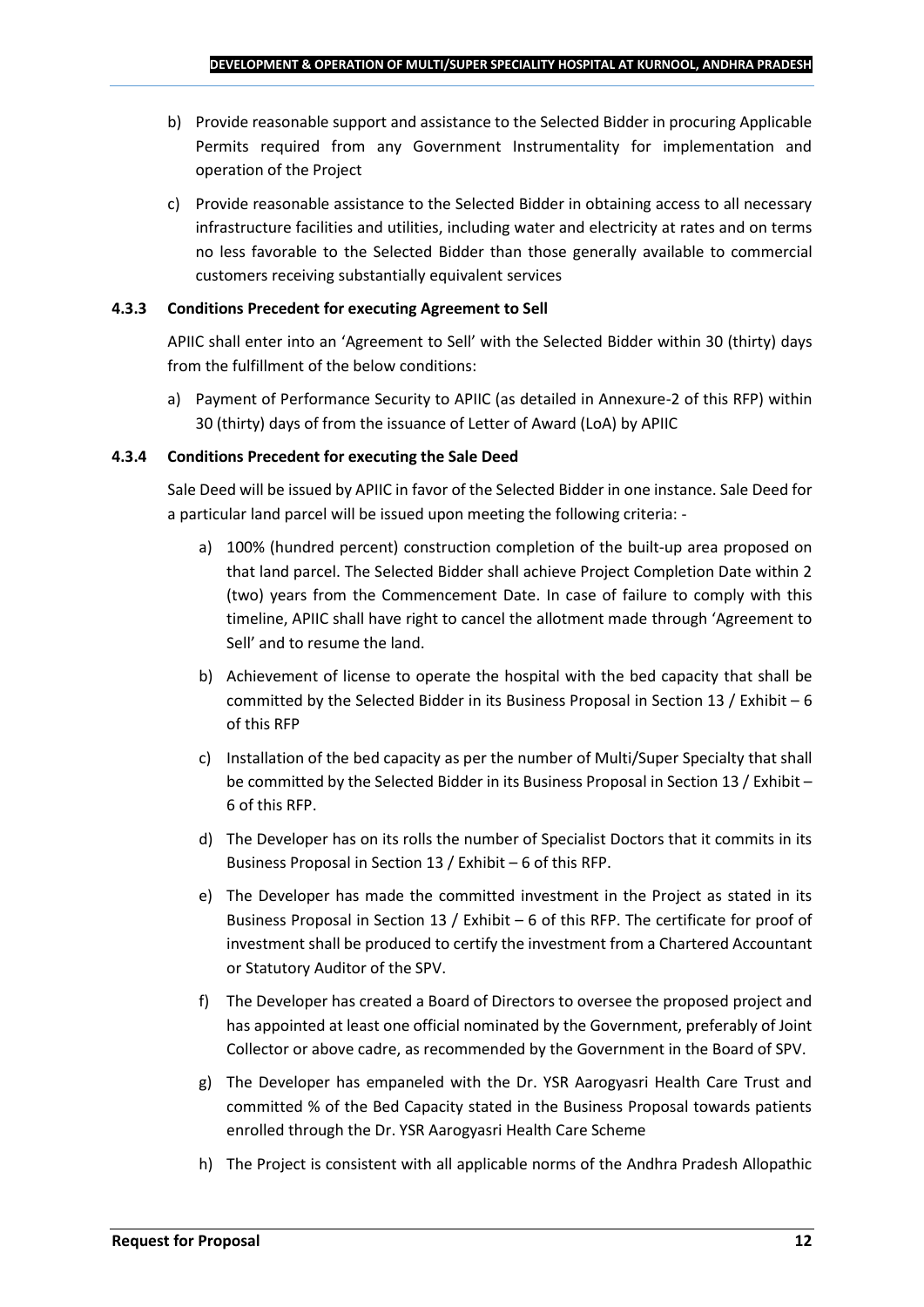b) Provide reasonable support and assistance to the Selected Bidder in procuring Applicable Permits required from any Government Instrumentality for implementation and operation of the Project

c) Provide reasonable assistance to the Selected Bidder in obtaining access to all necessary infrastructure facilities and utilities, including water and electricity at rates and on terms no less favorable to the Selected Bidder than those generally available to commercial customers receiving substantially equivalent services

#### 4.3.3 Conditions Precedent for executing Agreement to Sell

APIIC shall enter into an 'Agreement to Sell' with the Selected Bidder within 30 (thirty) days from the fulfillment of the below conditions:

a) Payment of Performance Security to APIIC (as detailed in Annexure-2 of this RFP) within 30 (thirty) days of from the issuance of Letter of Award (LoA) by APIIC

#### 4.3.4 Conditions Precedent for executing the Sale Deed

Sale Deed will be issued by APIIC in favor of the Selected Bidder in one instance. Sale Deed for a particular land parcel will be issued upon meeting the following criteria: -

a) 100% (hundred percent) construction completion of the built-up area proposed on that land parcel. The Selected Bidder shall achieve Project Completion Date within 2 (two) years from the Commencement Date. In case of failure to comply with this timeline, APIIC shall have right to cancel the allotment made through 'Agreement to Sell' and to resume the land.

b) Achievement of license to operate the hospital with the bed capacity that shall be committed by the Selected Bidder in its Business Proposal in Section 13 / Exhibit – 6 of this RFP

c) Installation of the bed capacity as per the number of Multi/Super Specialty that shall be committed by the Selected Bidder in its Business Proposal in Section 13 / Exhibit – 6 of this RFP.

d) The Developer has on its rolls the number of Specialist Doctors that it commits in its Business Proposal in Section 13 / Exhibit – 6 of this RFP.

e) The Developer has made the committed investment in the Project as stated in its Business Proposal in Section 13 / Exhibit – 6 of this RFP. The certificate for proof of investment shall be produced to certify the investment from a Chartered Accountant or Statutory Auditor of the SPV.

f) The Developer has created a Board of Directors to oversee the proposed project and has appointed at least one official nominated by the Government, preferably of Joint Collector or above cadre, as recommended by the Government in the Board of SPV.

g) The Developer has empaneled with the Dr. YSR Aarogyasri Health Care Trust and committed % of the Bed Capacity stated in the Business Proposal towards patients enrolled through the Dr. YSR Aarogyasri Health Care Scheme

h) The Project is consistent with all applicable norms of the Andhra Pradesh Allopathic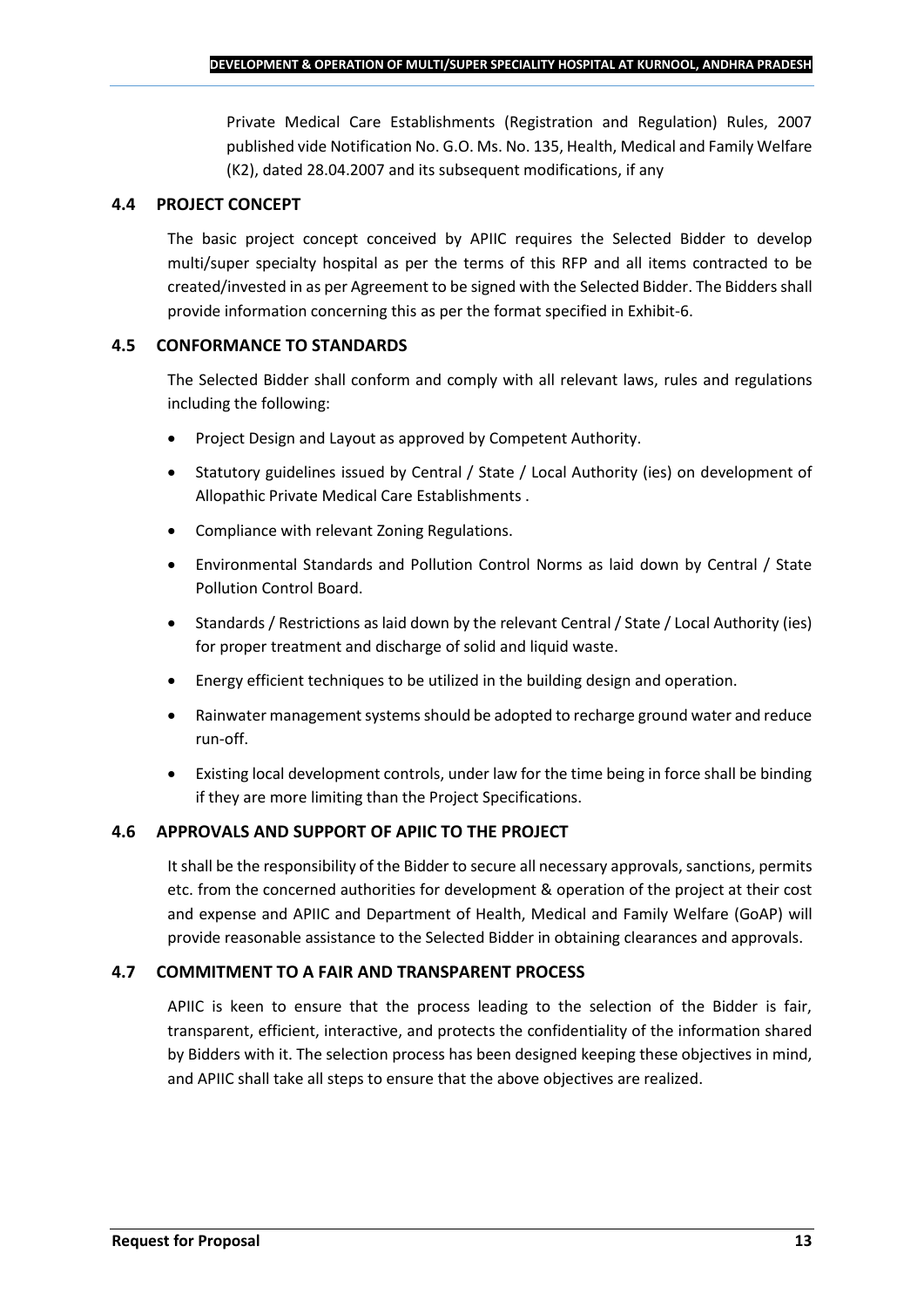Private Medical Care Establishments (Registration and Regulation) Rules, 2007 published vide Notification No. G.O. Ms. No. 135, Health, Medical and Family Welfare (K2), dated 28.04.2007 and its subsequent modifications, if any

### 4.4 PROJECT CONCEPT

The basic project concept conceived by APIIC requires the Selected Bidder to develop multi/super specialty hospital as per the terms of this RFP and all items contracted to be created/invested in as per Agreement to be signed with the Selected Bidder. The Bidders shall provide information concerning this as per the format specified in Exhibit-6.

### 4.5 CONFORMANCE TO STANDARDS

The Selected Bidder shall conform and comply with all relevant laws, rules and regulations including the following:

- Project Design and Layout as approved by Competent Authority.
- Statutory guidelines issued by Central / State / Local Authority (ies) on development of Allopathic Private Medical Care Establishments .
- Compliance with relevant Zoning Regulations.
- Environmental Standards and Pollution Control Norms as laid down by Central / State Pollution Control Board.
- Standards / Restrictions as laid down by the relevant Central / State / Local Authority (ies) for proper treatment and discharge of solid and liquid waste.
- Energy efficient techniques to be utilized in the building design and operation.
- Rainwater management systems should be adopted to recharge ground water and reduce run-off.
- Existing local development controls, under law for the time being in force shall be binding if they are more limiting than the Project Specifications.

### 4.6 APPROVALS AND SUPPORT OF APIIC TO THE PROJECT

It shall be the responsibility of the Bidder to secure all necessary approvals, sanctions, permits etc. from the concerned authorities for development & operation of the project at their cost and expense and APIIC and Department of Health, Medical and Family Welfare (GoAP) will provide reasonable assistance to the Selected Bidder in obtaining clearances and approvals.

### 4.7 COMMITMENT TO A FAIR AND TRANSPARENT PROCESS

APIIC is keen to ensure that the process leading to the selection of the Bidder is fair, transparent, efficient, interactive, and protects the confidentiality of the information shared by Bidders with it. The selection process has been designed keeping these objectives in mind, and APIIC shall take all steps to ensure that the above objectives are realized.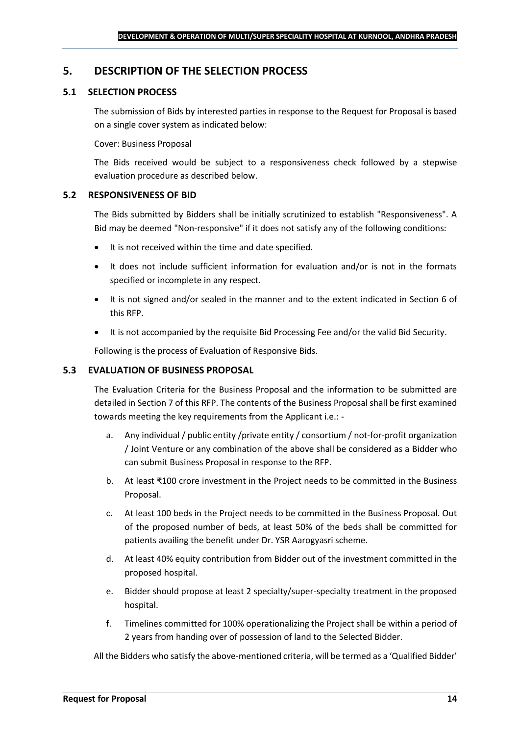## 5. DESCRIPTION OF THE SELECTION PROCESS

### 5.1 SELECTION PROCESS

The submission of Bids by interested parties in response to the Request for Proposal is based on a single cover system as indicated below:

Cover: Business Proposal

The Bids received would be subject to a responsiveness check followed by a stepwise evaluation procedure as described below.

### 5.2 RESPONSIVENESS OF BID

The Bids submitted by Bidders shall be initially scrutinized to establish "Responsiveness". A Bid may be deemed "Non-responsive" if it does not satisfy any of the following conditions:

- It is not received within the time and date specified.
- It does not include sufficient information for evaluation and/or is not in the formats specified or incomplete in any respect.
- It is not signed and/or sealed in the manner and to the extent indicated in Section 6 of this RFP.
- It is not accompanied by the requisite Bid Processing Fee and/or the valid Bid Security.

Following is the process of Evaluation of Responsive Bids.

### 5.3 EVALUATION OF BUSINESS PROPOSAL

The Evaluation Criteria for the Business Proposal and the information to be submitted are detailed in Section 7 of this RFP. The contents of the Business Proposal shall be first examined towards meeting the key requirements from the Applicant i.e.: -

a. Any individual / public entity /private entity / consortium / not-for-profit organization / Joint Venture or any combination of the above shall be considered as a Bidder who can submit Business Proposal in response to the RFP.

b. At least ₹100 crore investment in the Project needs to be committed in the Business Proposal.

c. At least 100 beds in the Project needs to be committed in the Business Proposal. Out of the proposed number of beds, at least 50% of the beds shall be committed for patients availing the benefit under Dr. YSR Aarogyasri scheme.

d. At least 40% equity contribution from Bidder out of the investment committed in the proposed hospital.

e. Bidder should propose at least 2 specialty/super-specialty treatment in the proposed hospital.

f. Timelines committed for 100% operationalizing the Project shall be within a period of 2 years from handing over of possession of land to the Selected Bidder.

All the Bidders who satisfy the above-mentioned criteria, will be termed as a 'Qualified Bidder'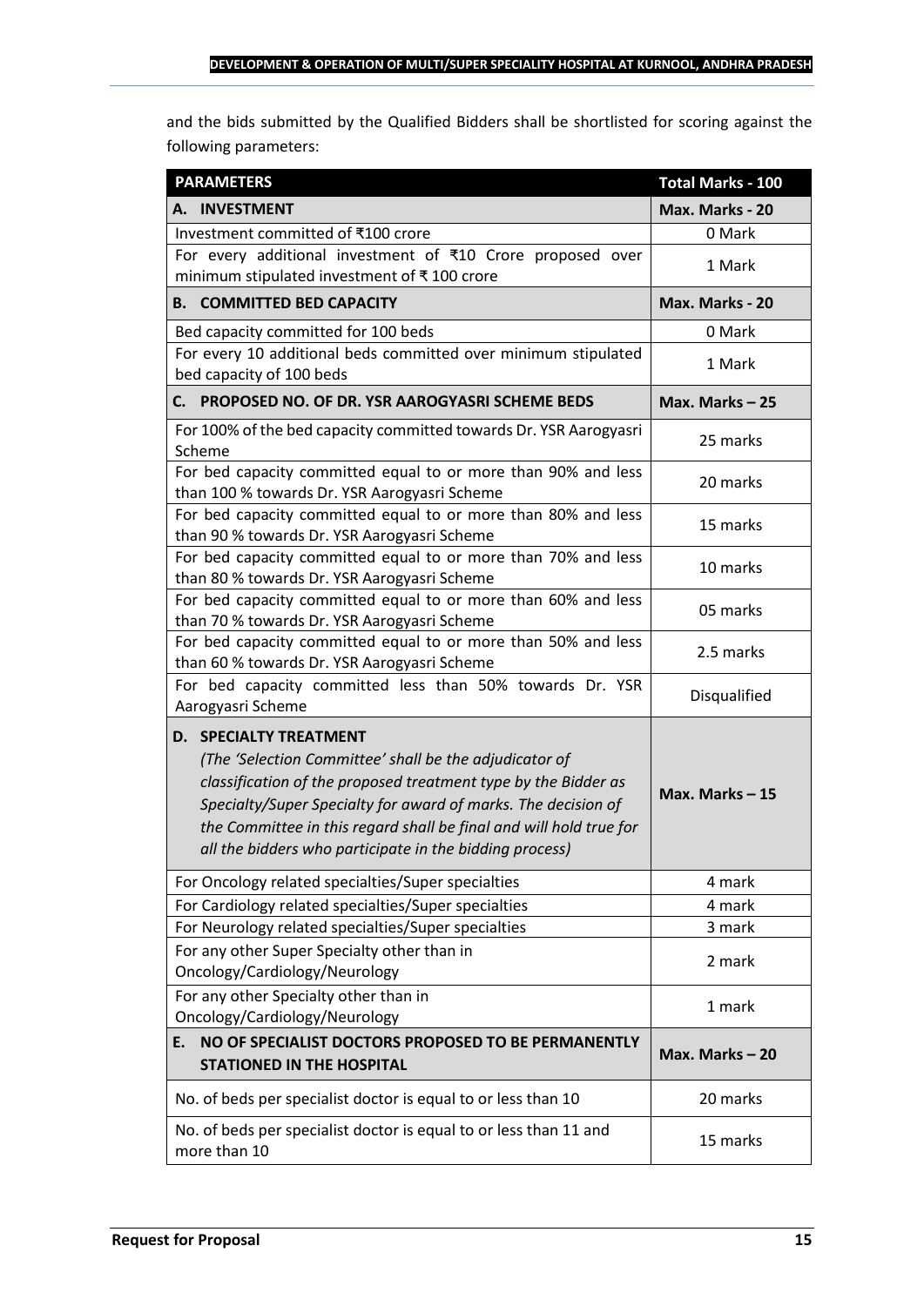and the bids submitted by the Qualified Bidders shall be shortlisted for scoring against the following parameters:

| **PARAMETERS** | **Total Marks - 100** |
|---|---|
| **A. INVESTMENT** | **Max. Marks - 20** |
| Investment committed of ₹100 crore | 0 Mark |
| For every additional investment of ₹10 Crore proposed over minimum stipulated investment of ₹ 100 crore | 1 Mark |
| **B. COMMITTED BED CAPACITY** | **Max. Marks - 20** |
| Bed capacity committed for 100 beds | 0 Mark |
| For every 10 additional beds committed over minimum stipulated bed capacity of 100 beds | 1 Mark |
| **C. PROPOSED NO. OF DR. YSR AAROGYASRI SCHEME BEDS** | **Max. Marks – 25** |
| For 100% of the bed capacity committed towards Dr. YSR Aarogyasri Scheme | 25 marks |
| For bed capacity committed equal to or more than 90% and less than 100 % towards Dr. YSR Aarogyasri Scheme | 20 marks |
| For bed capacity committed equal to or more than 80% and less than 90 % towards Dr. YSR Aarogyasri Scheme | 15 marks |
| For bed capacity committed equal to or more than 70% and less than 80 % towards Dr. YSR Aarogyasri Scheme | 10 marks |
| For bed capacity committed equal to or more than 60% and less than 70 % towards Dr. YSR Aarogyasri Scheme | 05 marks |
| For bed capacity committed equal to or more than 50% and less than 60 % towards Dr. YSR Aarogyasri Scheme | 2.5 marks |
| For bed capacity committed less than 50% towards Dr. YSR Aarogyasri Scheme | Disqualified |
| **D. SPECIALTY TREATMENT** *(The 'Selection Committee' shall be the adjudicator of classification of the proposed treatment type by the Bidder as Specialty/Super Specialty for award of marks. The decision of the Committee in this regard shall be final and will hold true for all the bidders who participate in the bidding process)* | **Max. Marks – 15** |
| For Oncology related specialties/Super specialties | 4 mark |
| For Cardiology related specialties/Super specialties | 4 mark |
| For Neurology related specialties/Super specialties | 3 mark |
| For any other Super Specialty other than in Oncology/Cardiology/Neurology | 2 mark |
| For any other Specialty other than in Oncology/Cardiology/Neurology | 1 mark |
| **E. NO OF SPECIALIST DOCTORS PROPOSED TO BE PERMANENTLY STATIONED IN THE HOSPITAL** | **Max. Marks – 20** |
| No. of beds per specialist doctor is equal to or less than 10 | 20 marks |
| No. of beds per specialist doctor is equal to or less than 11 and more than 10 | 15 marks |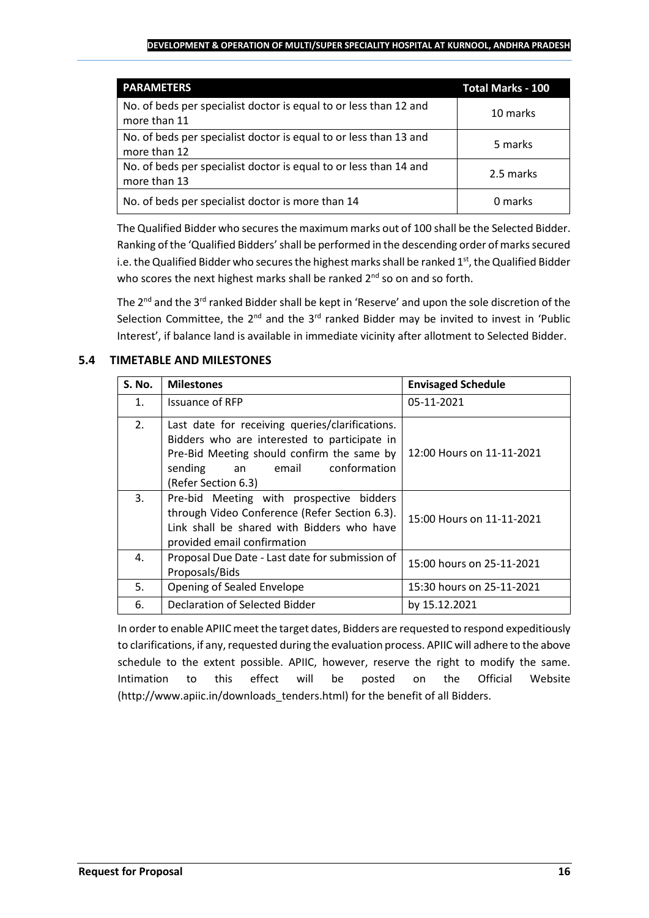| PARAMETERS | Total Marks - 100 |
|---|---|
| No. of beds per specialist doctor is equal to or less than 12 and more than 11 | 10 marks |
| No. of beds per specialist doctor is equal to or less than 13 and more than 12 | 5 marks |
| No. of beds per specialist doctor is equal to or less than 14 and more than 13 | 2.5 marks |
| No. of beds per specialist doctor is more than 14 | 0 marks |

The Qualified Bidder who secures the maximum marks out of 100 shall be the Selected Bidder. Ranking of the 'Qualified Bidders' shall be performed in the descending order of marks secured i.e. the Qualified Bidder who secures the highest marks shall be ranked 1st, the Qualified Bidder who scores the next highest marks shall be ranked 2nd so on and so forth.

The 2nd and the 3rd ranked Bidder shall be kept in 'Reserve' and upon the sole discretion of the Selection Committee, the 2nd and the 3rd ranked Bidder may be invited to invest in 'Public Interest', if balance land is available in immediate vicinity after allotment to Selected Bidder.

### 5.4 TIMETABLE AND MILESTONES

| S. No. | Milestones | Envisaged Schedule |
|---|---|---|
| 1. | Issuance of RFP | 05-11-2021 |
| 2. | Last date for receiving queries/clarifications. Bidders who are interested to participate in Pre-Bid Meeting should confirm the same by sending an email conformation (Refer Section 6.3) | 12:00 Hours on 11-11-2021 |
| 3. | Pre-bid Meeting with prospective bidders through Video Conference (Refer Section 6.3). Link shall be shared with Bidders who have provided email confirmation | 15:00 Hours on 11-11-2021 |
| 4. | Proposal Due Date - Last date for submission of Proposals/Bids | 15:00 hours on 25-11-2021 |
| 5. | Opening of Sealed Envelope | 15:30 hours on 25-11-2021 |
| 6. | Declaration of Selected Bidder | by 15.12.2021 |

In order to enable APIIC meet the target dates, Bidders are requested to respond expeditiously to clarifications, if any, requested during the evaluation process. APIIC will adhere to the above schedule to the extent possible. APIIC, however, reserve the right to modify the same. Intimation to this effect will be posted on the Official Website (http://www.apiic.in/downloads_tenders.html) for the benefit of all Bidders.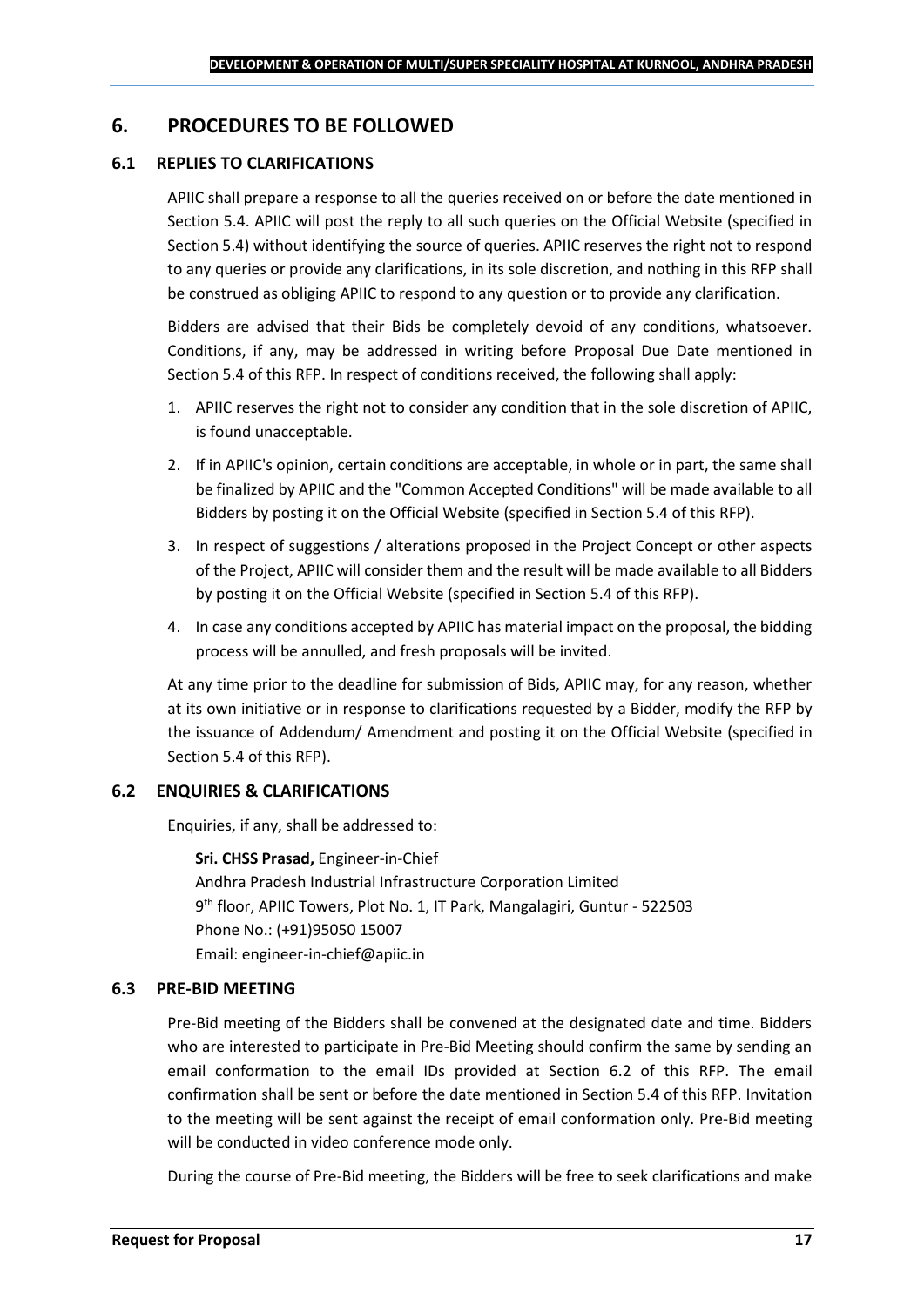## 6. PROCEDURES TO BE FOLLOWED

### 6.1 REPLIES TO CLARIFICATIONS

APIIC shall prepare a response to all the queries received on or before the date mentioned in Section 5.4. APIIC will post the reply to all such queries on the Official Website (specified in Section 5.4) without identifying the source of queries. APIIC reserves the right not to respond to any queries or provide any clarifications, in its sole discretion, and nothing in this RFP shall be construed as obliging APIIC to respond to any question or to provide any clarification.

Bidders are advised that their Bids be completely devoid of any conditions, whatsoever. Conditions, if any, may be addressed in writing before Proposal Due Date mentioned in Section 5.4 of this RFP. In respect of conditions received, the following shall apply:

1. APIIC reserves the right not to consider any condition that in the sole discretion of APIIC, is found unacceptable.
2. If in APIIC's opinion, certain conditions are acceptable, in whole or in part, the same shall be finalized by APIIC and the "Common Accepted Conditions" will be made available to all Bidders by posting it on the Official Website (specified in Section 5.4 of this RFP).
3. In respect of suggestions / alterations proposed in the Project Concept or other aspects of the Project, APIIC will consider them and the result will be made available to all Bidders by posting it on the Official Website (specified in Section 5.4 of this RFP).
4. In case any conditions accepted by APIIC has material impact on the proposal, the bidding process will be annulled, and fresh proposals will be invited.

At any time prior to the deadline for submission of Bids, APIIC may, for any reason, whether at its own initiative or in response to clarifications requested by a Bidder, modify the RFP by the issuance of Addendum/ Amendment and posting it on the Official Website (specified in Section 5.4 of this RFP).

### 6.2 ENQUIRIES & CLARIFICATIONS

Enquiries, if any, shall be addressed to:

**Sri. CHSS Prasad,** Engineer-in-Chief
Andhra Pradesh Industrial Infrastructure Corporation Limited
9th floor, APIIC Towers, Plot No. 1, IT Park, Mangalagiri, Guntur - 522503
Phone No.: (+91)95050 15007
Email: engineer-in-chief@apiic.in

### 6.3 PRE-BID MEETING

Pre-Bid meeting of the Bidders shall be convened at the designated date and time. Bidders who are interested to participate in Pre-Bid Meeting should confirm the same by sending an email conformation to the email IDs provided at Section 6.2 of this RFP. The email confirmation shall be sent or before the date mentioned in Section 5.4 of this RFP. Invitation to the meeting will be sent against the receipt of email conformation only. Pre-Bid meeting will be conducted in video conference mode only.

During the course of Pre-Bid meeting, the Bidders will be free to seek clarifications and make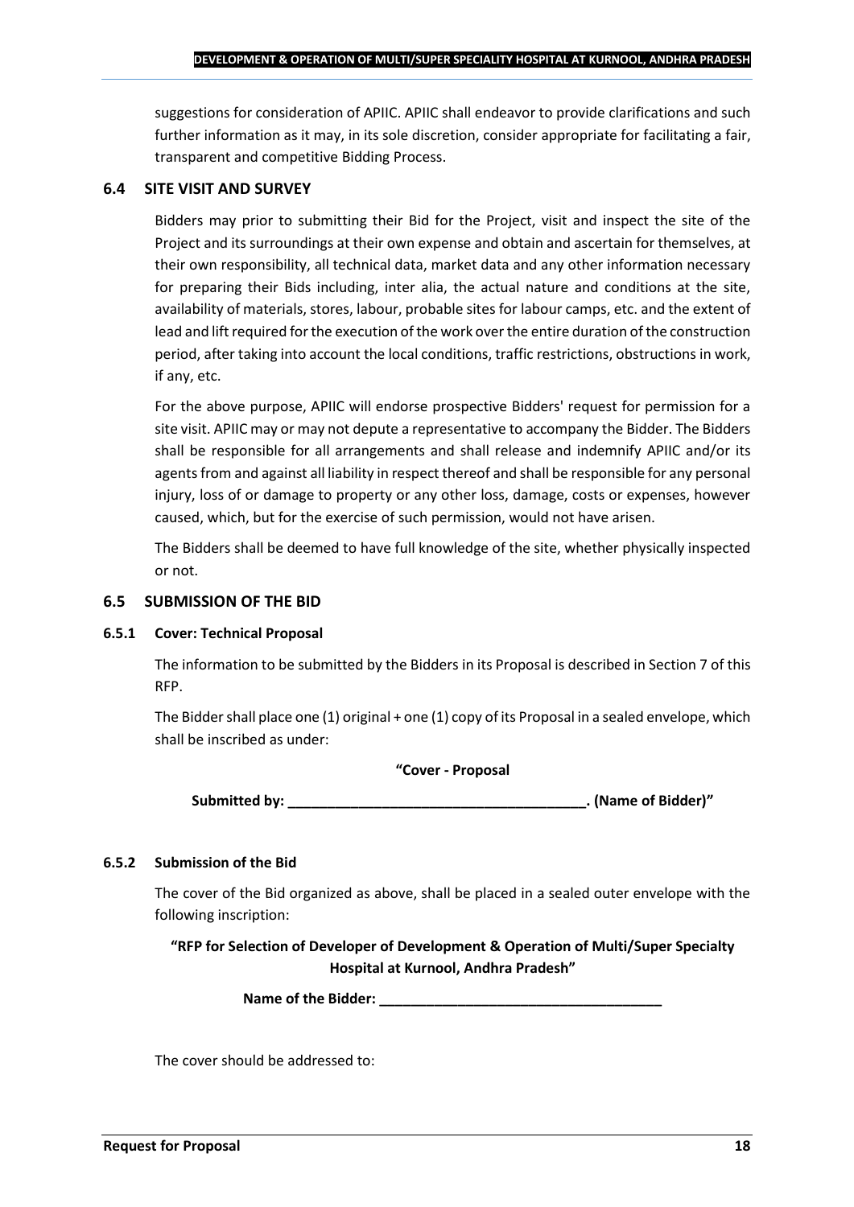suggestions for consideration of APIIC. APIIC shall endeavor to provide clarifications and such further information as it may, in its sole discretion, consider appropriate for facilitating a fair, transparent and competitive Bidding Process.

### 6.4 SITE VISIT AND SURVEY

Bidders may prior to submitting their Bid for the Project, visit and inspect the site of the Project and its surroundings at their own expense and obtain and ascertain for themselves, at their own responsibility, all technical data, market data and any other information necessary for preparing their Bids including, inter alia, the actual nature and conditions at the site, availability of materials, stores, labour, probable sites for labour camps, etc. and the extent of lead and lift required for the execution of the work over the entire duration of the construction period, after taking into account the local conditions, traffic restrictions, obstructions in work, if any, etc.

For the above purpose, APIIC will endorse prospective Bidders' request for permission for a site visit. APIIC may or may not depute a representative to accompany the Bidder. The Bidders shall be responsible for all arrangements and shall release and indemnify APIIC and/or its agents from and against all liability in respect thereof and shall be responsible for any personal injury, loss of or damage to property or any other loss, damage, costs or expenses, however caused, which, but for the exercise of such permission, would not have arisen.

The Bidders shall be deemed to have full knowledge of the site, whether physically inspected or not.

### 6.5 SUBMISSION OF THE BID

#### 6.5.1 Cover: Technical Proposal

The information to be submitted by the Bidders in its Proposal is described in Section 7 of this RFP.

The Bidder shall place one (1) original + one (1) copy of its Proposal in a sealed envelope, which shall be inscribed as under:

**"Cover - Proposal**

**Submitted by: ______________________________________. (Name of Bidder)"**

#### 6.5.2 Submission of the Bid

The cover of the Bid organized as above, shall be placed in a sealed outer envelope with the following inscription:

**"RFP for Selection of Developer of Development & Operation of Multi/Super Specialty Hospital at Kurnool, Andhra Pradesh"**

**Name of the Bidder: ____________________________________**

The cover should be addressed to: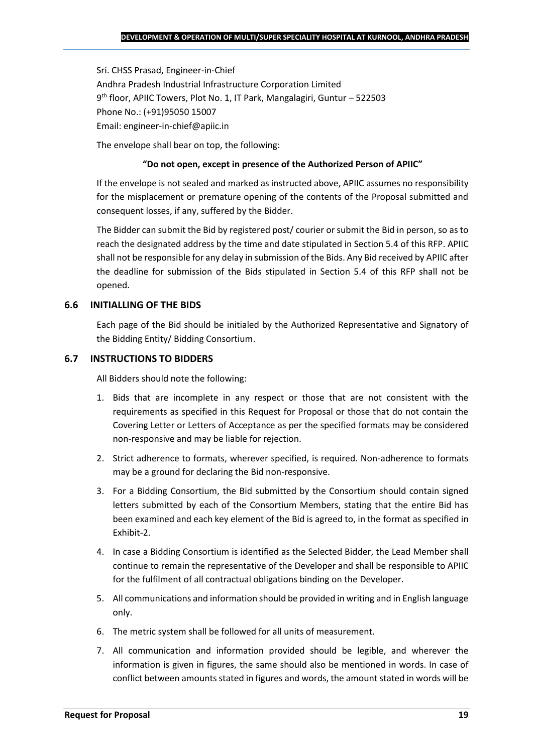Sri. CHSS Prasad, Engineer-in-Chief
Andhra Pradesh Industrial Infrastructure Corporation Limited
9th floor, APIIC Towers, Plot No. 1, IT Park, Mangalagiri, Guntur – 522503
Phone No.: (+91)95050 15007
Email: engineer-in-chief@apiic.in

The envelope shall bear on top, the following:

**"Do not open, except in presence of the Authorized Person of APIIC"**

If the envelope is not sealed and marked as instructed above, APIIC assumes no responsibility for the misplacement or premature opening of the contents of the Proposal submitted and consequent losses, if any, suffered by the Bidder.

The Bidder can submit the Bid by registered post/ courier or submit the Bid in person, so as to reach the designated address by the time and date stipulated in Section 5.4 of this RFP. APIIC shall not be responsible for any delay in submission of the Bids. Any Bid received by APIIC after the deadline for submission of the Bids stipulated in Section 5.4 of this RFP shall not be opened.

### 6.6 INITIALLING OF THE BIDS

Each page of the Bid should be initialed by the Authorized Representative and Signatory of the Bidding Entity/ Bidding Consortium.

### 6.7 INSTRUCTIONS TO BIDDERS

All Bidders should note the following:

1. Bids that are incomplete in any respect or those that are not consistent with the requirements as specified in this Request for Proposal or those that do not contain the Covering Letter or Letters of Acceptance as per the specified formats may be considered non-responsive and may be liable for rejection.
2. Strict adherence to formats, wherever specified, is required. Non-adherence to formats may be a ground for declaring the Bid non-responsive.
3. For a Bidding Consortium, the Bid submitted by the Consortium should contain signed letters submitted by each of the Consortium Members, stating that the entire Bid has been examined and each key element of the Bid is agreed to, in the format as specified in Exhibit-2.
4. In case a Bidding Consortium is identified as the Selected Bidder, the Lead Member shall continue to remain the representative of the Developer and shall be responsible to APIIC for the fulfilment of all contractual obligations binding on the Developer.
5. All communications and information should be provided in writing and in English language only.
6. The metric system shall be followed for all units of measurement.
7. All communication and information provided should be legible, and wherever the information is given in figures, the same should also be mentioned in words. In case of conflict between amounts stated in figures and words, the amount stated in words will be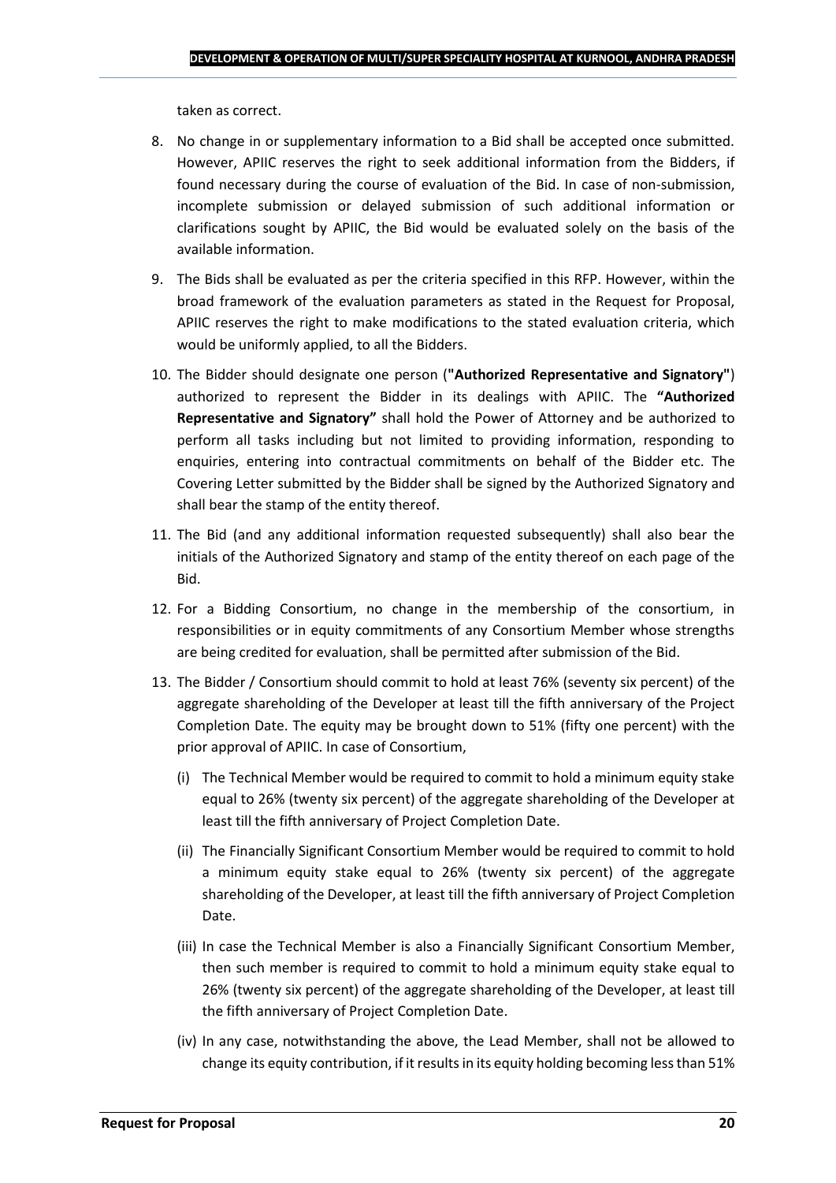taken as correct.

8. No change in or supplementary information to a Bid shall be accepted once submitted. However, APIIC reserves the right to seek additional information from the Bidders, if found necessary during the course of evaluation of the Bid. In case of non-submission, incomplete submission or delayed submission of such additional information or clarifications sought by APIIC, the Bid would be evaluated solely on the basis of the available information.
9. The Bids shall be evaluated as per the criteria specified in this RFP. However, within the broad framework of the evaluation parameters as stated in the Request for Proposal, APIIC reserves the right to make modifications to the stated evaluation criteria, which would be uniformly applied, to all the Bidders.
10. The Bidder should designate one person (**"Authorized Representative and Signatory"**) authorized to represent the Bidder in its dealings with APIIC. The **"Authorized Representative and Signatory"** shall hold the Power of Attorney and be authorized to perform all tasks including but not limited to providing information, responding to enquiries, entering into contractual commitments on behalf of the Bidder etc. The Covering Letter submitted by the Bidder shall be signed by the Authorized Signatory and shall bear the stamp of the entity thereof.
11. The Bid (and any additional information requested subsequently) shall also bear the initials of the Authorized Signatory and stamp of the entity thereof on each page of the Bid.
12. For a Bidding Consortium, no change in the membership of the consortium, in responsibilities or in equity commitments of any Consortium Member whose strengths are being credited for evaluation, shall be permitted after submission of the Bid.
13. The Bidder / Consortium should commit to hold at least 76% (seventy six percent) of the aggregate shareholding of the Developer at least till the fifth anniversary of the Project Completion Date. The equity may be brought down to 51% (fifty one percent) with the prior approval of APIIC. In case of Consortium,
    (i) The Technical Member would be required to commit to hold a minimum equity stake equal to 26% (twenty six percent) of the aggregate shareholding of the Developer at least till the fifth anniversary of Project Completion Date.
    (ii) The Financially Significant Consortium Member would be required to commit to hold a minimum equity stake equal to 26% (twenty six percent) of the aggregate shareholding of the Developer, at least till the fifth anniversary of Project Completion Date.
    (iii) In case the Technical Member is also a Financially Significant Consortium Member, then such member is required to commit to hold a minimum equity stake equal to 26% (twenty six percent) of the aggregate shareholding of the Developer, at least till the fifth anniversary of Project Completion Date.
    (iv) In any case, notwithstanding the above, the Lead Member, shall not be allowed to change its equity contribution, if it results in its equity holding becoming less than 51%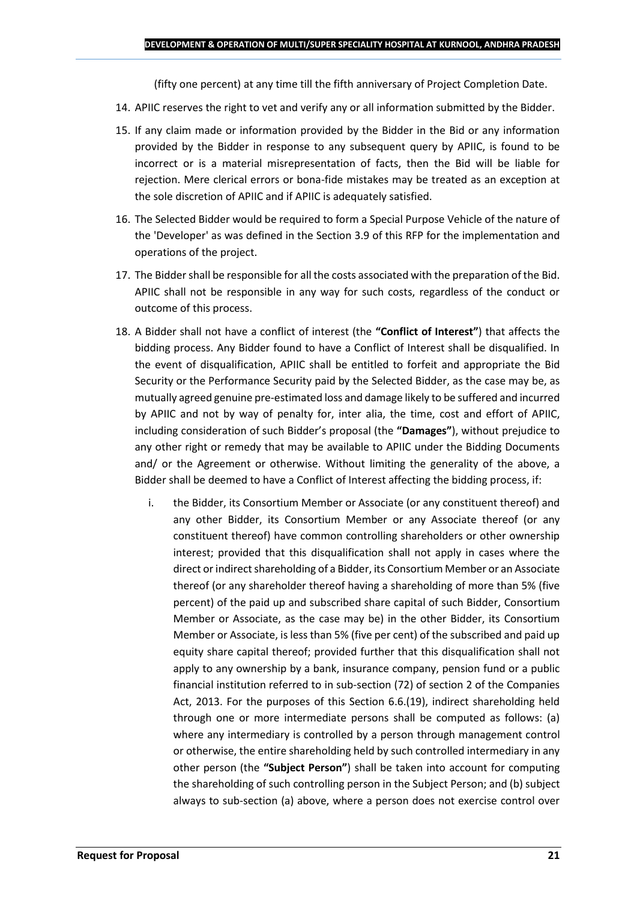(fifty one percent) at any time till the fifth anniversary of Project Completion Date.

14. APIIC reserves the right to vet and verify any or all information submitted by the Bidder.
15. If any claim made or information provided by the Bidder in the Bid or any information provided by the Bidder in response to any subsequent query by APIIC, is found to be incorrect or is a material misrepresentation of facts, then the Bid will be liable for rejection. Mere clerical errors or bona-fide mistakes may be treated as an exception at the sole discretion of APIIC and if APIIC is adequately satisfied.
16. The Selected Bidder would be required to form a Special Purpose Vehicle of the nature of the 'Developer' as was defined in the Section 3.9 of this RFP for the implementation and operations of the project.
17. The Bidder shall be responsible for all the costs associated with the preparation of the Bid. APIIC shall not be responsible in any way for such costs, regardless of the conduct or outcome of this process.
18. A Bidder shall not have a conflict of interest (the **"Conflict of Interest"**) that affects the bidding process. Any Bidder found to have a Conflict of Interest shall be disqualified. In the event of disqualification, APIIC shall be entitled to forfeit and appropriate the Bid Security or the Performance Security paid by the Selected Bidder, as the case may be, as mutually agreed genuine pre-estimated loss and damage likely to be suffered and incurred by APIIC and not by way of penalty for, inter alia, the time, cost and effort of APIIC, including consideration of such Bidder's proposal (the **"Damages"**), without prejudice to any other right or remedy that may be available to APIIC under the Bidding Documents and/ or the Agreement or otherwise. Without limiting the generality of the above, a Bidder shall be deemed to have a Conflict of Interest affecting the bidding process, if:
    i. the Bidder, its Consortium Member or Associate (or any constituent thereof) and any other Bidder, its Consortium Member or any Associate thereof (or any constituent thereof) have common controlling shareholders or other ownership interest; provided that this disqualification shall not apply in cases where the direct or indirect shareholding of a Bidder, its Consortium Member or an Associate thereof (or any shareholder thereof having a shareholding of more than 5% (five percent) of the paid up and subscribed share capital of such Bidder, Consortium Member or Associate, as the case may be) in the other Bidder, its Consortium Member or Associate, is less than 5% (five per cent) of the subscribed and paid up equity share capital thereof; provided further that this disqualification shall not apply to any ownership by a bank, insurance company, pension fund or a public financial institution referred to in sub-section (72) of section 2 of the Companies Act, 2013. For the purposes of this Section 6.6.(19), indirect shareholding held through one or more intermediate persons shall be computed as follows: (a) where any intermediary is controlled by a person through management control or otherwise, the entire shareholding held by such controlled intermediary in any other person (the **"Subject Person"**) shall be taken into account for computing the shareholding of such controlling person in the Subject Person; and (b) subject always to sub-section (a) above, where a person does not exercise control over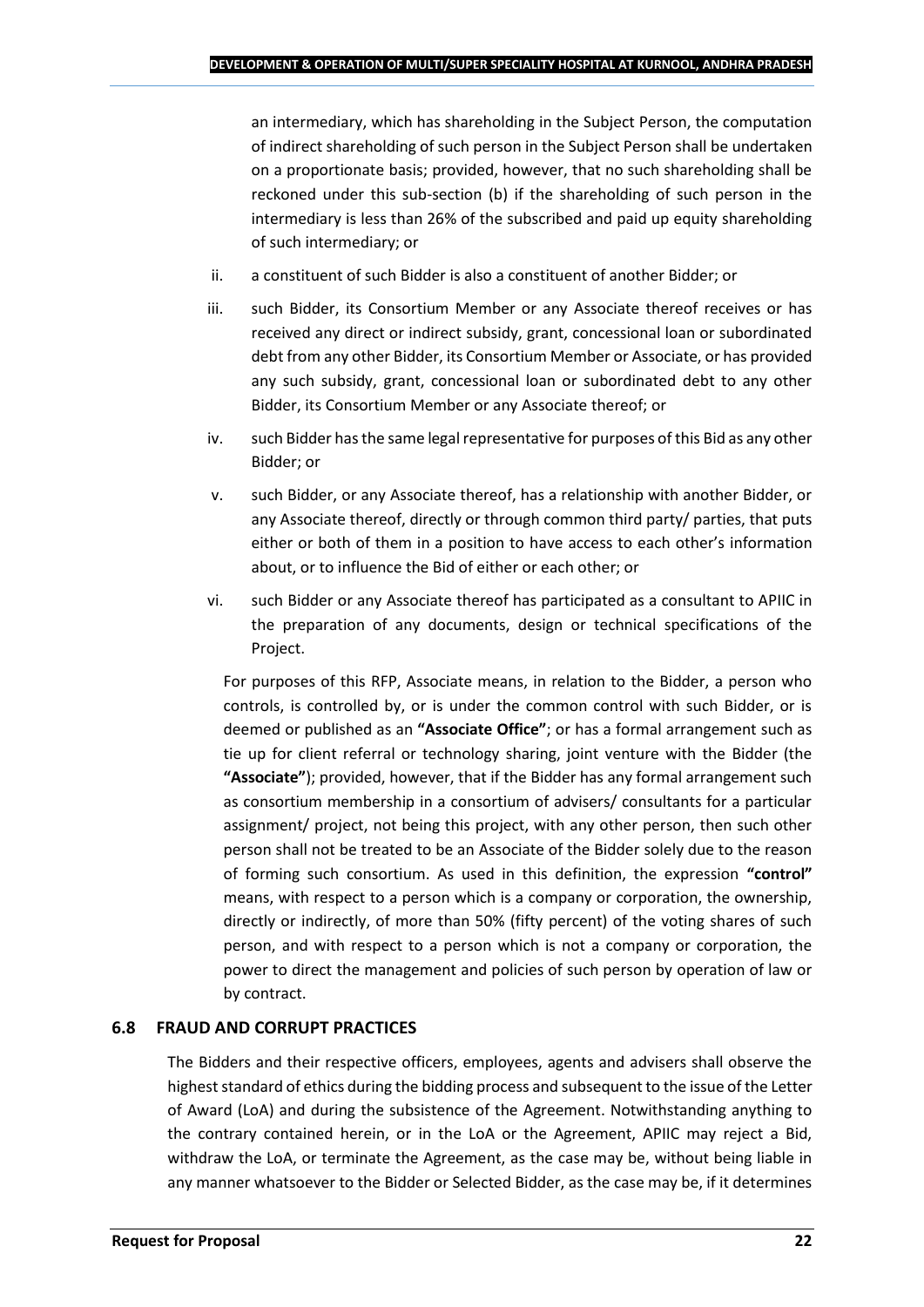an intermediary, which has shareholding in the Subject Person, the computation of indirect shareholding of such person in the Subject Person shall be undertaken on a proportionate basis; provided, however, that no such shareholding shall be reckoned under this sub-section (b) if the shareholding of such person in the intermediary is less than 26% of the subscribed and paid up equity shareholding of such intermediary; or

ii. a constituent of such Bidder is also a constituent of another Bidder; or

iii. such Bidder, its Consortium Member or any Associate thereof receives or has received any direct or indirect subsidy, grant, concessional loan or subordinated debt from any other Bidder, its Consortium Member or Associate, or has provided any such subsidy, grant, concessional loan or subordinated debt to any other Bidder, its Consortium Member or any Associate thereof; or

iv. such Bidder has the same legal representative for purposes of this Bid as any other Bidder; or

v. such Bidder, or any Associate thereof, has a relationship with another Bidder, or any Associate thereof, directly or through common third party/ parties, that puts either or both of them in a position to have access to each other's information about, or to influence the Bid of either or each other; or

vi. such Bidder or any Associate thereof has participated as a consultant to APIIC in the preparation of any documents, design or technical specifications of the Project.

For purposes of this RFP, Associate means, in relation to the Bidder, a person who controls, is controlled by, or is under the common control with such Bidder, or is deemed or published as an **"Associate Office"**; or has a formal arrangement such as tie up for client referral or technology sharing, joint venture with the Bidder (the **"Associate"**); provided, however, that if the Bidder has any formal arrangement such as consortium membership in a consortium of advisers/ consultants for a particular assignment/ project, not being this project, with any other person, then such other person shall not be treated to be an Associate of the Bidder solely due to the reason of forming such consortium. As used in this definition, the expression **"control"** means, with respect to a person which is a company or corporation, the ownership, directly or indirectly, of more than 50% (fifty percent) of the voting shares of such person, and with respect to a person which is not a company or corporation, the power to direct the management and policies of such person by operation of law or by contract.

### 6.8 FRAUD AND CORRUPT PRACTICES

The Bidders and their respective officers, employees, agents and advisers shall observe the highest standard of ethics during the bidding process and subsequent to the issue of the Letter of Award (LoA) and during the subsistence of the Agreement. Notwithstanding anything to the contrary contained herein, or in the LoA or the Agreement, APIIC may reject a Bid, withdraw the LoA, or terminate the Agreement, as the case may be, without being liable in any manner whatsoever to the Bidder or Selected Bidder, as the case may be, if it determines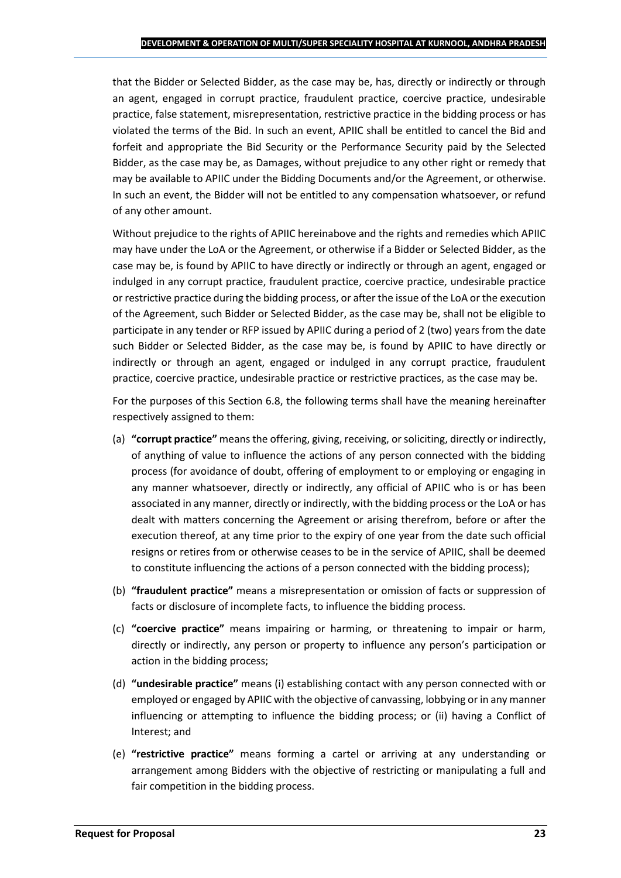that the Bidder or Selected Bidder, as the case may be, has, directly or indirectly or through an agent, engaged in corrupt practice, fraudulent practice, coercive practice, undesirable practice, false statement, misrepresentation, restrictive practice in the bidding process or has violated the terms of the Bid. In such an event, APIIC shall be entitled to cancel the Bid and forfeit and appropriate the Bid Security or the Performance Security paid by the Selected Bidder, as the case may be, as Damages, without prejudice to any other right or remedy that may be available to APIIC under the Bidding Documents and/or the Agreement, or otherwise. In such an event, the Bidder will not be entitled to any compensation whatsoever, or refund of any other amount.

Without prejudice to the rights of APIIC hereinabove and the rights and remedies which APIIC may have under the LoA or the Agreement, or otherwise if a Bidder or Selected Bidder, as the case may be, is found by APIIC to have directly or indirectly or through an agent, engaged or indulged in any corrupt practice, fraudulent practice, coercive practice, undesirable practice or restrictive practice during the bidding process, or after the issue of the LoA or the execution of the Agreement, such Bidder or Selected Bidder, as the case may be, shall not be eligible to participate in any tender or RFP issued by APIIC during a period of 2 (two) years from the date such Bidder or Selected Bidder, as the case may be, is found by APIIC to have directly or indirectly or through an agent, engaged or indulged in any corrupt practice, fraudulent practice, coercive practice, undesirable practice or restrictive practices, as the case may be.

For the purposes of this Section 6.8, the following terms shall have the meaning hereinafter respectively assigned to them:

(a) **"corrupt practice"** means the offering, giving, receiving, or soliciting, directly or indirectly, of anything of value to influence the actions of any person connected with the bidding process (for avoidance of doubt, offering of employment to or employing or engaging in any manner whatsoever, directly or indirectly, any official of APIIC who is or has been associated in any manner, directly or indirectly, with the bidding process or the LoA or has dealt with matters concerning the Agreement or arising therefrom, before or after the execution thereof, at any time prior to the expiry of one year from the date such official resigns or retires from or otherwise ceases to be in the service of APIIC, shall be deemed to constitute influencing the actions of a person connected with the bidding process);

(b) **"fraudulent practice"** means a misrepresentation or omission of facts or suppression of facts or disclosure of incomplete facts, to influence the bidding process.

(c) **"coercive practice"** means impairing or harming, or threatening to impair or harm, directly or indirectly, any person or property to influence any person's participation or action in the bidding process;

(d) **"undesirable practice"** means (i) establishing contact with any person connected with or employed or engaged by APIIC with the objective of canvassing, lobbying or in any manner influencing or attempting to influence the bidding process; or (ii) having a Conflict of Interest; and

(e) **"restrictive practice"** means forming a cartel or arriving at any understanding or arrangement among Bidders with the objective of restricting or manipulating a full and fair competition in the bidding process.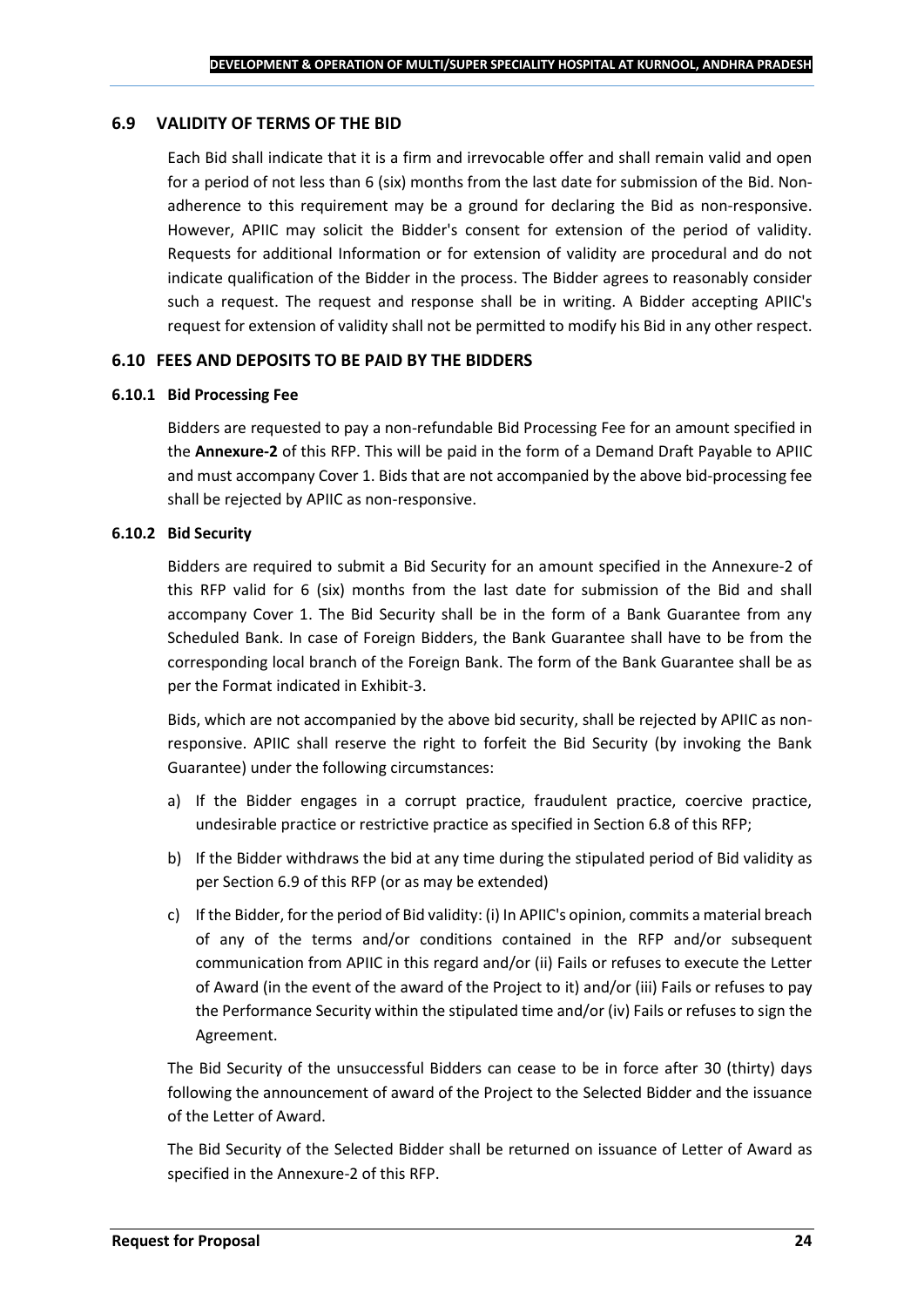## 6.9 VALIDITY OF TERMS OF THE BID

Each Bid shall indicate that it is a firm and irrevocable offer and shall remain valid and open for a period of not less than 6 (six) months from the last date for submission of the Bid. Non-adherence to this requirement may be a ground for declaring the Bid as non-responsive. However, APIIC may solicit the Bidder's consent for extension of the period of validity. Requests for additional Information or for extension of validity are procedural and do not indicate qualification of the Bidder in the process. The Bidder agrees to reasonably consider such a request. The request and response shall be in writing. A Bidder accepting APIIC's request for extension of validity shall not be permitted to modify his Bid in any other respect.

## 6.10 FEES AND DEPOSITS TO BE PAID BY THE BIDDERS

### 6.10.1 Bid Processing Fee

Bidders are requested to pay a non-refundable Bid Processing Fee for an amount specified in the **Annexure-2** of this RFP. This will be paid in the form of a Demand Draft Payable to APIIC and must accompany Cover 1. Bids that are not accompanied by the above bid-processing fee shall be rejected by APIIC as non-responsive.

### 6.10.2 Bid Security

Bidders are required to submit a Bid Security for an amount specified in the Annexure-2 of this RFP valid for 6 (six) months from the last date for submission of the Bid and shall accompany Cover 1. The Bid Security shall be in the form of a Bank Guarantee from any Scheduled Bank. In case of Foreign Bidders, the Bank Guarantee shall have to be from the corresponding local branch of the Foreign Bank. The form of the Bank Guarantee shall be as per the Format indicated in Exhibit-3.

Bids, which are not accompanied by the above bid security, shall be rejected by APIIC as non-responsive. APIIC shall reserve the right to forfeit the Bid Security (by invoking the Bank Guarantee) under the following circumstances:

a) If the Bidder engages in a corrupt practice, fraudulent practice, coercive practice, undesirable practice or restrictive practice as specified in Section 6.8 of this RFP;

b) If the Bidder withdraws the bid at any time during the stipulated period of Bid validity as per Section 6.9 of this RFP (or as may be extended)

c) If the Bidder, for the period of Bid validity: (i) In APIIC's opinion, commits a material breach of any of the terms and/or conditions contained in the RFP and/or subsequent communication from APIIC in this regard and/or (ii) Fails or refuses to execute the Letter of Award (in the event of the award of the Project to it) and/or (iii) Fails or refuses to pay the Performance Security within the stipulated time and/or (iv) Fails or refuses to sign the Agreement.

The Bid Security of the unsuccessful Bidders can cease to be in force after 30 (thirty) days following the announcement of award of the Project to the Selected Bidder and the issuance of the Letter of Award.

The Bid Security of the Selected Bidder shall be returned on issuance of Letter of Award as specified in the Annexure-2 of this RFP.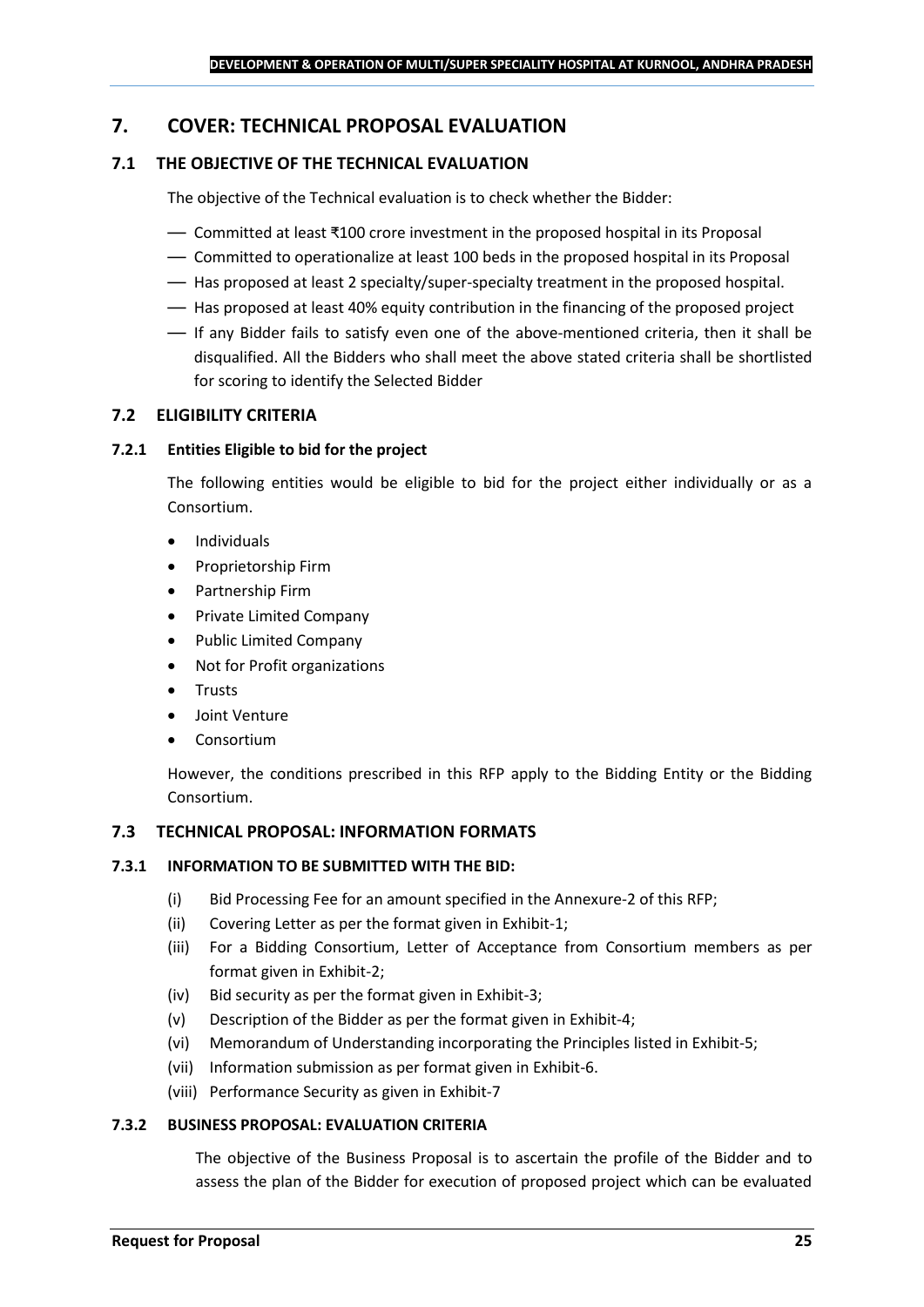## 7. COVER: TECHNICAL PROPOSAL EVALUATION

### 7.1 THE OBJECTIVE OF THE TECHNICAL EVALUATION

The objective of the Technical evaluation is to check whether the Bidder:

- Committed at least ₹100 crore investment in the proposed hospital in its Proposal
- Committed to operationalize at least 100 beds in the proposed hospital in its Proposal
- Has proposed at least 2 specialty/super-specialty treatment in the proposed hospital.
- Has proposed at least 40% equity contribution in the financing of the proposed project
- If any Bidder fails to satisfy even one of the above-mentioned criteria, then it shall be disqualified. All the Bidders who shall meet the above stated criteria shall be shortlisted for scoring to identify the Selected Bidder

### 7.2 ELIGIBILITY CRITERIA

#### 7.2.1 Entities Eligible to bid for the project

The following entities would be eligible to bid for the project either individually or as a Consortium.

- Individuals
- Proprietorship Firm
- Partnership Firm
- Private Limited Company
- Public Limited Company
- Not for Profit organizations
- Trusts
- Joint Venture
- Consortium

However, the conditions prescribed in this RFP apply to the Bidding Entity or the Bidding Consortium.

### 7.3 TECHNICAL PROPOSAL: INFORMATION FORMATS

#### 7.3.1 INFORMATION TO BE SUBMITTED WITH THE BID:

(i) Bid Processing Fee for an amount specified in the Annexure-2 of this RFP;

(ii) Covering Letter as per the format given in Exhibit-1;

(iii) For a Bidding Consortium, Letter of Acceptance from Consortium members as per format given in Exhibit-2;

(iv) Bid security as per the format given in Exhibit-3;

(v) Description of the Bidder as per the format given in Exhibit-4;

(vi) Memorandum of Understanding incorporating the Principles listed in Exhibit-5;

(vii) Information submission as per format given in Exhibit-6.

(viii) Performance Security as given in Exhibit-7

#### 7.3.2 BUSINESS PROPOSAL: EVALUATION CRITERIA

The objective of the Business Proposal is to ascertain the profile of the Bidder and to assess the plan of the Bidder for execution of proposed project which can be evaluated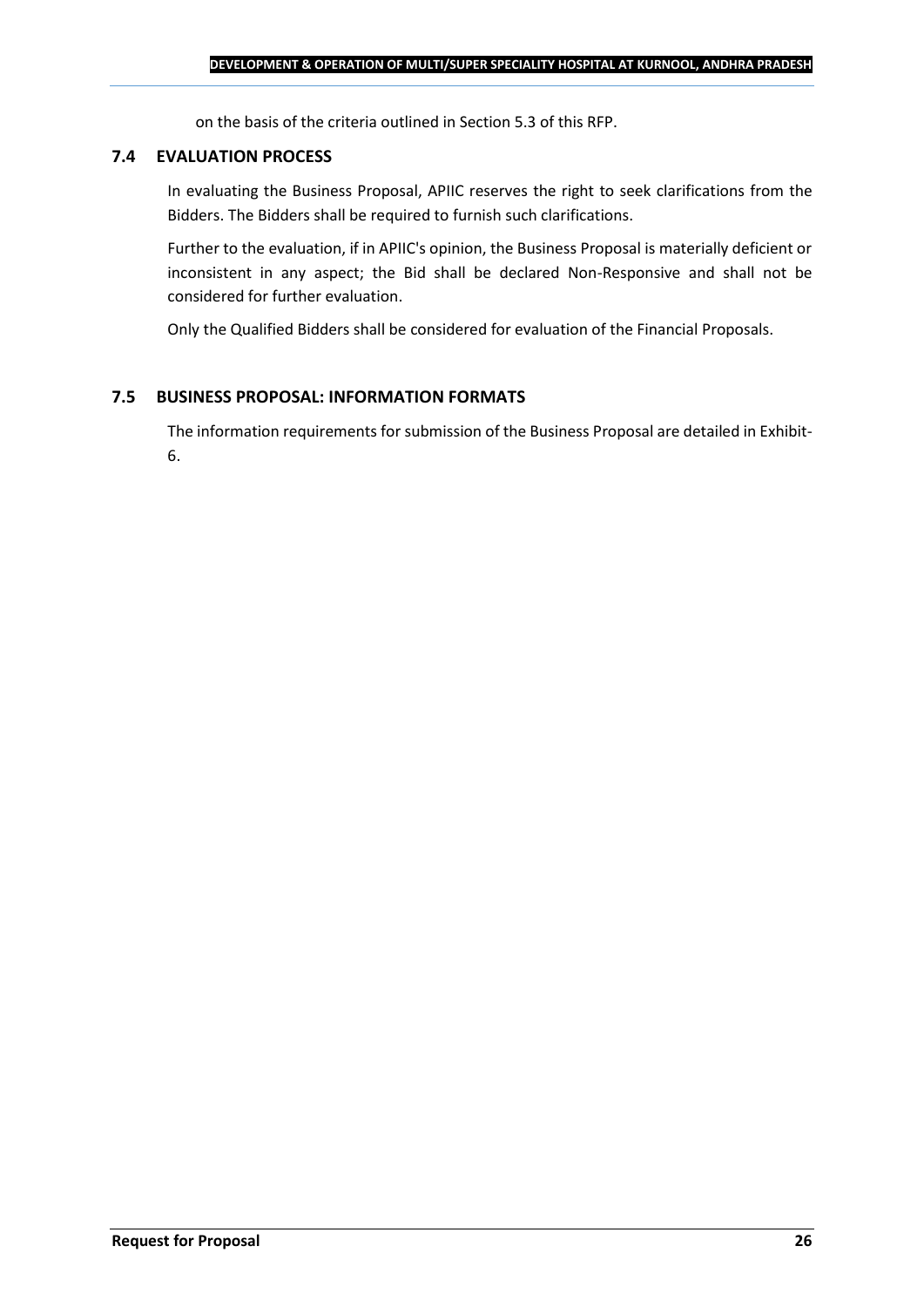on the basis of the criteria outlined in Section 5.3 of this RFP.

### 7.4 EVALUATION PROCESS

In evaluating the Business Proposal, APIIC reserves the right to seek clarifications from the Bidders. The Bidders shall be required to furnish such clarifications.

Further to the evaluation, if in APIIC's opinion, the Business Proposal is materially deficient or inconsistent in any aspect; the Bid shall be declared Non-Responsive and shall not be considered for further evaluation.

Only the Qualified Bidders shall be considered for evaluation of the Financial Proposals.

### 7.5 BUSINESS PROPOSAL: INFORMATION FORMATS

The information requirements for submission of the Business Proposal are detailed in Exhibit-6.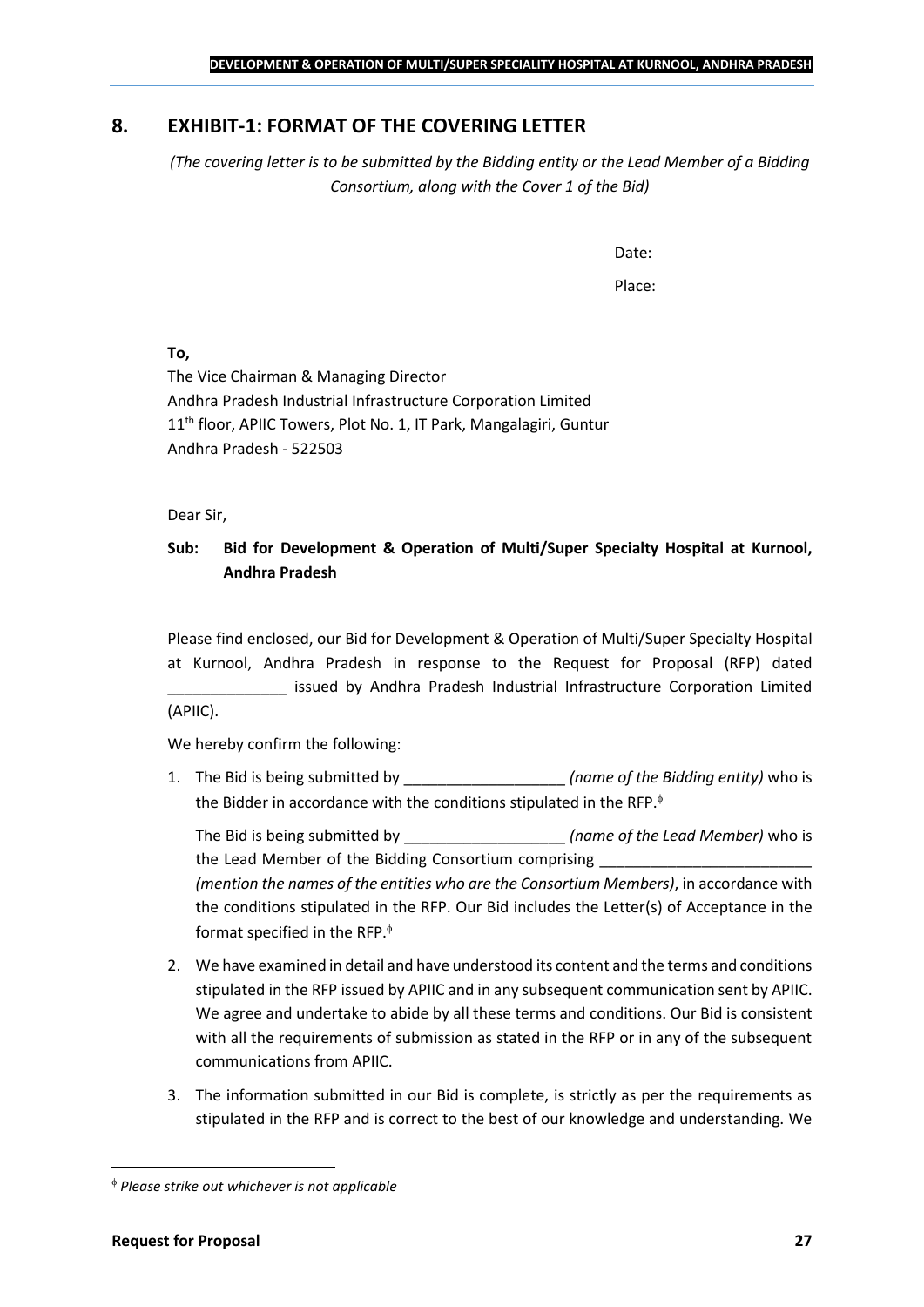## 8. EXHIBIT-1: FORMAT OF THE COVERING LETTER

*(The covering letter is to be submitted by the Bidding entity or the Lead Member of a Bidding Consortium, along with the Cover 1 of the Bid)*

Date:

Place:

**To,**

The Vice Chairman & Managing Director
Andhra Pradesh Industrial Infrastructure Corporation Limited
11th floor, APIIC Towers, Plot No. 1, IT Park, Mangalagiri, Guntur
Andhra Pradesh - 522503

Dear Sir,

**Sub: Bid for Development & Operation of Multi/Super Specialty Hospital at Kurnool, Andhra Pradesh**

Please find enclosed, our Bid for Development & Operation of Multi/Super Specialty Hospital at Kurnool, Andhra Pradesh in response to the Request for Proposal (RFP) dated ______________ issued by Andhra Pradesh Industrial Infrastructure Corporation Limited (APIIC).

We hereby confirm the following:

1. The Bid is being submitted by ___________________ *(name of the Bidding entity)* who is the Bidder in accordance with the conditions stipulated in the RFP.[ɸ]

   The Bid is being submitted by ___________________ *(name of the Lead Member)* who is the Lead Member of the Bidding Consortium comprising _________________________ *(mention the names of the entities who are the Consortium Members)*, in accordance with the conditions stipulated in the RFP. Our Bid includes the Letter(s) of Acceptance in the format specified in the RFP.[ɸ]

2. We have examined in detail and have understood its content and the terms and conditions stipulated in the RFP issued by APIIC and in any subsequent communication sent by APIIC. We agree and undertake to abide by all these terms and conditions. Our Bid is consistent with all the requirements of submission as stated in the RFP or in any of the subsequent communications from APIIC.

3. The information submitted in our Bid is complete, is strictly as per the requirements as stipulated in the RFP and is correct to the best of our knowledge and understanding. We

---

[ɸ] *Please strike out whichever is not applicable*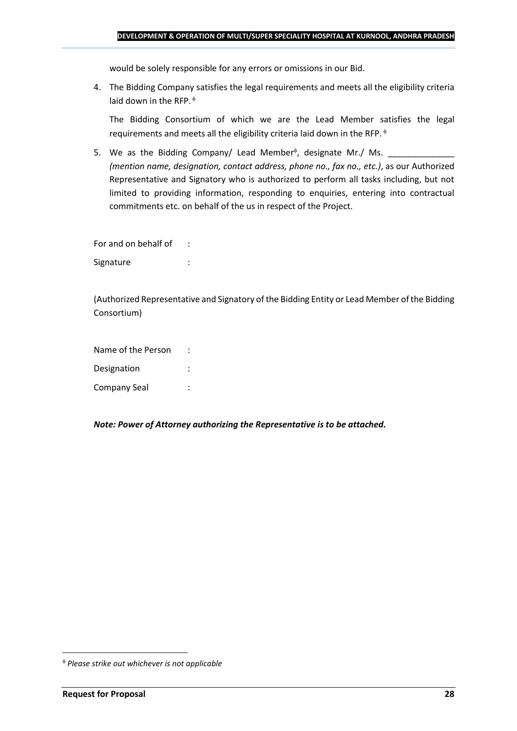would be solely responsible for any errors or omissions in our Bid.

4. The Bidding Company satisfies the legal requirements and meets all the eligibility criteria laid down in the RFP. [ϕ]

   The Bidding Consortium of which we are the Lead Member satisfies the legal requirements and meets all the eligibility criteria laid down in the RFP. [ϕ]

5. We as the Bidding Company/ Lead Member[ϕ], designate Mr./ Ms. ______________ *(mention name, designation, contact address, phone no., fax no., etc.)*, as our Authorized Representative and Signatory who is authorized to perform all tasks including, but not limited to providing information, responding to enquiries, entering into contractual commitments etc. on behalf of the us in respect of the Project.

For and on behalf of :

Signature :

(Authorized Representative and Signatory of the Bidding Entity or Lead Member of the Bidding Consortium)

Name of the Person :

Designation :

Company Seal :

***Note: Power of Attorney authorizing the Representative is to be attached.***

---

[ϕ] *Please strike out whichever is not applicable*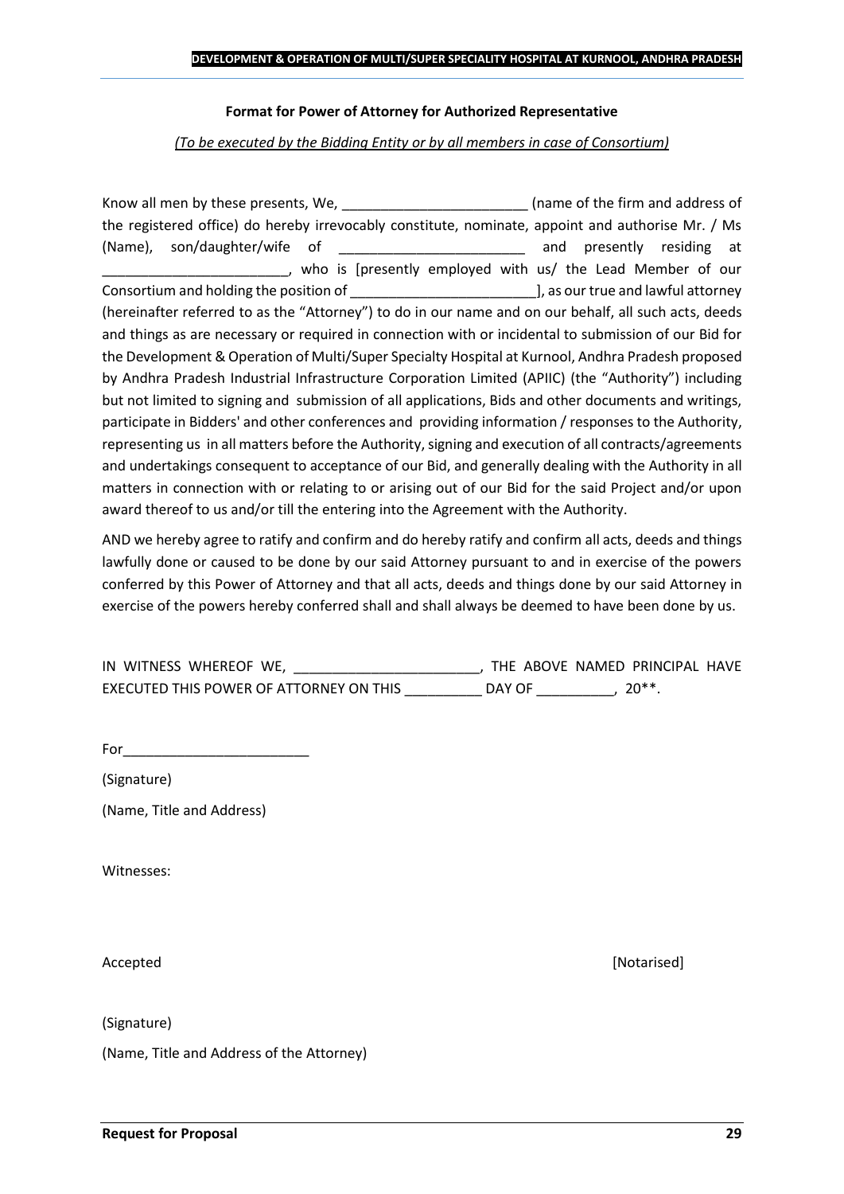**Format for Power of Attorney for Authorized Representative**

*(To be executed by the Bidding Entity or by all members in case of Consortium)*

Know all men by these presents, We, ________________________ (name of the firm and address of the registered office) do hereby irrevocably constitute, nominate, appoint and authorise Mr. / Ms (Name), son/daughter/wife of ________________________ and presently residing at ________________________, who is [presently employed with us/ the Lead Member of our Consortium and holding the position of ________________________], as our true and lawful attorney (hereinafter referred to as the "Attorney") to do in our name and on our behalf, all such acts, deeds and things as are necessary or required in connection with or incidental to submission of our Bid for the Development & Operation of Multi/Super Specialty Hospital at Kurnool, Andhra Pradesh proposed by Andhra Pradesh Industrial Infrastructure Corporation Limited (APIIC) (the "Authority") including but not limited to signing and submission of all applications, Bids and other documents and writings, participate in Bidders' and other conferences and providing information / responses to the Authority, representing us in all matters before the Authority, signing and execution of all contracts/agreements and undertakings consequent to acceptance of our Bid, and generally dealing with the Authority in all matters in connection with or relating to or arising out of our Bid for the said Project and/or upon award thereof to us and/or till the entering into the Agreement with the Authority.

AND we hereby agree to ratify and confirm and do hereby ratify and confirm all acts, deeds and things lawfully done or caused to be done by our said Attorney pursuant to and in exercise of the powers conferred by this Power of Attorney and that all acts, deeds and things done by our said Attorney in exercise of the powers hereby conferred shall and shall always be deemed to have been done by us.

IN WITNESS WHEREOF WE, ________________________, THE ABOVE NAMED PRINCIPAL HAVE EXECUTED THIS POWER OF ATTORNEY ON THIS __________ DAY OF __________, 20**.

For________________________

(Signature)

(Name, Title and Address)

Witnesses:

Accepted [Notarised]

(Signature)

(Name, Title and Address of the Attorney)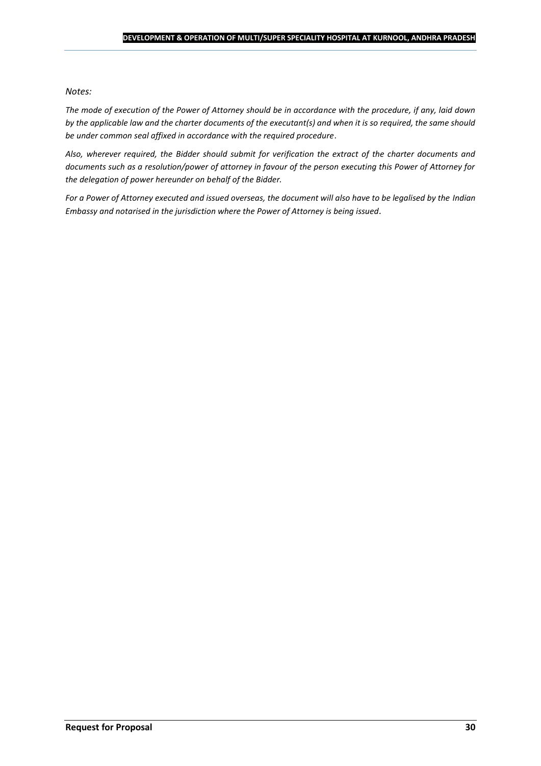*Notes:*

*The mode of execution of the Power of Attorney should be in accordance with the procedure, if any, laid down by the applicable law and the charter documents of the executant(s) and when it is so required, the same should be under common seal affixed in accordance with the required procedure.*

*Also, wherever required, the Bidder should submit for verification the extract of the charter documents and documents such as a resolution/power of attorney in favour of the person executing this Power of Attorney for the delegation of power hereunder on behalf of the Bidder.*

*For a Power of Attorney executed and issued overseas, the document will also have to be legalised by the Indian Embassy and notarised in the jurisdiction where the Power of Attorney is being issued.*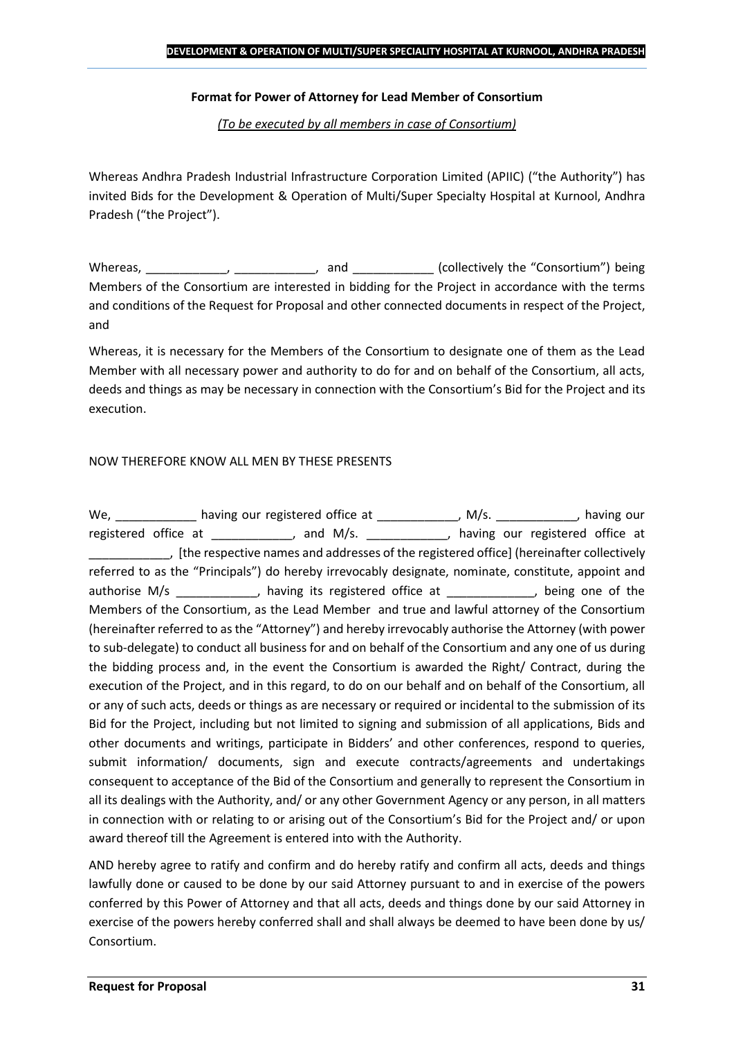**Format for Power of Attorney for Lead Member of Consortium**

*(To be executed by all members in case of Consortium)*

Whereas Andhra Pradesh Industrial Infrastructure Corporation Limited (APIIC) ("the Authority") has invited Bids for the Development & Operation of Multi/Super Specialty Hospital at Kurnool, Andhra Pradesh ("the Project").

Whereas, ____________, ____________, and ____________ (collectively the "Consortium") being Members of the Consortium are interested in bidding for the Project in accordance with the terms and conditions of the Request for Proposal and other connected documents in respect of the Project, and

Whereas, it is necessary for the Members of the Consortium to designate one of them as the Lead Member with all necessary power and authority to do for and on behalf of the Consortium, all acts, deeds and things as may be necessary in connection with the Consortium's Bid for the Project and its execution.

NOW THEREFORE KNOW ALL MEN BY THESE PRESENTS

We, ____________ having our registered office at ____________, M/s. ____________, having our registered office at ____________, and M/s. ____________, having our registered office at ____________, [the respective names and addresses of the registered office] (hereinafter collectively referred to as the "Principals") do hereby irrevocably designate, nominate, constitute, appoint and authorise M/s ____________, having its registered office at _____________, being one of the Members of the Consortium, as the Lead Member and true and lawful attorney of the Consortium (hereinafter referred to as the "Attorney") and hereby irrevocably authorise the Attorney (with power to sub-delegate) to conduct all business for and on behalf of the Consortium and any one of us during the bidding process and, in the event the Consortium is awarded the Right/ Contract, during the execution of the Project, and in this regard, to do on our behalf and on behalf of the Consortium, all or any of such acts, deeds or things as are necessary or required or incidental to the submission of its Bid for the Project, including but not limited to signing and submission of all applications, Bids and other documents and writings, participate in Bidders' and other conferences, respond to queries, submit information/ documents, sign and execute contracts/agreements and undertakings consequent to acceptance of the Bid of the Consortium and generally to represent the Consortium in all its dealings with the Authority, and/ or any other Government Agency or any person, in all matters in connection with or relating to or arising out of the Consortium's Bid for the Project and/ or upon award thereof till the Agreement is entered into with the Authority.

AND hereby agree to ratify and confirm and do hereby ratify and confirm all acts, deeds and things lawfully done or caused to be done by our said Attorney pursuant to and in exercise of the powers conferred by this Power of Attorney and that all acts, deeds and things done by our said Attorney in exercise of the powers hereby conferred shall and shall always be deemed to have been done by us/ Consortium.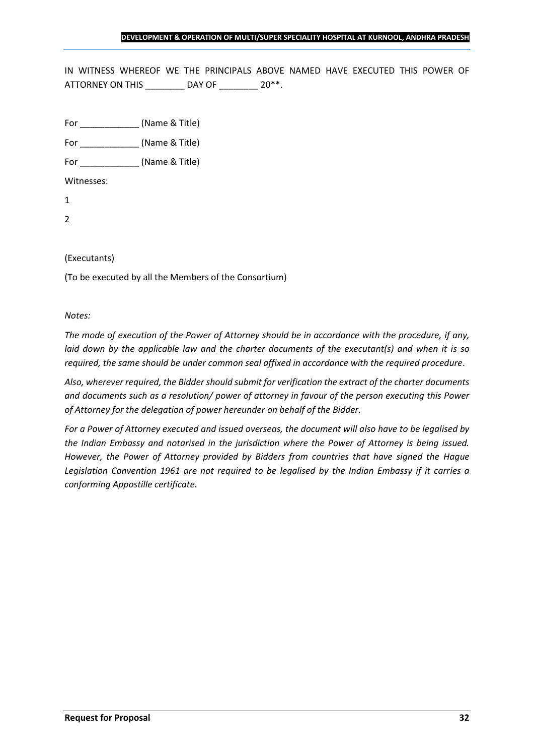IN WITNESS WHEREOF WE THE PRINCIPALS ABOVE NAMED HAVE EXECUTED THIS POWER OF ATTORNEY ON THIS ________ DAY OF ________ 20**.

For ____________ (Name & Title)

For ____________ (Name & Title)

For ____________ (Name & Title)

Witnesses:

1

2

(Executants)

(To be executed by all the Members of the Consortium)

*Notes:*

*The mode of execution of the Power of Attorney should be in accordance with the procedure, if any, laid down by the applicable law and the charter documents of the executant(s) and when it is so required, the same should be under common seal affixed in accordance with the required procedure.*

*Also, wherever required, the Bidder should submit for verification the extract of the charter documents and documents such as a resolution/ power of attorney in favour of the person executing this Power of Attorney for the delegation of power hereunder on behalf of the Bidder.*

*For a Power of Attorney executed and issued overseas, the document will also have to be legalised by the Indian Embassy and notarised in the jurisdiction where the Power of Attorney is being issued. However, the Power of Attorney provided by Bidders from countries that have signed the Hague Legislation Convention 1961 are not required to be legalised by the Indian Embassy if it carries a conforming Appostille certificate.*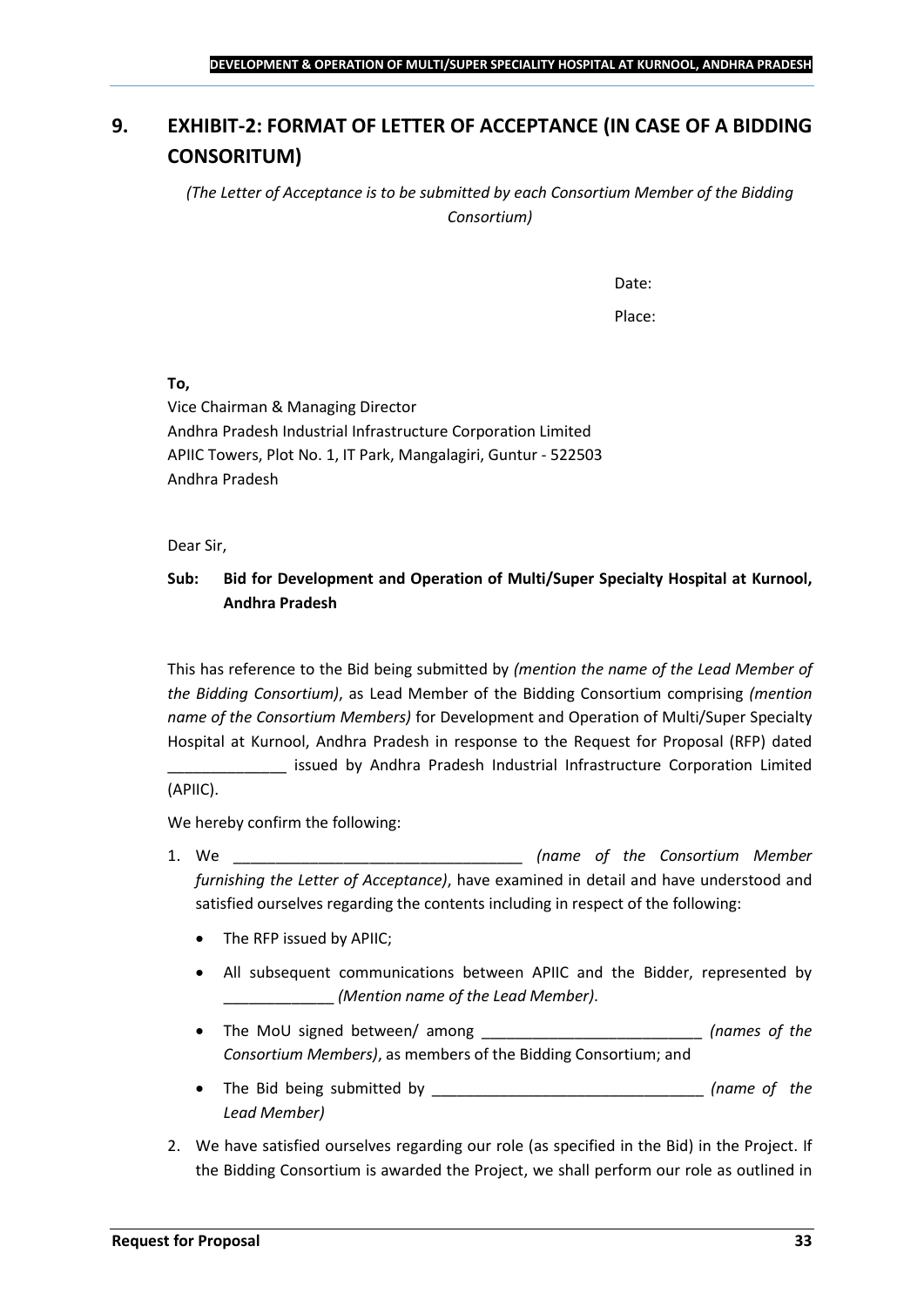## 9. EXHIBIT-2: FORMAT OF LETTER OF ACCEPTANCE (IN CASE OF A BIDDING CONSORITUM)

*(The Letter of Acceptance is to be submitted by each Consortium Member of the Bidding Consortium)*

Date:

Place:

**To,**

Vice Chairman & Managing Director
Andhra Pradesh Industrial Infrastructure Corporation Limited
APIIC Towers, Plot No. 1, IT Park, Mangalagiri, Guntur - 522503
Andhra Pradesh

Dear Sir,

**Sub: Bid for Development and Operation of Multi/Super Specialty Hospital at Kurnool, Andhra Pradesh**

This has reference to the Bid being submitted by *(mention the name of the Lead Member of the Bidding Consortium)*, as Lead Member of the Bidding Consortium comprising *(mention name of the Consortium Members)* for Development and Operation of Multi/Super Specialty Hospital at Kurnool, Andhra Pradesh in response to the Request for Proposal (RFP) dated ______________ issued by Andhra Pradesh Industrial Infrastructure Corporation Limited (APIIC).

We hereby confirm the following:

1. We __________________________________ *(name of the Consortium Member furnishing the Letter of Acceptance)*, have examined in detail and have understood and satisfied ourselves regarding the contents including in respect of the following:
   - The RFP issued by APIIC;
   - All subsequent communications between APIIC and the Bidder, represented by _____________ *(Mention name of the Lead Member)*.
   - The MoU signed between/ among __________________________ *(names of the Consortium Members)*, as members of the Bidding Consortium; and
   - The Bid being submitted by ________________________________ *(name of the Lead Member)*
2. We have satisfied ourselves regarding our role (as specified in the Bid) in the Project. If the Bidding Consortium is awarded the Project, we shall perform our role as outlined in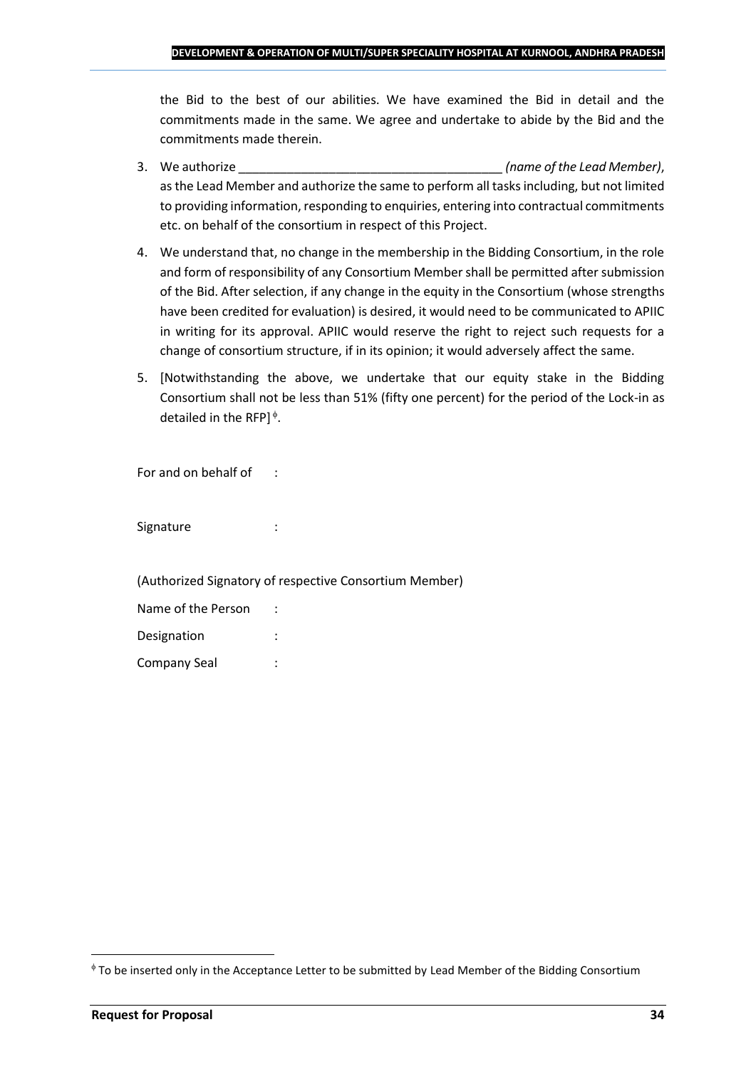the Bid to the best of our abilities. We have examined the Bid in detail and the commitments made in the same. We agree and undertake to abide by the Bid and the commitments made therein.

3. We authorize ______________________________________ *(name of the Lead Member)*, as the Lead Member and authorize the same to perform all tasks including, but not limited to providing information, responding to enquiries, entering into contractual commitments etc. on behalf of the consortium in respect of this Project.
4. We understand that, no change in the membership in the Bidding Consortium, in the role and form of responsibility of any Consortium Member shall be permitted after submission of the Bid. After selection, if any change in the equity in the Consortium (whose strengths have been credited for evaluation) is desired, it would need to be communicated to APIIC in writing for its approval. APIIC would reserve the right to reject such requests for a change of consortium structure, if in its opinion; it would adversely affect the same.
5. [Notwithstanding the above, we undertake that our equity stake in the Bidding Consortium shall not be less than 51% (fifty one percent) for the period of the Lock-in as detailed in the RFP][ϕ].

For and on behalf of :

Signature :

(Authorized Signatory of respective Consortium Member)

Name of the Person :

Designation :

Company Seal :

---

[ϕ] To be inserted only in the Acceptance Letter to be submitted by Lead Member of the Bidding Consortium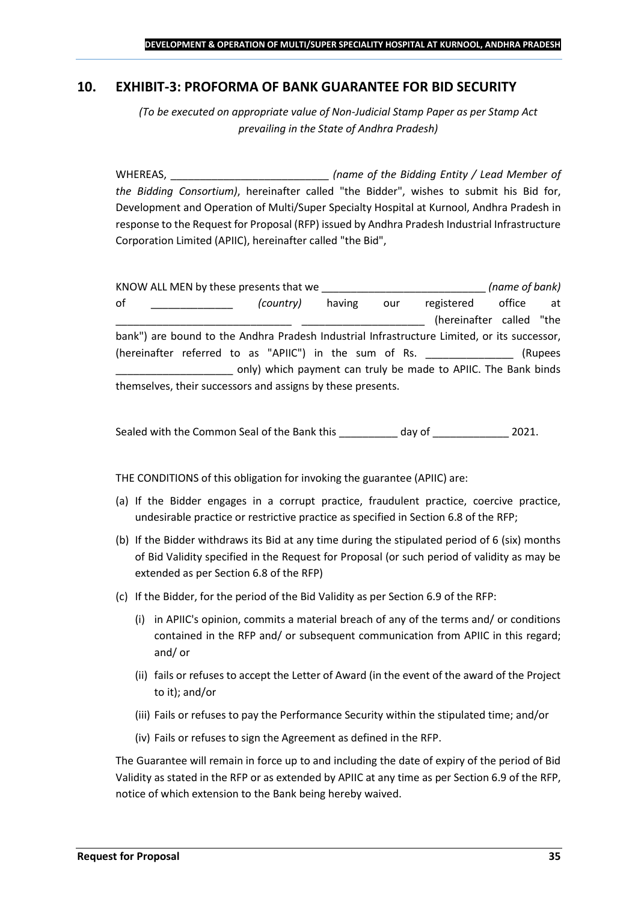## 10. EXHIBIT-3: PROFORMA OF BANK GUARANTEE FOR BID SECURITY

*(To be executed on appropriate value of Non-Judicial Stamp Paper as per Stamp Act prevailing in the State of Andhra Pradesh)*

WHEREAS, ___________________________ *(name of the Bidding Entity / Lead Member of the Bidding Consortium)*, hereinafter called "the Bidder", wishes to submit his Bid for, Development and Operation of Multi/Super Specialty Hospital at Kurnool, Andhra Pradesh in response to the Request for Proposal (RFP) issued by Andhra Pradesh Industrial Infrastructure Corporation Limited (APIIC), hereinafter called "the Bid",

KNOW ALL MEN by these presents that we ____________________________ *(name of bank)* of ______________ *(country)* having our registered office at ______________________________ _____________________ (hereinafter called "the bank") are bound to the Andhra Pradesh Industrial Infrastructure Limited, or its successor, (hereinafter referred to as "APIIC") in the sum of Rs. _______________ (Rupees ____________________ only) which payment can truly be made to APIIC. The Bank binds themselves, their successors and assigns by these presents.

Sealed with the Common Seal of the Bank this __________ day of _____________ 2021.

THE CONDITIONS of this obligation for invoking the guarantee (APIIC) are:

(a) If the Bidder engages in a corrupt practice, fraudulent practice, coercive practice, undesirable practice or restrictive practice as specified in Section 6.8 of the RFP;

(b) If the Bidder withdraws its Bid at any time during the stipulated period of 6 (six) months of Bid Validity specified in the Request for Proposal (or such period of validity as may be extended as per Section 6.8 of the RFP)

(c) If the Bidder, for the period of the Bid Validity as per Section 6.9 of the RFP:

   (i) in APIIC's opinion, commits a material breach of any of the terms and/ or conditions contained in the RFP and/ or subsequent communication from APIIC in this regard; and/ or

   (ii) fails or refuses to accept the Letter of Award (in the event of the award of the Project to it); and/or

   (iii) Fails or refuses to pay the Performance Security within the stipulated time; and/or

   (iv) Fails or refuses to sign the Agreement as defined in the RFP.

The Guarantee will remain in force up to and including the date of expiry of the period of Bid Validity as stated in the RFP or as extended by APIIC at any time as per Section 6.9 of the RFP, notice of which extension to the Bank being hereby waived.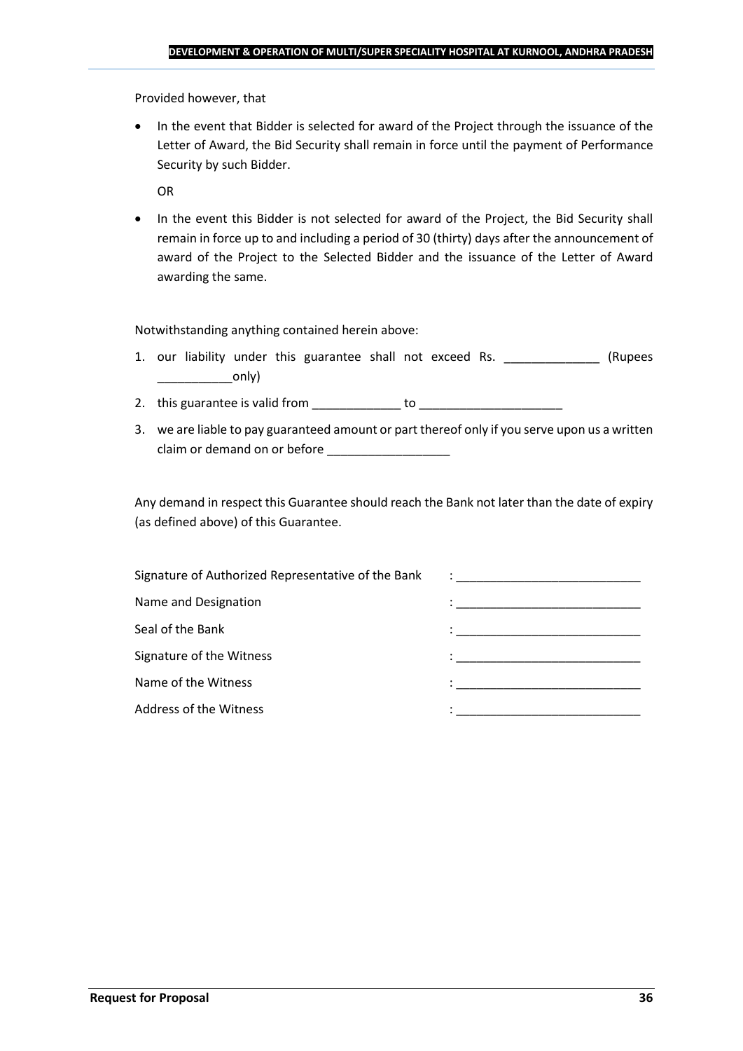Provided however, that

- In the event that Bidder is selected for award of the Project through the issuance of the Letter of Award, the Bid Security shall remain in force until the payment of Performance Security by such Bidder.

  OR

- In the event this Bidder is not selected for award of the Project, the Bid Security shall remain in force up to and including a period of 30 (thirty) days after the announcement of award of the Project to the Selected Bidder and the issuance of the Letter of Award awarding the same.

Notwithstanding anything contained herein above:

1. our liability under this guarantee shall not exceed Rs. ______________ (Rupees ___________only)
2. this guarantee is valid from _____________ to _____________________
3. we are liable to pay guaranteed amount or part thereof only if you serve upon us a written claim or demand on or before __________________

Any demand in respect this Guarantee should reach the Bank not later than the date of expiry (as defined above) of this Guarantee.

Signature of Authorized Representative of the Bank : ___________________________

Name and Designation : ___________________________

Seal of the Bank : ___________________________

Signature of the Witness : ___________________________

Name of the Witness : ___________________________

Address of the Witness : ___________________________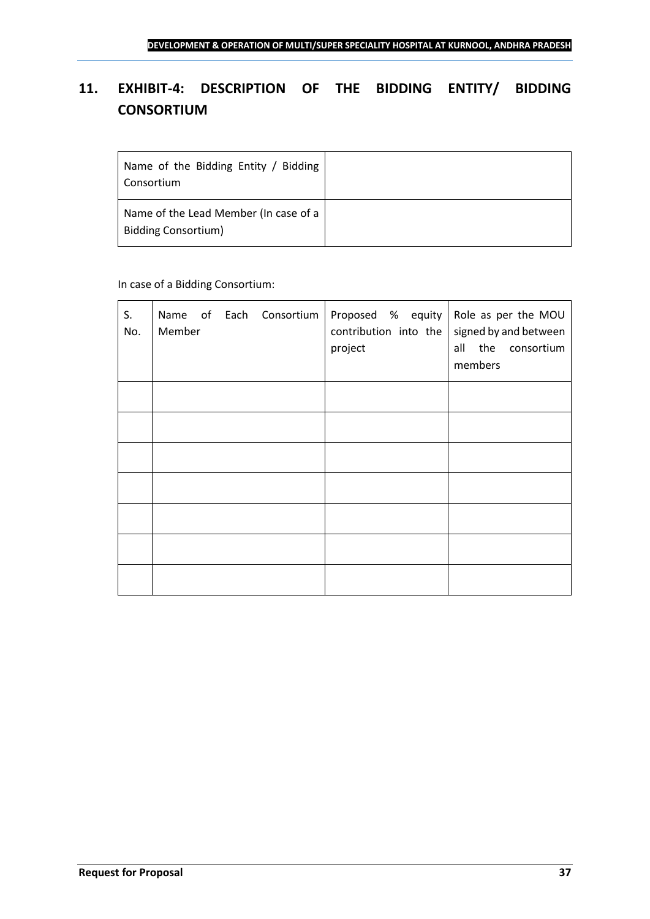## 11. EXHIBIT-4: DESCRIPTION OF THE BIDDING ENTITY/ BIDDING CONSORTIUM

| Name of the Bidding Entity / Bidding Consortium | |
|---|---|
| Name of the Lead Member (In case of a Bidding Consortium) | |

In case of a Bidding Consortium:

| S. No. | Name of Each Consortium Member | Proposed % equity contribution into the project | Role as per the MOU signed by and between all the consortium members |
|---|---|---|---|
| | | | |
| | | | |
| | | | |
| | | | |
| | | | |
| | | | |
| | | | |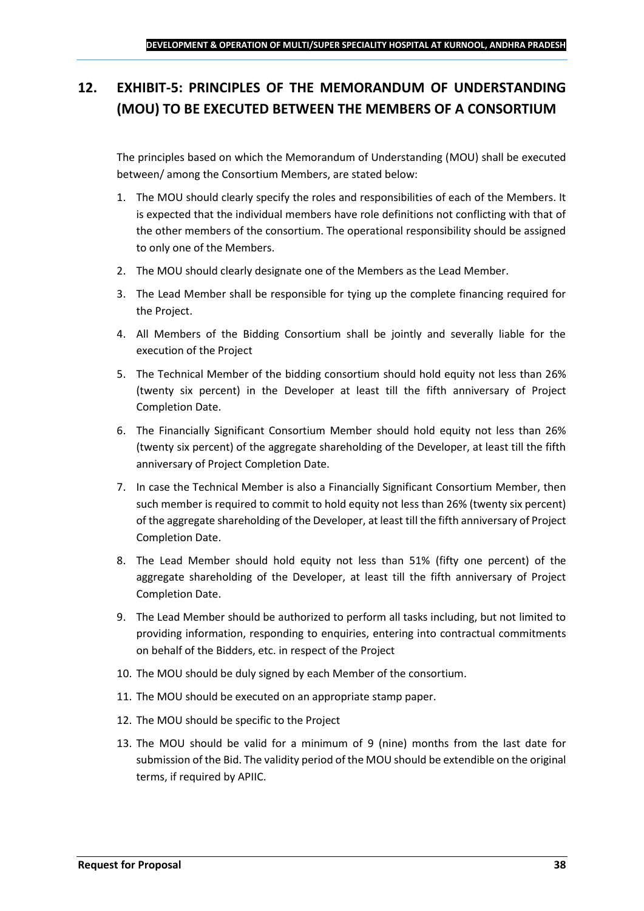## 12. EXHIBIT-5: PRINCIPLES OF THE MEMORANDUM OF UNDERSTANDING (MOU) TO BE EXECUTED BETWEEN THE MEMBERS OF A CONSORTIUM

The principles based on which the Memorandum of Understanding (MOU) shall be executed between/ among the Consortium Members, are stated below:

1. The MOU should clearly specify the roles and responsibilities of each of the Members. It is expected that the individual members have role definitions not conflicting with that of the other members of the consortium. The operational responsibility should be assigned to only one of the Members.
2. The MOU should clearly designate one of the Members as the Lead Member.
3. The Lead Member shall be responsible for tying up the complete financing required for the Project.
4. All Members of the Bidding Consortium shall be jointly and severally liable for the execution of the Project
5. The Technical Member of the bidding consortium should hold equity not less than 26% (twenty six percent) in the Developer at least till the fifth anniversary of Project Completion Date.
6. The Financially Significant Consortium Member should hold equity not less than 26% (twenty six percent) of the aggregate shareholding of the Developer, at least till the fifth anniversary of Project Completion Date.
7. In case the Technical Member is also a Financially Significant Consortium Member, then such member is required to commit to hold equity not less than 26% (twenty six percent) of the aggregate shareholding of the Developer, at least till the fifth anniversary of Project Completion Date.
8. The Lead Member should hold equity not less than 51% (fifty one percent) of the aggregate shareholding of the Developer, at least till the fifth anniversary of Project Completion Date.
9. The Lead Member should be authorized to perform all tasks including, but not limited to providing information, responding to enquiries, entering into contractual commitments on behalf of the Bidders, etc. in respect of the Project
10. The MOU should be duly signed by each Member of the consortium.
11. The MOU should be executed on an appropriate stamp paper.
12. The MOU should be specific to the Project
13. The MOU should be valid for a minimum of 9 (nine) months from the last date for submission of the Bid. The validity period of the MOU should be extendible on the original terms, if required by APIIC.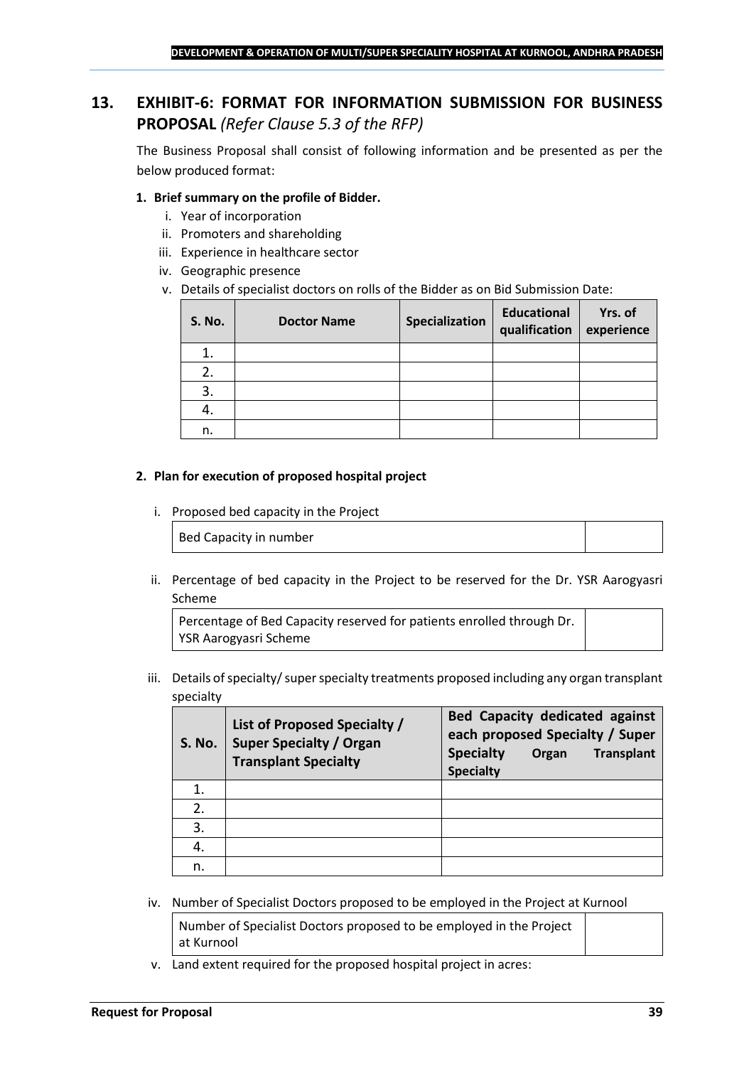## 13. EXHIBIT-6: FORMAT FOR INFORMATION SUBMISSION FOR BUSINESS PROPOSAL *(Refer Clause 5.3 of the RFP)*

The Business Proposal shall consist of following information and be presented as per the below produced format:

**1. Brief summary on the profile of Bidder.**

i. Year of incorporation
ii. Promoters and shareholding
iii. Experience in healthcare sector
iv. Geographic presence
v. Details of specialist doctors on rolls of the Bidder as on Bid Submission Date:

| S. No. | Doctor Name | Specialization | Educational qualification | Yrs. of experience |
|---|---|---|---|---|
| 1. | | | | |
| 2. | | | | |
| 3. | | | | |
| 4. | | | | |
| n. | | | | |

**2. Plan for execution of proposed hospital project**

i. Proposed bed capacity in the Project

| Bed Capacity in number | |
|---|---|

ii. Percentage of bed capacity in the Project to be reserved for the Dr. YSR Aarogyasri Scheme

| Percentage of Bed Capacity reserved for patients enrolled through Dr. YSR Aarogyasri Scheme | |
|---|---|

iii. Details of specialty/ super specialty treatments proposed including any organ transplant specialty

| S. No. | List of Proposed Specialty / Super Specialty / Organ Transplant Specialty | Bed Capacity dedicated against each proposed Specialty / Super Specialty Organ Transplant Specialty |
|---|---|---|
| 1. | | |
| 2. | | |
| 3. | | |
| 4. | | |
| n. | | |

iv. Number of Specialist Doctors proposed to be employed in the Project at Kurnool

| Number of Specialist Doctors proposed to be employed in the Project at Kurnool | |
|---|---|

v. Land extent required for the proposed hospital project in acres: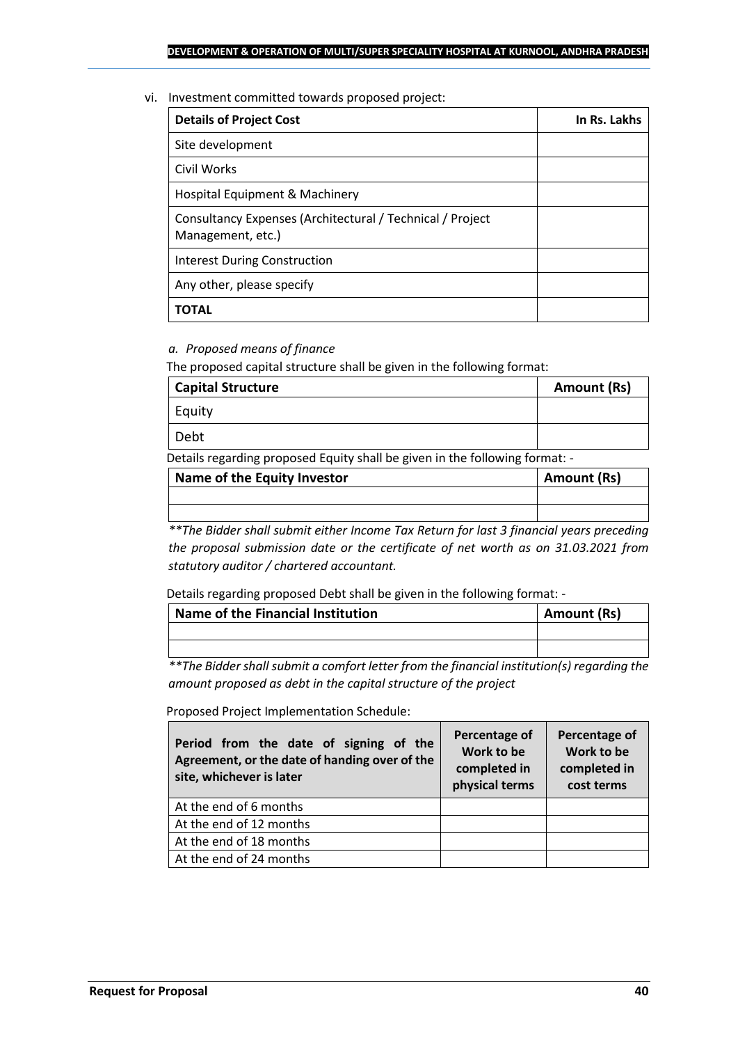vi. Investment committed towards proposed project:

| Details of Project Cost | In Rs. Lakhs |
|---|---|
| Site development | |
| Civil Works | |
| Hospital Equipment & Machinery | |
| Consultancy Expenses (Architectural / Technical / Project Management, etc.) | |
| Interest During Construction | |
| Any other, please specify | |
| **TOTAL** | |

*a. Proposed means of finance*

The proposed capital structure shall be given in the following format:

| Capital Structure | Amount (Rs) |
|---|---|
| Equity | |
| Debt | |

Details regarding proposed Equity shall be given in the following format: -

| Name of the Equity Investor | Amount (Rs) |
|---|---|
| | |
| | |

*\*\*The Bidder shall submit either Income Tax Return for last 3 financial years preceding the proposal submission date or the certificate of net worth as on 31.03.2021 from statutory auditor / chartered accountant.*

Details regarding proposed Debt shall be given in the following format: -

| Name of the Financial Institution | Amount (Rs) |
|---|---|
| | |
| | |

*\*\*The Bidder shall submit a comfort letter from the financial institution(s) regarding the amount proposed as debt in the capital structure of the project*

Proposed Project Implementation Schedule:

| Period from the date of signing of the Agreement, or the date of handing over of the site, whichever is later | Percentage of Work to be completed in physical terms | Percentage of Work to be completed in cost terms |
|---|---|---|
| At the end of 6 months | | |
| At the end of 12 months | | |
| At the end of 18 months | | |
| At the end of 24 months | | |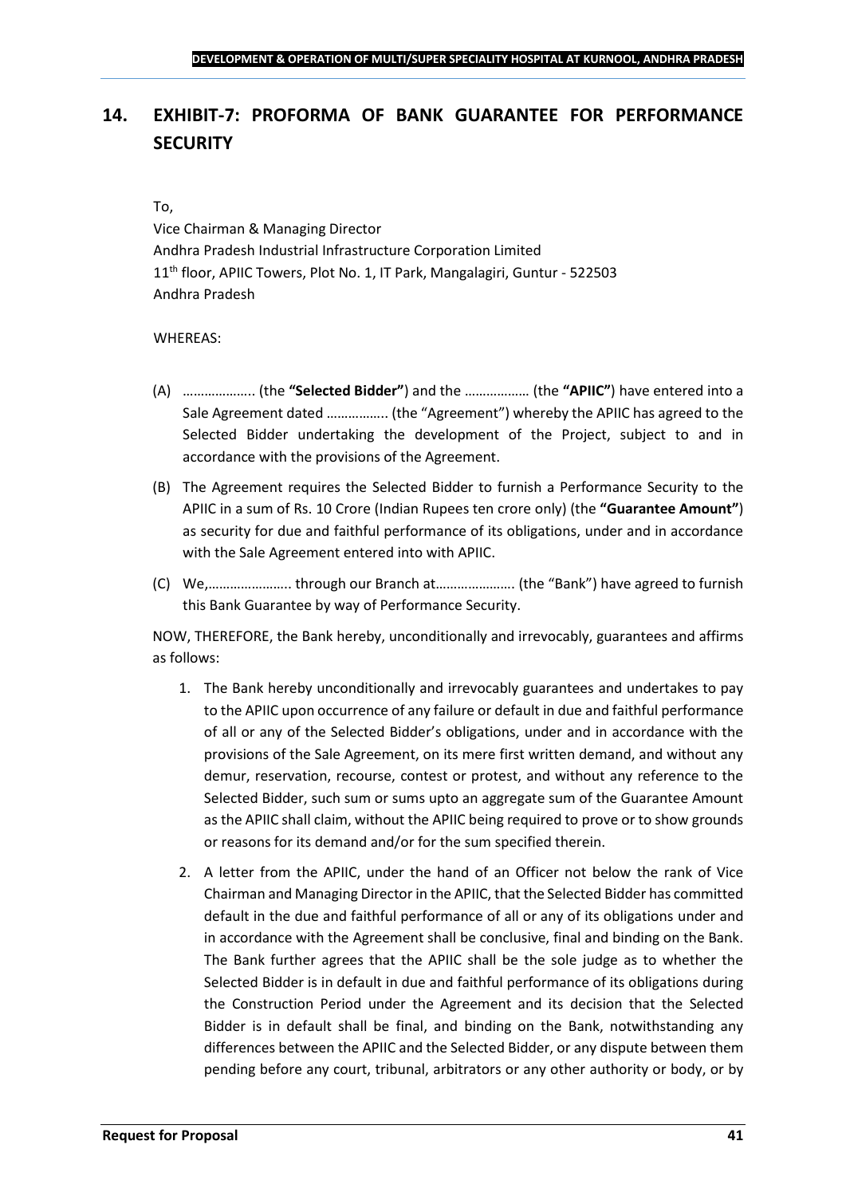## 14. EXHIBIT-7: PROFORMA OF BANK GUARANTEE FOR PERFORMANCE SECURITY

To,

Vice Chairman & Managing Director
Andhra Pradesh Industrial Infrastructure Corporation Limited
11th floor, APIIC Towers, Plot No. 1, IT Park, Mangalagiri, Guntur - 522503
Andhra Pradesh

WHEREAS:

(A) ……………….. (the **"Selected Bidder"**) and the …………….. (the **"APIIC"**) have entered into a Sale Agreement dated …………….. (the "Agreement") whereby the APIIC has agreed to the Selected Bidder undertaking the development of the Project, subject to and in accordance with the provisions of the Agreement.

(B) The Agreement requires the Selected Bidder to furnish a Performance Security to the APIIC in a sum of Rs. 10 Crore (Indian Rupees ten crore only) (the **"Guarantee Amount"**) as security for due and faithful performance of its obligations, under and in accordance with the Sale Agreement entered into with APIIC.

(C) We,………………….. through our Branch at…………………. (the "Bank") have agreed to furnish this Bank Guarantee by way of Performance Security.

NOW, THEREFORE, the Bank hereby, unconditionally and irrevocably, guarantees and affirms as follows:

1. The Bank hereby unconditionally and irrevocably guarantees and undertakes to pay to the APIIC upon occurrence of any failure or default in due and faithful performance of all or any of the Selected Bidder's obligations, under and in accordance with the provisions of the Sale Agreement, on its mere first written demand, and without any demur, reservation, recourse, contest or protest, and without any reference to the Selected Bidder, such sum or sums upto an aggregate sum of the Guarantee Amount as the APIIC shall claim, without the APIIC being required to prove or to show grounds or reasons for its demand and/or for the sum specified therein.

2. A letter from the APIIC, under the hand of an Officer not below the rank of Vice Chairman and Managing Director in the APIIC, that the Selected Bidder has committed default in the due and faithful performance of all or any of its obligations under and in accordance with the Agreement shall be conclusive, final and binding on the Bank. The Bank further agrees that the APIIC shall be the sole judge as to whether the Selected Bidder is in default in due and faithful performance of its obligations during the Construction Period under the Agreement and its decision that the Selected Bidder is in default shall be final, and binding on the Bank, notwithstanding any differences between the APIIC and the Selected Bidder, or any dispute between them pending before any court, tribunal, arbitrators or any other authority or body, or by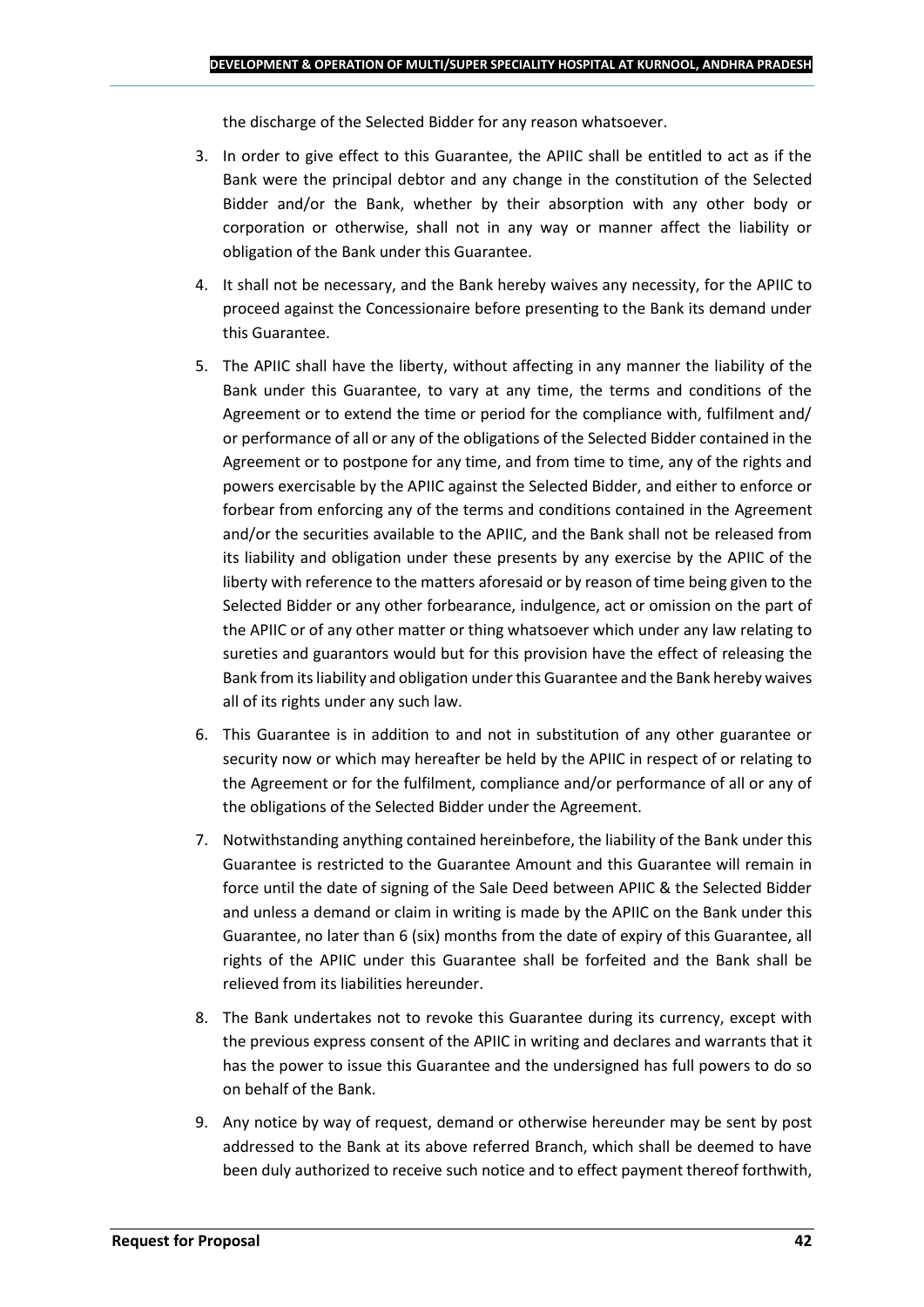the discharge of the Selected Bidder for any reason whatsoever.

3. In order to give effect to this Guarantee, the APIIC shall be entitled to act as if the Bank were the principal debtor and any change in the constitution of the Selected Bidder and/or the Bank, whether by their absorption with any other body or corporation or otherwise, shall not in any way or manner affect the liability or obligation of the Bank under this Guarantee.

4. It shall not be necessary, and the Bank hereby waives any necessity, for the APIIC to proceed against the Concessionaire before presenting to the Bank its demand under this Guarantee.

5. The APIIC shall have the liberty, without affecting in any manner the liability of the Bank under this Guarantee, to vary at any time, the terms and conditions of the Agreement or to extend the time or period for the compliance with, fulfilment and/ or performance of all or any of the obligations of the Selected Bidder contained in the Agreement or to postpone for any time, and from time to time, any of the rights and powers exercisable by the APIIC against the Selected Bidder, and either to enforce or forbear from enforcing any of the terms and conditions contained in the Agreement and/or the securities available to the APIIC, and the Bank shall not be released from its liability and obligation under these presents by any exercise by the APIIC of the liberty with reference to the matters aforesaid or by reason of time being given to the Selected Bidder or any other forbearance, indulgence, act or omission on the part of the APIIC or of any other matter or thing whatsoever which under any law relating to sureties and guarantors would but for this provision have the effect of releasing the Bank from its liability and obligation under this Guarantee and the Bank hereby waives all of its rights under any such law.

6. This Guarantee is in addition to and not in substitution of any other guarantee or security now or which may hereafter be held by the APIIC in respect of or relating to the Agreement or for the fulfilment, compliance and/or performance of all or any of the obligations of the Selected Bidder under the Agreement.

7. Notwithstanding anything contained hereinbefore, the liability of the Bank under this Guarantee is restricted to the Guarantee Amount and this Guarantee will remain in force until the date of signing of the Sale Deed between APIIC & the Selected Bidder and unless a demand or claim in writing is made by the APIIC on the Bank under this Guarantee, no later than 6 (six) months from the date of expiry of this Guarantee, all rights of the APIIC under this Guarantee shall be forfeited and the Bank shall be relieved from its liabilities hereunder.

8. The Bank undertakes not to revoke this Guarantee during its currency, except with the previous express consent of the APIIC in writing and declares and warrants that it has the power to issue this Guarantee and the undersigned has full powers to do so on behalf of the Bank.

9. Any notice by way of request, demand or otherwise hereunder may be sent by post addressed to the Bank at its above referred Branch, which shall be deemed to have been duly authorized to receive such notice and to effect payment thereof forthwith,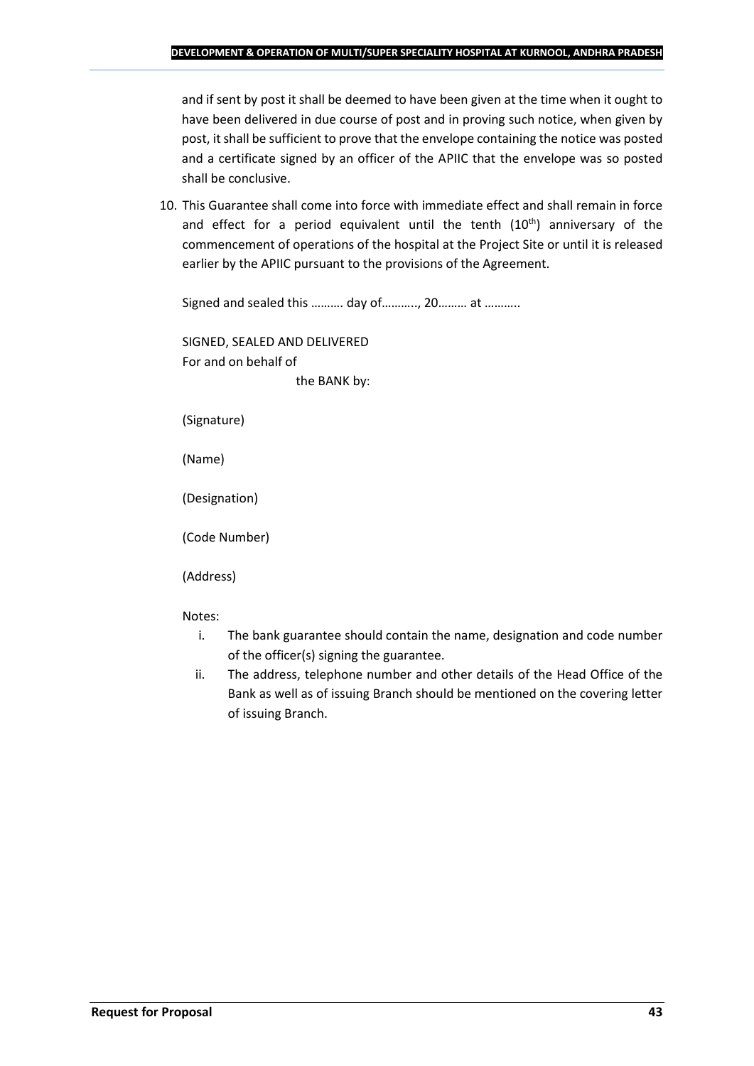and if sent by post it shall be deemed to have been given at the time when it ought to have been delivered in due course of post and in proving such notice, when given by post, it shall be sufficient to prove that the envelope containing the notice was posted and a certificate signed by an officer of the APIIC that the envelope was so posted shall be conclusive.

10. This Guarantee shall come into force with immediate effect and shall remain in force and effect for a period equivalent until the tenth ($10^{th}$) anniversary of the commencement of operations of the hospital at the Project Site or until it is released earlier by the APIIC pursuant to the provisions of the Agreement.

    Signed and sealed this ………. day of……….., 20……… at ………..

    SIGNED, SEALED AND DELIVERED
    For and on behalf of
    the BANK by:

    (Signature)

    (Name)

    (Designation)

    (Code Number)

    (Address)

    Notes:

    i. The bank guarantee should contain the name, designation and code number of the officer(s) signing the guarantee.
    ii. The address, telephone number and other details of the Head Office of the Bank as well as of issuing Branch should be mentioned on the covering letter of issuing Branch.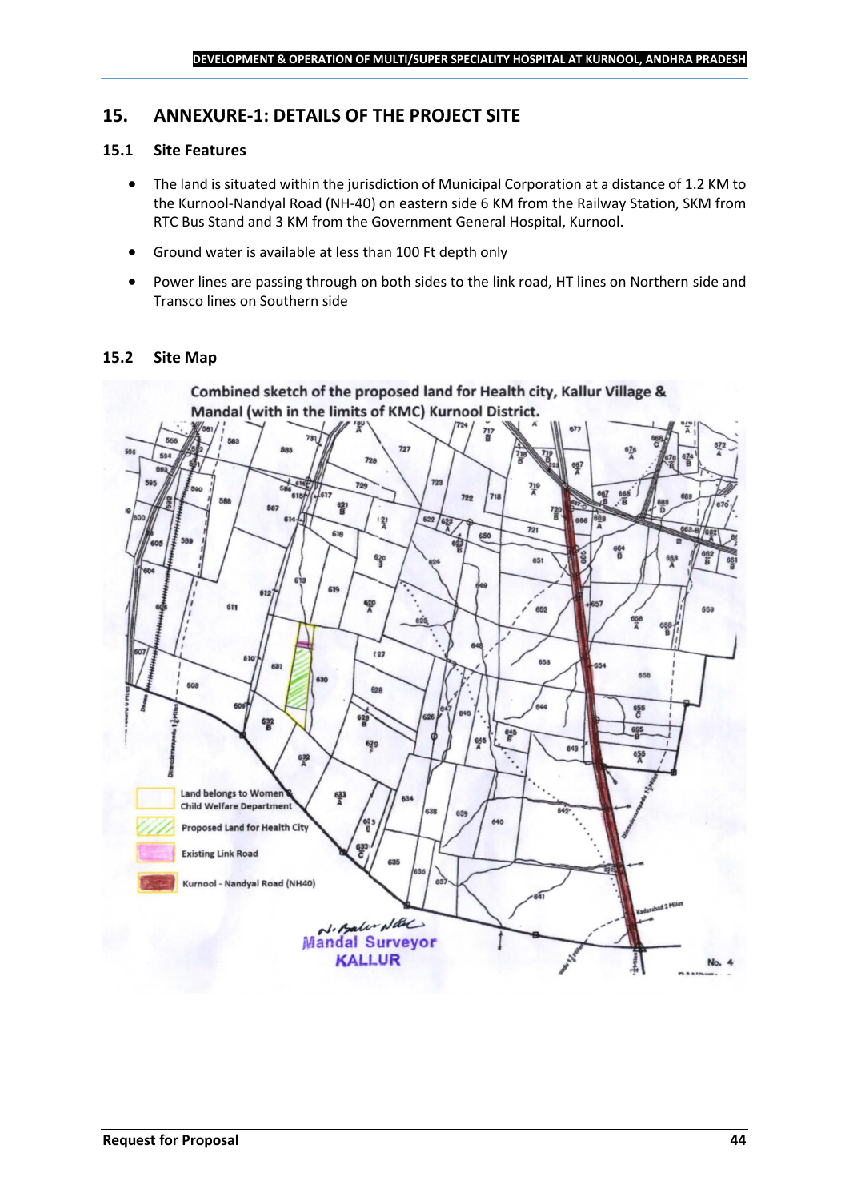## 15. ANNEXURE-1: DETAILS OF THE PROJECT SITE

### 15.1 Site Features

- The land is situated within the jurisdiction of Municipal Corporation at a distance of 1.2 KM to the Kurnool-Nandyal Road (NH-40) on eastern side 6 KM from the Railway Station, SKM from RTC Bus Stand and 3 KM from the Government General Hospital, Kurnool.
- Ground water is available at less than 100 Ft depth only
- Power lines are passing through on both sides to the link road, HT lines on Northern side and Transco lines on Southern side

### 15.2 Site Map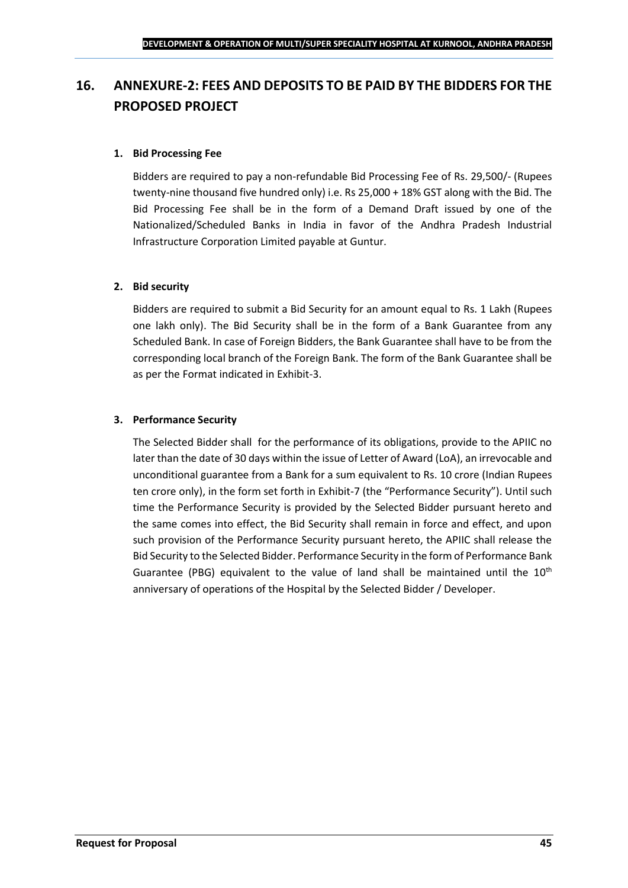# 16. ANNEXURE-2: FEES AND DEPOSITS TO BE PAID BY THE BIDDERS FOR THE PROPOSED PROJECT

**1. Bid Processing Fee**

Bidders are required to pay a non-refundable Bid Processing Fee of Rs. 29,500/- (Rupees twenty-nine thousand five hundred only) i.e. Rs 25,000 + 18% GST along with the Bid. The Bid Processing Fee shall be in the form of a Demand Draft issued by one of the Nationalized/Scheduled Banks in India in favor of the Andhra Pradesh Industrial Infrastructure Corporation Limited payable at Guntur.

**2. Bid security**

Bidders are required to submit a Bid Security for an amount equal to Rs. 1 Lakh (Rupees one lakh only). The Bid Security shall be in the form of a Bank Guarantee from any Scheduled Bank. In case of Foreign Bidders, the Bank Guarantee shall have to be from the corresponding local branch of the Foreign Bank. The form of the Bank Guarantee shall be as per the Format indicated in Exhibit-3.

**3. Performance Security**

The Selected Bidder shall for the performance of its obligations, provide to the APIIC no later than the date of 30 days within the issue of Letter of Award (LoA), an irrevocable and unconditional guarantee from a Bank for a sum equivalent to Rs. 10 crore (Indian Rupees ten crore only), in the form set forth in Exhibit-7 (the "Performance Security"). Until such time the Performance Security is provided by the Selected Bidder pursuant hereto and the same comes into effect, the Bid Security shall remain in force and effect, and upon such provision of the Performance Security pursuant hereto, the APIIC shall release the Bid Security to the Selected Bidder. Performance Security in the form of Performance Bank Guarantee (PBG) equivalent to the value of land shall be maintained until the 10th anniversary of operations of the Hospital by the Selected Bidder / Developer.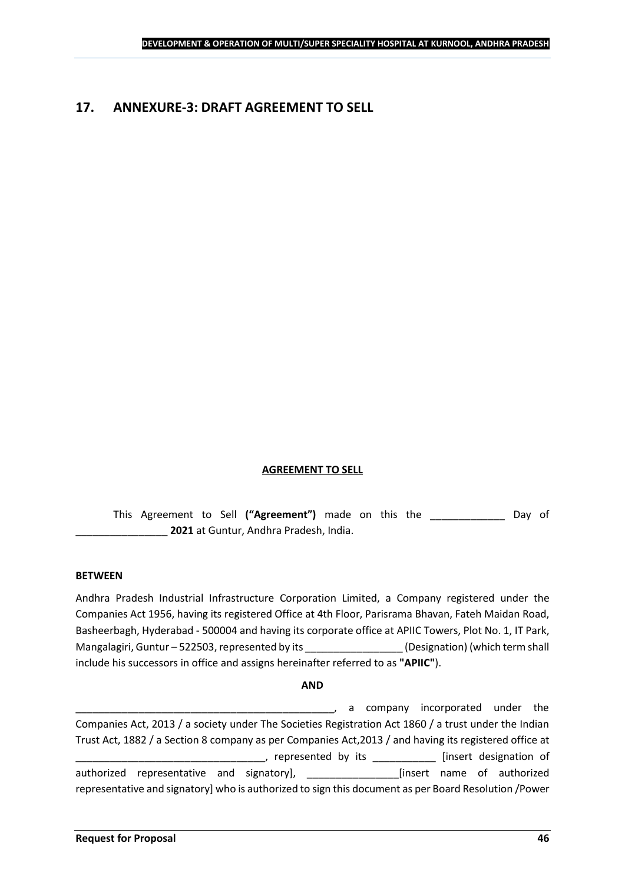## 17. ANNEXURE-3: DRAFT AGREEMENT TO SELL

**AGREEMENT TO SELL**

This Agreement to Sell **("Agreement")** made on this the _____________ Day of ________________ **2021** at Guntur, Andhra Pradesh, India.

**BETWEEN**

Andhra Pradesh Industrial Infrastructure Corporation Limited, a Company registered under the Companies Act 1956, having its registered Office at 4th Floor, Parisrama Bhavan, Fateh Maidan Road, Basheerbagh, Hyderabad - 500004 and having its corporate office at APIIC Towers, Plot No. 1, IT Park, Mangalagiri, Guntur – 522503, represented by its _________________ (Designation) (which term shall include his successors in office and assigns hereinafter referred to as **"APIIC"**).

**AND**

_______________________________________________, a company incorporated under the Companies Act, 2013 / a society under The Societies Registration Act 1860 / a trust under the Indian Trust Act, 1882 / a Section 8 company as per Companies Act,2013 / and having its registered office at __________________________________, represented by its ___________ [insert designation of authorized representative and signatory], ________________[insert name of authorized representative and signatory] who is authorized to sign this document as per Board Resolution /Power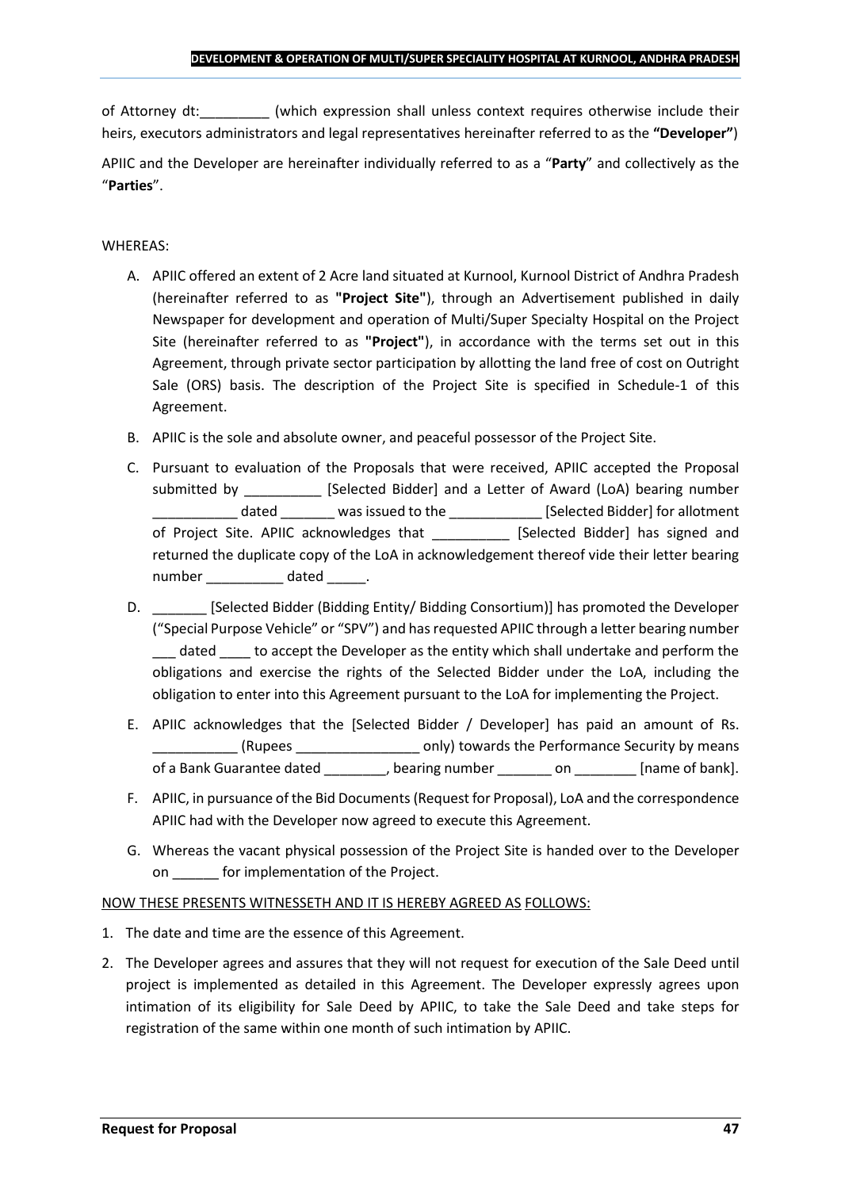of Attorney dt:_________ (which expression shall unless context requires otherwise include their heirs, executors administrators and legal representatives hereinafter referred to as the **"Developer"**)

APIIC and the Developer are hereinafter individually referred to as a "**Party**" and collectively as the "**Parties**".

WHEREAS:

A. APIIC offered an extent of 2 Acre land situated at Kurnool, Kurnool District of Andhra Pradesh (hereinafter referred to as **"Project Site"**), through an Advertisement published in daily Newspaper for development and operation of Multi/Super Specialty Hospital on the Project Site (hereinafter referred to as **"Project"**), in accordance with the terms set out in this Agreement, through private sector participation by allotting the land free of cost on Outright Sale (ORS) basis. The description of the Project Site is specified in Schedule-1 of this Agreement.

B. APIIC is the sole and absolute owner, and peaceful possessor of the Project Site.

C. Pursuant to evaluation of the Proposals that were received, APIIC accepted the Proposal submitted by __________ [Selected Bidder] and a Letter of Award (LoA) bearing number ___________ dated _______ was issued to the ____________ [Selected Bidder] for allotment of Project Site. APIIC acknowledges that __________ [Selected Bidder] has signed and returned the duplicate copy of the LoA in acknowledgement thereof vide their letter bearing number __________ dated _____.

D. _______ [Selected Bidder (Bidding Entity/ Bidding Consortium)] has promoted the Developer ("Special Purpose Vehicle" or "SPV") and has requested APIIC through a letter bearing number ___ dated ____ to accept the Developer as the entity which shall undertake and perform the obligations and exercise the rights of the Selected Bidder under the LoA, including the obligation to enter into this Agreement pursuant to the LoA for implementing the Project.

E. APIIC acknowledges that the [Selected Bidder / Developer] has paid an amount of Rs. ___________ (Rupees ________________ only) towards the Performance Security by means of a Bank Guarantee dated ________, bearing number _______ on ________ [name of bank].

F. APIIC, in pursuance of the Bid Documents (Request for Proposal), LoA and the correspondence APIIC had with the Developer now agreed to execute this Agreement.

G. Whereas the vacant physical possession of the Project Site is handed over to the Developer on ______ for implementation of the Project.

NOW THESE PRESENTS WITNESSETH AND IT IS HEREBY AGREED AS FOLLOWS:

1. The date and time are the essence of this Agreement.

2. The Developer agrees and assures that they will not request for execution of the Sale Deed until project is implemented as detailed in this Agreement. The Developer expressly agrees upon intimation of its eligibility for Sale Deed by APIIC, to take the Sale Deed and take steps for registration of the same within one month of such intimation by APIIC.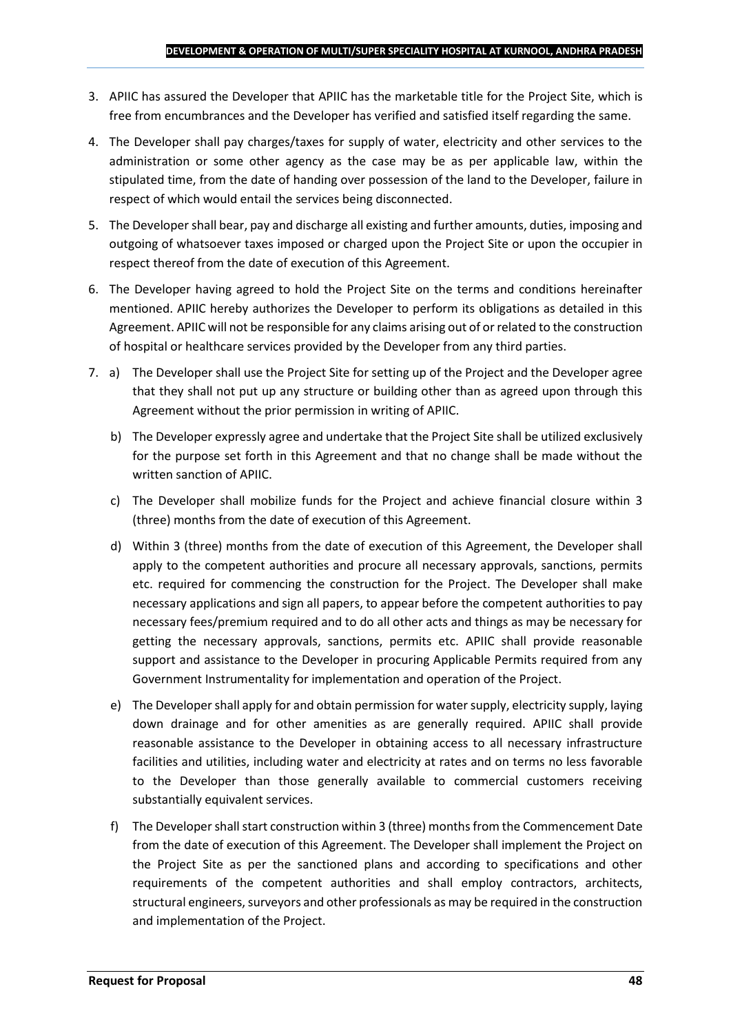3. APIIC has assured the Developer that APIIC has the marketable title for the Project Site, which is free from encumbrances and the Developer has verified and satisfied itself regarding the same.

4. The Developer shall pay charges/taxes for supply of water, electricity and other services to the administration or some other agency as the case may be as per applicable law, within the stipulated time, from the date of handing over possession of the land to the Developer, failure in respect of which would entail the services being disconnected.

5. The Developer shall bear, pay and discharge all existing and further amounts, duties, imposing and outgoing of whatsoever taxes imposed or charged upon the Project Site or upon the occupier in respect thereof from the date of execution of this Agreement.

6. The Developer having agreed to hold the Project Site on the terms and conditions hereinafter mentioned. APIIC hereby authorizes the Developer to perform its obligations as detailed in this Agreement. APIIC will not be responsible for any claims arising out of or related to the construction of hospital or healthcare services provided by the Developer from any third parties.

7. a) The Developer shall use the Project Site for setting up of the Project and the Developer agree that they shall not put up any structure or building other than as agreed upon through this Agreement without the prior permission in writing of APIIC.

   b) The Developer expressly agree and undertake that the Project Site shall be utilized exclusively for the purpose set forth in this Agreement and that no change shall be made without the written sanction of APIIC.

   c) The Developer shall mobilize funds for the Project and achieve financial closure within 3 (three) months from the date of execution of this Agreement.

   d) Within 3 (three) months from the date of execution of this Agreement, the Developer shall apply to the competent authorities and procure all necessary approvals, sanctions, permits etc. required for commencing the construction for the Project. The Developer shall make necessary applications and sign all papers, to appear before the competent authorities to pay necessary fees/premium required and to do all other acts and things as may be necessary for getting the necessary approvals, sanctions, permits etc. APIIC shall provide reasonable support and assistance to the Developer in procuring Applicable Permits required from any Government Instrumentality for implementation and operation of the Project.

   e) The Developer shall apply for and obtain permission for water supply, electricity supply, laying down drainage and for other amenities as are generally required. APIIC shall provide reasonable assistance to the Developer in obtaining access to all necessary infrastructure facilities and utilities, including water and electricity at rates and on terms no less favorable to the Developer than those generally available to commercial customers receiving substantially equivalent services.

   f) The Developer shall start construction within 3 (three) months from the Commencement Date from the date of execution of this Agreement. The Developer shall implement the Project on the Project Site as per the sanctioned plans and according to specifications and other requirements of the competent authorities and shall employ contractors, architects, structural engineers, surveyors and other professionals as may be required in the construction and implementation of the Project.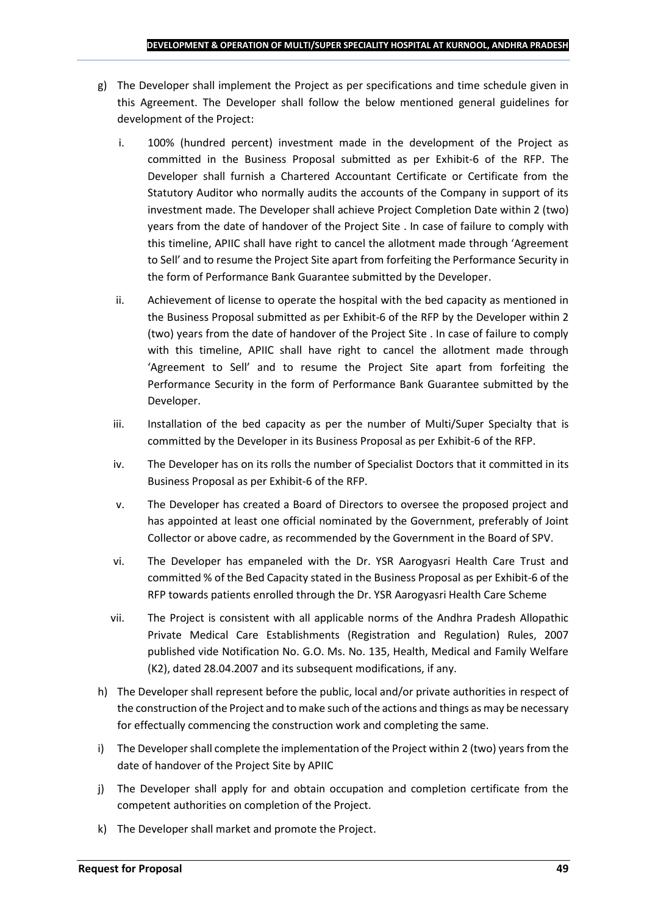g) The Developer shall implement the Project as per specifications and time schedule given in this Agreement. The Developer shall follow the below mentioned general guidelines for development of the Project:

   i. 100% (hundred percent) investment made in the development of the Project as committed in the Business Proposal submitted as per Exhibit-6 of the RFP. The Developer shall furnish a Chartered Accountant Certificate or Certificate from the Statutory Auditor who normally audits the accounts of the Company in support of its investment made. The Developer shall achieve Project Completion Date within 2 (two) years from the date of handover of the Project Site . In case of failure to comply with this timeline, APIIC shall have right to cancel the allotment made through 'Agreement to Sell' and to resume the Project Site apart from forfeiting the Performance Security in the form of Performance Bank Guarantee submitted by the Developer.

   ii. Achievement of license to operate the hospital with the bed capacity as mentioned in the Business Proposal submitted as per Exhibit-6 of the RFP by the Developer within 2 (two) years from the date of handover of the Project Site . In case of failure to comply with this timeline, APIIC shall have right to cancel the allotment made through 'Agreement to Sell' and to resume the Project Site apart from forfeiting the Performance Security in the form of Performance Bank Guarantee submitted by the Developer.

   iii. Installation of the bed capacity as per the number of Multi/Super Specialty that is committed by the Developer in its Business Proposal as per Exhibit-6 of the RFP.

   iv. The Developer has on its rolls the number of Specialist Doctors that it committed in its Business Proposal as per Exhibit-6 of the RFP.

   v. The Developer has created a Board of Directors to oversee the proposed project and has appointed at least one official nominated by the Government, preferably of Joint Collector or above cadre, as recommended by the Government in the Board of SPV.

   vi. The Developer has empaneled with the Dr. YSR Aarogyasri Health Care Trust and committed % of the Bed Capacity stated in the Business Proposal as per Exhibit-6 of the RFP towards patients enrolled through the Dr. YSR Aarogyasri Health Care Scheme

   vii. The Project is consistent with all applicable norms of the Andhra Pradesh Allopathic Private Medical Care Establishments (Registration and Regulation) Rules, 2007 published vide Notification No. G.O. Ms. No. 135, Health, Medical and Family Welfare (K2), dated 28.04.2007 and its subsequent modifications, if any.

h) The Developer shall represent before the public, local and/or private authorities in respect of the construction of the Project and to make such of the actions and things as may be necessary for effectually commencing the construction work and completing the same.

i) The Developer shall complete the implementation of the Project within 2 (two) years from the date of handover of the Project Site by APIIC

j) The Developer shall apply for and obtain occupation and completion certificate from the competent authorities on completion of the Project.

k) The Developer shall market and promote the Project.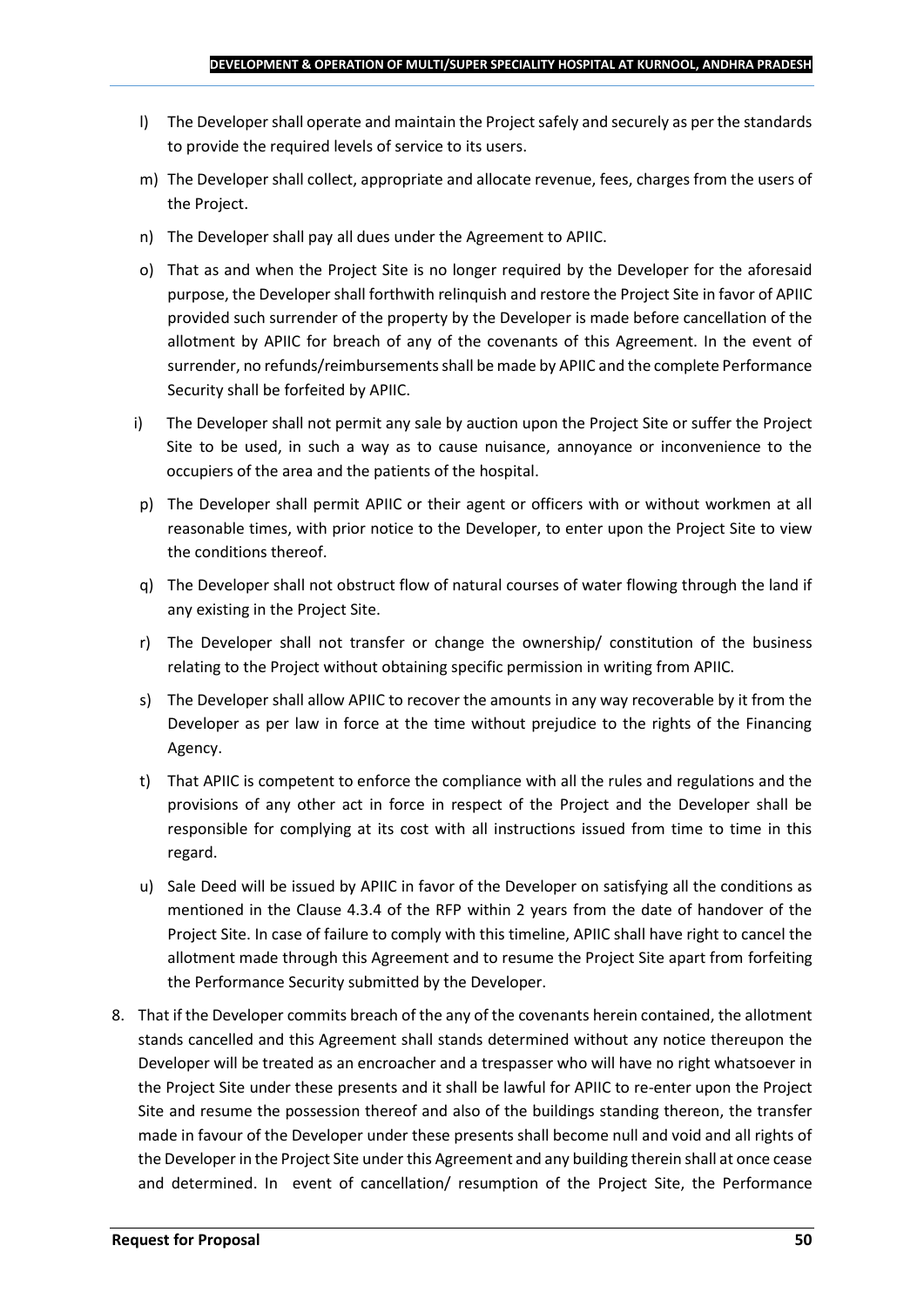l) The Developer shall operate and maintain the Project safely and securely as per the standards to provide the required levels of service to its users.

m) The Developer shall collect, appropriate and allocate revenue, fees, charges from the users of the Project.

n) The Developer shall pay all dues under the Agreement to APIIC.

o) That as and when the Project Site is no longer required by the Developer for the aforesaid purpose, the Developer shall forthwith relinquish and restore the Project Site in favor of APIIC provided such surrender of the property by the Developer is made before cancellation of the allotment by APIIC for breach of any of the covenants of this Agreement. In the event of surrender, no refunds/reimbursements shall be made by APIIC and the complete Performance Security shall be forfeited by APIIC.

i) The Developer shall not permit any sale by auction upon the Project Site or suffer the Project Site to be used, in such a way as to cause nuisance, annoyance or inconvenience to the occupiers of the area and the patients of the hospital.

p) The Developer shall permit APIIC or their agent or officers with or without workmen at all reasonable times, with prior notice to the Developer, to enter upon the Project Site to view the conditions thereof.

q) The Developer shall not obstruct flow of natural courses of water flowing through the land if any existing in the Project Site.

r) The Developer shall not transfer or change the ownership/ constitution of the business relating to the Project without obtaining specific permission in writing from APIIC.

s) The Developer shall allow APIIC to recover the amounts in any way recoverable by it from the Developer as per law in force at the time without prejudice to the rights of the Financing Agency.

t) That APIIC is competent to enforce the compliance with all the rules and regulations and the provisions of any other act in force in respect of the Project and the Developer shall be responsible for complying at its cost with all instructions issued from time to time in this regard.

u) Sale Deed will be issued by APIIC in favor of the Developer on satisfying all the conditions as mentioned in the Clause 4.3.4 of the RFP within 2 years from the date of handover of the Project Site. In case of failure to comply with this timeline, APIIC shall have right to cancel the allotment made through this Agreement and to resume the Project Site apart from forfeiting the Performance Security submitted by the Developer.

8. That if the Developer commits breach of the any of the covenants herein contained, the allotment stands cancelled and this Agreement shall stands determined without any notice thereupon the Developer will be treated as an encroacher and a trespasser who will have no right whatsoever in the Project Site under these presents and it shall be lawful for APIIC to re-enter upon the Project Site and resume the possession thereof and also of the buildings standing thereon, the transfer made in favour of the Developer under these presents shall become null and void and all rights of the Developer in the Project Site under this Agreement and any building therein shall at once cease and determined. In event of cancellation/ resumption of the Project Site, the Performance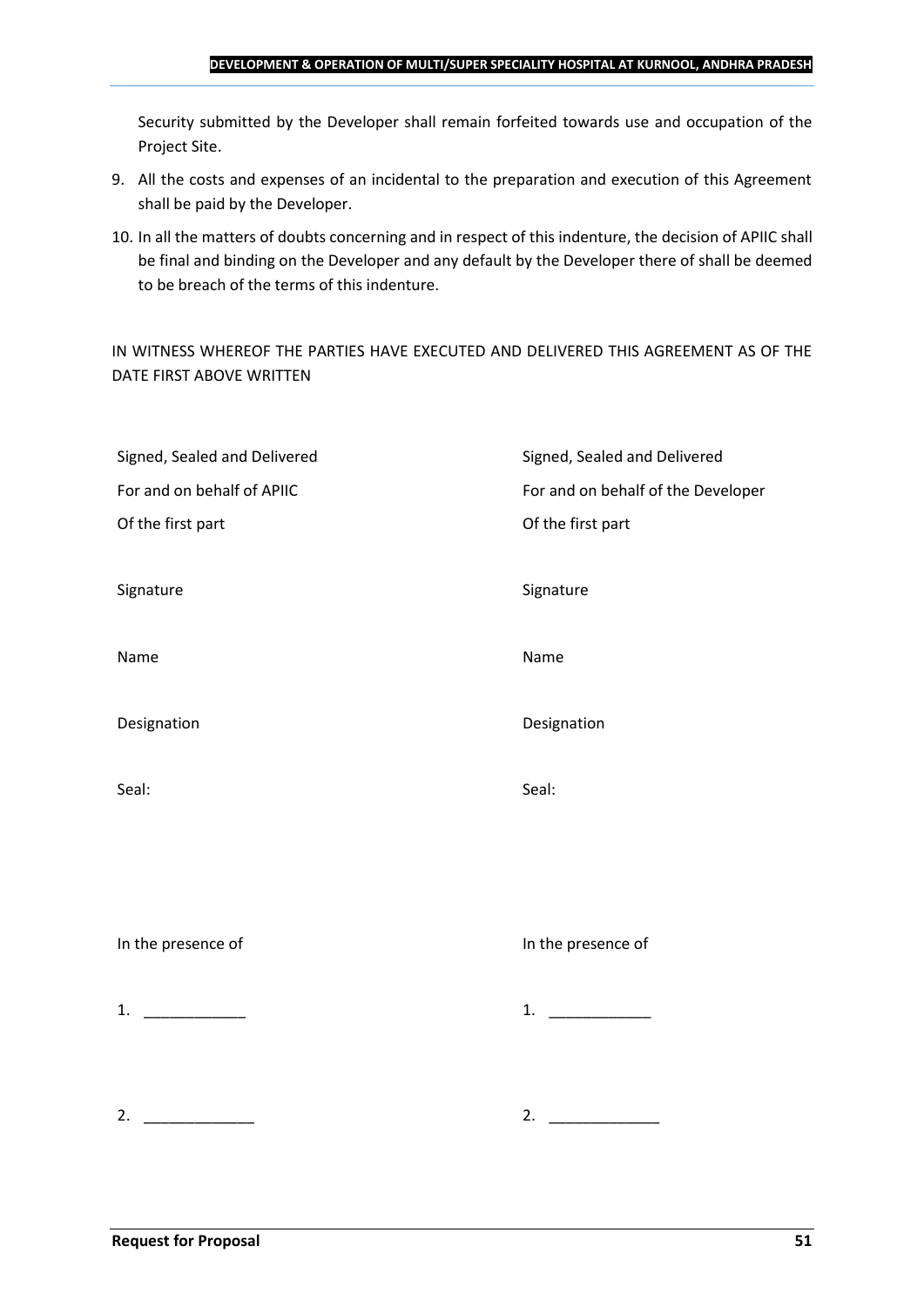Security submitted by the Developer shall remain forfeited towards use and occupation of the Project Site.

9. All the costs and expenses of an incidental to the preparation and execution of this Agreement shall be paid by the Developer.
10. In all the matters of doubts concerning and in respect of this indenture, the decision of APIIC shall be final and binding on the Developer and any default by the Developer there of shall be deemed to be breach of the terms of this indenture.

IN WITNESS WHEREOF THE PARTIES HAVE EXECUTED AND DELIVERED THIS AGREEMENT AS OF THE DATE FIRST ABOVE WRITTEN

| | |
|---|---|
| Signed, Sealed and Delivered | Signed, Sealed and Delivered |
| For and on behalf of APIIC | For and on behalf of the Developer |
| Of the first part | Of the first part |
| Signature | Signature |
| Name | Name |
| Designation | Designation |
| Seal: | Seal: |
| In the presence of | In the presence of |
| 1. ____________ | 1. ____________ |
| 2. _____________ | 2. _____________ |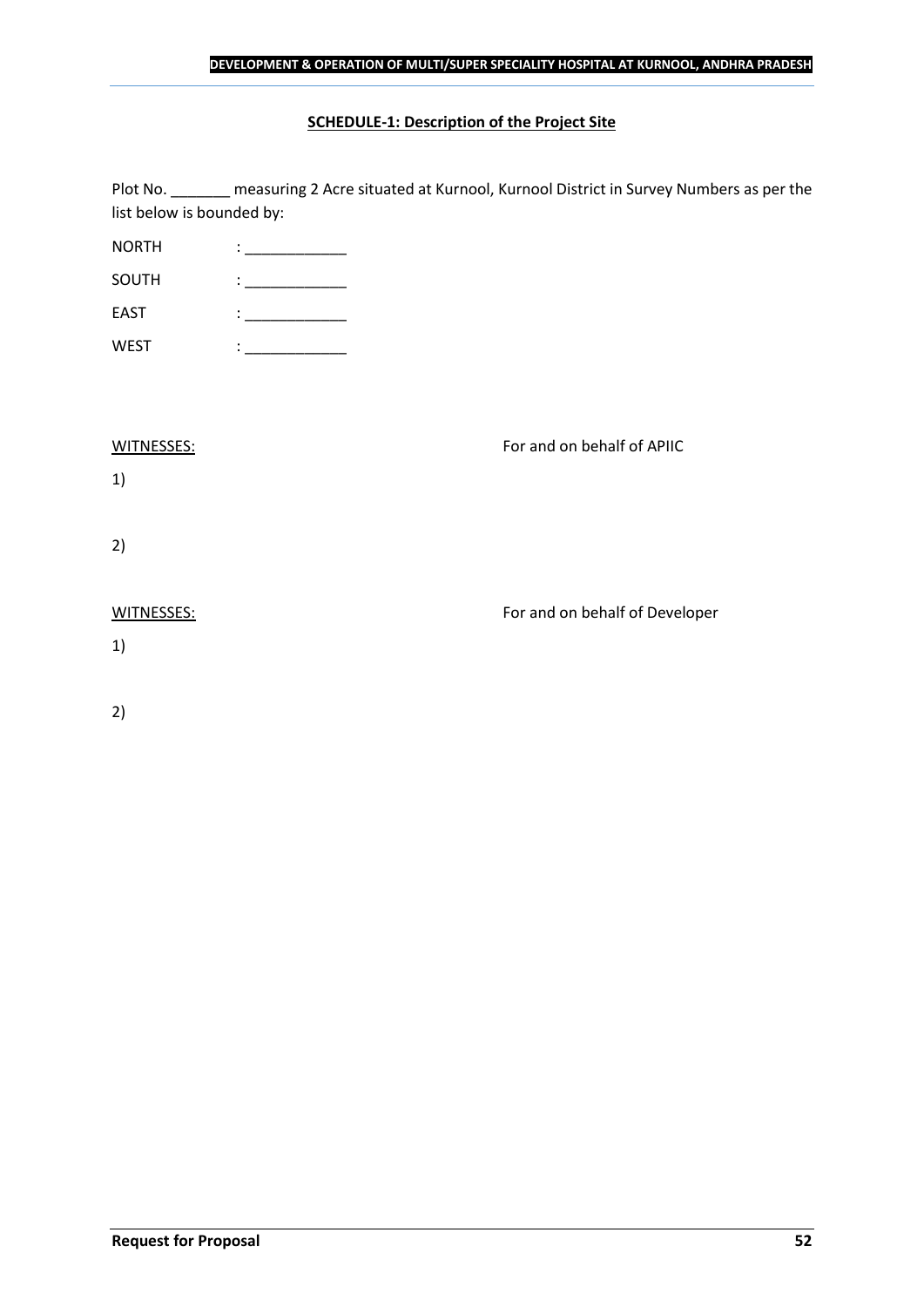**SCHEDULE-1: Description of the Project Site**

Plot No. _______ measuring 2 Acre situated at Kurnool, Kurnool District in Survey Numbers as per the list below is bounded by:

NORTH : ____________

SOUTH : ____________

EAST : ____________

WEST : ____________

WITNESSES: For and on behalf of APIIC

1)

2)

WITNESSES: For and on behalf of Developer

1)

2)